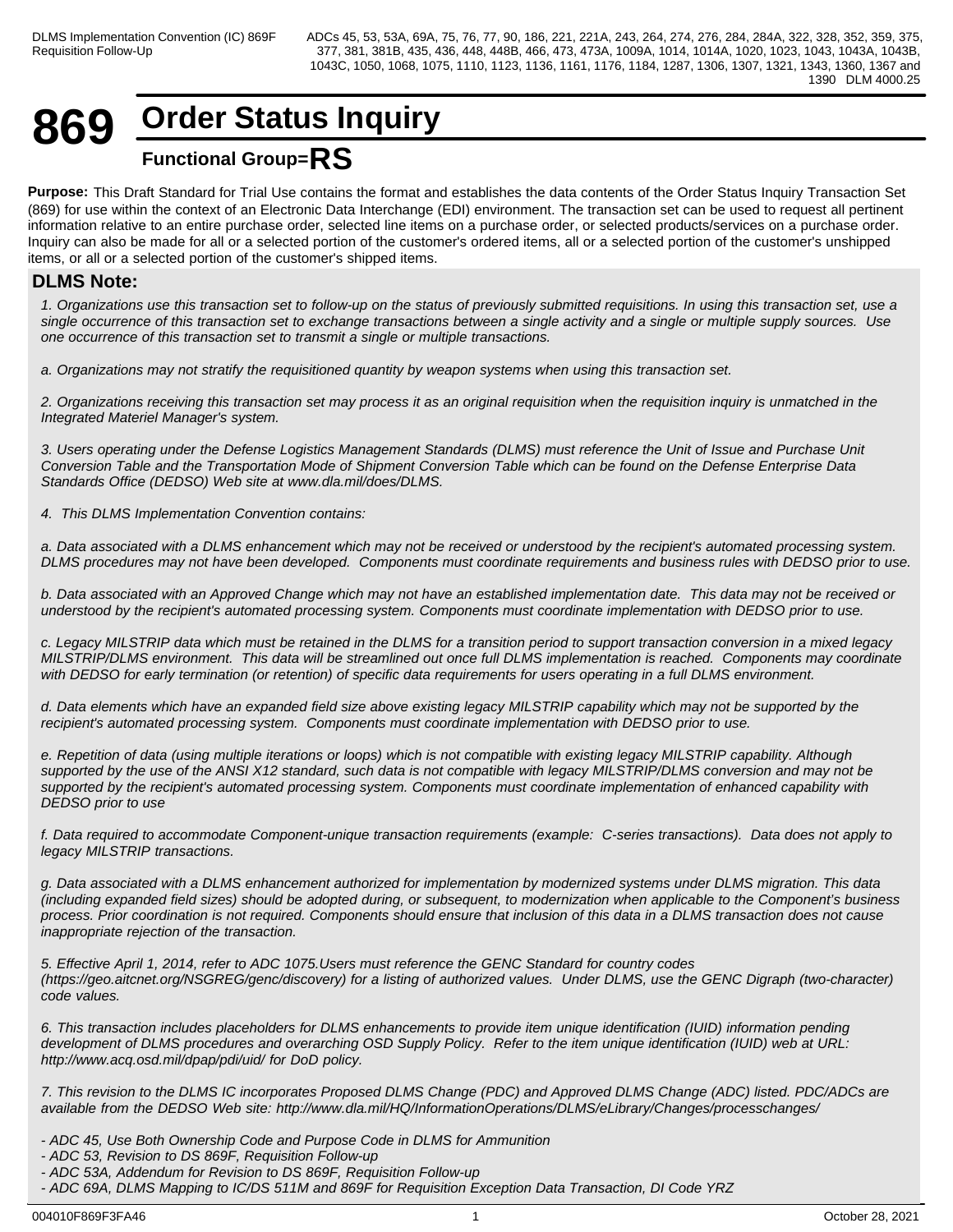# 869 Order Status Inquiry

## Functional Group=RS

**Purpose:** This Draft Standard for Trial Use contains the format and establishes the data contents of the Order Status Inquiry Transaction Set (869) for use within the context of an Electronic Data Interchange (EDI) environment. The transaction set can be used to request all pertinent information relative to an entire purchase order, selected line items on a purchase order, or selected products/services on a purchase order. Inquiry can also be made for all or a selected portion of the customer's ordered items, all or a selected portion of the customer's unshipped items, or all or a selected portion of the customer's shipped items.

### DLMS Note:

*1. Organizations use this transaction set to follow-up on the status of previously submitted requisitions. In using this transaction set, use a single occurrence of this transaction set to exchange transactions between a single activity and a single or multiple supply sources. Use one occurrence of this transaction set to transmit a single or multiple transactions.*

*a. Organizations may not stratify the requisitioned quantity by weapon systems when using this transaction set.*

*2. Organizations receiving this transaction set may process it as an original requisition when the requisition inquiry is unmatched in the Integrated Materiel Manager's system.*

*3. Users operating under the Defense Logistics Management Standards (DLMS) must reference the Unit of Issue and Purchase Unit Conversion Table and the Transportation Mode of Shipment Conversion Table which can be found on the Defense Enterprise Data Standards Office (DEDSO) Web site at www.dla.mil/does/DLMS.*

*4. This DLMS Implementation Convention contains:*

*a. Data associated with a DLMS enhancement which may not be received or understood by the recipient's automated processing system. DLMS procedures may not have been developed. Components must coordinate requirements and business rules with DEDSO prior to use.*

*b. Data associated with an Approved Change which may not have an established implementation date. This data may not be received or understood by the recipient's automated processing system. Components must coordinate implementation with DEDSO prior to use.*

*c. Legacy MILSTRIP data which must be retained in the DLMS for a transition period to support transaction conversion in a mixed legacy MILSTRIP/DLMS environment. This data will be streamlined out once full DLMS implementation is reached. Components may coordinate with DEDSO for early termination (or retention) of specific data requirements for users operating in a full DLMS environment.*

*d. Data elements which have an expanded field size above existing legacy MILSTRIP capability which may not be supported by the recipient's automated processing system. Components must coordinate implementation with DEDSO prior to use.*

*e. Repetition of data (using multiple iterations or loops) which is not compatible with existing legacy MILSTRIP capability. Although supported by the use of the ANSI X12 standard, such data is not compatible with legacy MILSTRIP/DLMS conversion and may not be supported by the recipient's automated processing system. Components must coordinate implementation of enhanced capability with DEDSO prior to use*

*f. Data required to accommodate Component-unique transaction requirements (example: C-series transactions). Data does not apply to legacy MILSTRIP transactions.*

*g. Data associated with a DLMS enhancement authorized for implementation by modernized systems under DLMS migration. This data (including expanded field sizes) should be adopted during, or subsequent, to modernization when applicable to the Component's business process. Prior coordination is not required. Components should ensure that inclusion of this data in a DLMS transaction does not cause inappropriate rejection of the transaction.*

*5. Effective April 1, 2014, refer to ADC 1075.Users must reference the GENC Standard for country codes (https://geo.aitcnet.org/NSGREG/genc/discovery) for a listing of authorized values. Under DLMS, use the GENC Digraph (two-character) code values.*

*6. This transaction includes placeholders for DLMS enhancements to provide item unique identification (IUID) information pending development of DLMS procedures and overarching OSD Supply Policy. Refer to the item unique identification (IUID) web at URL: http://www.acq.osd.mil/dpap/pdi/uid/ for DoD policy.*

*7. This revision to the DLMS IC incorporates Proposed DLMS Change (PDC) and Approved DLMS Change (ADC) listed. PDC/ADCs are available from the DEDSO Web site: http://www.dla.mil/HQ/InformationOperations/DLMS/eLibrary/Changes/processchanges/*

*- ADC 45, Use Both Ownership Code and Purpose Code in DLMS for Ammunition*
*- ADC 53, Revision to DS 869F, Requisition Follow-up*
*- ADC 53A, Addendum for Revision to DS 869F, Requisition Follow-up*
*- ADC 69A, DLMS Mapping to IC/DS 511M and 869F for Requisition Exception Data Transaction, DI Code YRZ*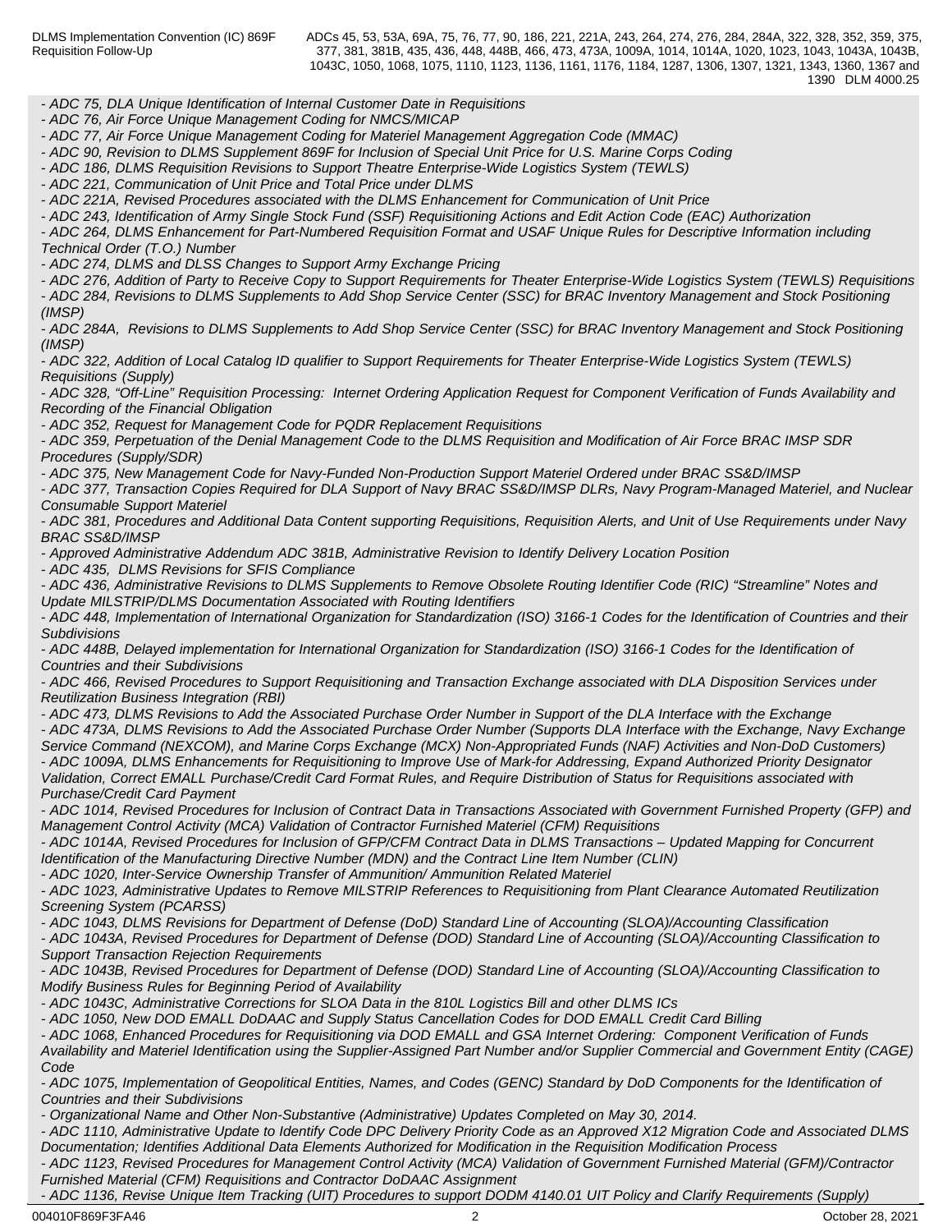*- ADC 75, DLA Unique Identification of Internal Customer Date in Requisitions*
*- ADC 76, Air Force Unique Management Coding for NMCS/MICAP*
*- ADC 77, Air Force Unique Management Coding for Materiel Management Aggregation Code (MMAC)*
*- ADC 90, Revision to DLMS Supplement 869F for Inclusion of Special Unit Price for U.S. Marine Corps Coding*
*- ADC 186, DLMS Requisition Revisions to Support Theatre Enterprise-Wide Logistics System (TEWLS)*
*- ADC 221, Communication of Unit Price and Total Price under DLMS*
*- ADC 221A, Revised Procedures associated with the DLMS Enhancement for Communication of Unit Price*
*- ADC 243, Identification of Army Single Stock Fund (SSF) Requisitioning Actions and Edit Action Code (EAC) Authorization*
*- ADC 264, DLMS Enhancement for Part-Numbered Requisition Format and USAF Unique Rules for Descriptive Information including Technical Order (T.O.) Number*
*- ADC 274, DLMS and DLSS Changes to Support Army Exchange Pricing*
*- ADC 276, Addition of Party to Receive Copy to Support Requirements for Theater Enterprise-Wide Logistics System (TEWLS) Requisitions*
*- ADC 284, Revisions to DLMS Supplements to Add Shop Service Center (SSC) for BRAC Inventory Management and Stock Positioning (IMSP)*
*- ADC 284A, Revisions to DLMS Supplements to Add Shop Service Center (SSC) for BRAC Inventory Management and Stock Positioning (IMSP)*
*- ADC 322, Addition of Local Catalog ID qualifier to Support Requirements for Theater Enterprise-Wide Logistics System (TEWLS) Requisitions (Supply)*
*- ADC 328, "Off-Line" Requisition Processing: Internet Ordering Application Request for Component Verification of Funds Availability and Recording of the Financial Obligation*
*- ADC 352, Request for Management Code for PQDR Replacement Requisitions*
*- ADC 359, Perpetuation of the Denial Management Code to the DLMS Requisition and Modification of Air Force BRAC IMSP SDR Procedures (Supply/SDR)*
*- ADC 375, New Management Code for Navy-Funded Non-Production Support Materiel Ordered under BRAC SS&D/IMSP*
*- ADC 377, Transaction Copies Required for DLA Support of Navy BRAC SS&D/IMSP DLRs, Navy Program-Managed Materiel, and Nuclear Consumable Support Materiel*
*- ADC 381, Procedures and Additional Data Content supporting Requisitions, Requisition Alerts, and Unit of Use Requirements under Navy BRAC SS&D/IMSP*
*- Approved Administrative Addendum ADC 381B, Administrative Revision to Identify Delivery Location Position*
*- ADC 435, DLMS Revisions for SFIS Compliance*
*- ADC 436, Administrative Revisions to DLMS Supplements to Remove Obsolete Routing Identifier Code (RIC) "Streamline" Notes and Update MILSTRIP/DLMS Documentation Associated with Routing Identifiers*
*- ADC 448, Implementation of International Organization for Standardization (ISO) 3166-1 Codes for the Identification of Countries and their Subdivisions*
*- ADC 448B, Delayed implementation for International Organization for Standardization (ISO) 3166-1 Codes for the Identification of Countries and their Subdivisions*
*- ADC 466, Revised Procedures to Support Requisitioning and Transaction Exchange associated with DLA Disposition Services under Reutilization Business Integration (RBI)*
*- ADC 473, DLMS Revisions to Add the Associated Purchase Order Number in Support of the DLA Interface with the Exchange*
*- ADC 473A, DLMS Revisions to Add the Associated Purchase Order Number (Supports DLA Interface with the Exchange, Navy Exchange Service Command (NEXCOM), and Marine Corps Exchange (MCX) Non-Appropriated Funds (NAF) Activities and Non-DoD Customers)*
*- ADC 1009A, DLMS Enhancements for Requisitioning to Improve Use of Mark-for Addressing, Expand Authorized Priority Designator Validation, Correct EMALL Purchase/Credit Card Format Rules, and Require Distribution of Status for Requisitions associated with Purchase/Credit Card Payment*
*- ADC 1014, Revised Procedures for Inclusion of Contract Data in Transactions Associated with Government Furnished Property (GFP) and Management Control Activity (MCA) Validation of Contractor Furnished Materiel (CFM) Requisitions*
*- ADC 1014A, Revised Procedures for Inclusion of GFP/CFM Contract Data in DLMS Transactions – Updated Mapping for Concurrent Identification of the Manufacturing Directive Number (MDN) and the Contract Line Item Number (CLIN)*
*- ADC 1020, Inter-Service Ownership Transfer of Ammunition/ Ammunition Related Materiel*
*- ADC 1023, Administrative Updates to Remove MILSTRIP References to Requisitioning from Plant Clearance Automated Reutilization Screening System (PCARSS)*
*- ADC 1043, DLMS Revisions for Department of Defense (DoD) Standard Line of Accounting (SLOA)/Accounting Classification*
*- ADC 1043A, Revised Procedures for Department of Defense (DOD) Standard Line of Accounting (SLOA)/Accounting Classification to Support Transaction Rejection Requirements*
*- ADC 1043B, Revised Procedures for Department of Defense (DOD) Standard Line of Accounting (SLOA)/Accounting Classification to Modify Business Rules for Beginning Period of Availability*
*- ADC 1043C, Administrative Corrections for SLOA Data in the 810L Logistics Bill and other DLMS ICs*
*- ADC 1050, New DOD EMALL DoDAAC and Supply Status Cancellation Codes for DOD EMALL Credit Card Billing*
*- ADC 1068, Enhanced Procedures for Requisitioning via DOD EMALL and GSA Internet Ordering: Component Verification of Funds Availability and Materiel Identification using the Supplier-Assigned Part Number and/or Supplier Commercial and Government Entity (CAGE) Code*
*- ADC 1075, Implementation of Geopolitical Entities, Names, and Codes (GENC) Standard by DoD Components for the Identification of Countries and their Subdivisions*
*- Organizational Name and Other Non-Substantive (Administrative) Updates Completed on May 30, 2014.*
*- ADC 1110, Administrative Update to Identify Code DPC Delivery Priority Code as an Approved X12 Migration Code and Associated DLMS Documentation; Identifies Additional Data Elements Authorized for Modification in the Requisition Modification Process*
*- ADC 1123, Revised Procedures for Management Control Activity (MCA) Validation of Government Furnished Material (GFM)/Contractor Furnished Material (CFM) Requisitions and Contractor DoDAAC Assignment*
*- ADC 1136, Revise Unique Item Tracking (UIT) Procedures to support DODM 4140.01 UIT Policy and Clarify Requirements (Supply)*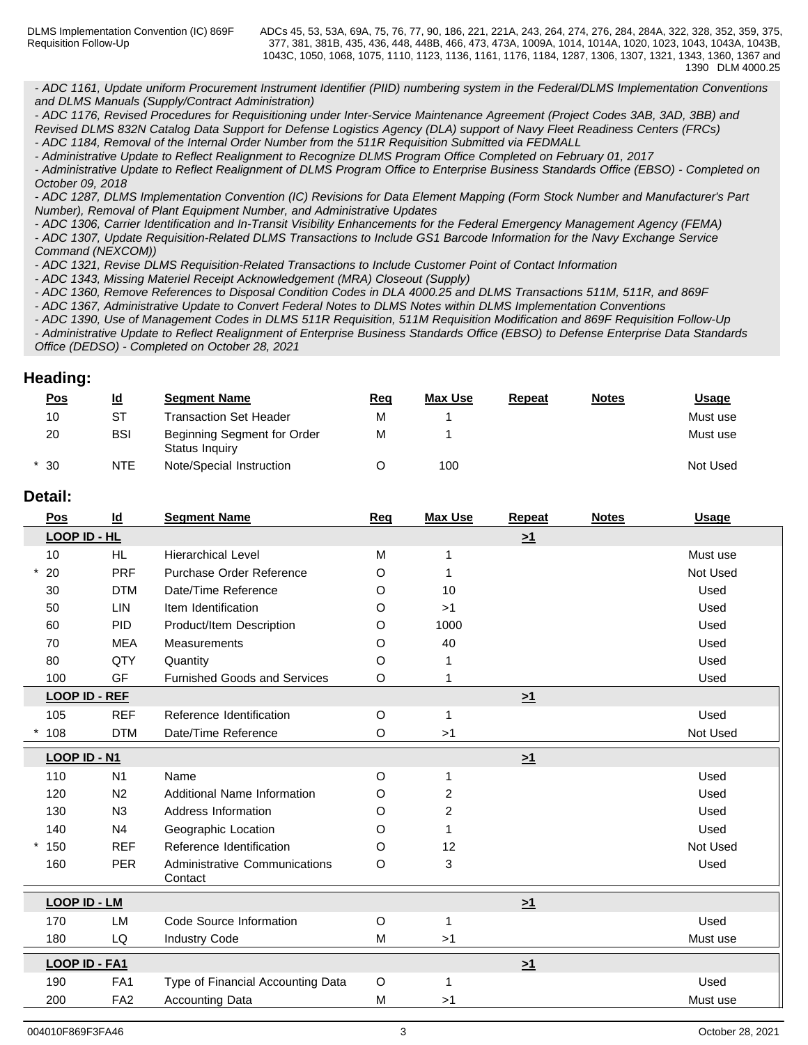*- ADC 1161, Update uniform Procurement Instrument Identifier (PIID) numbering system in the Federal/DLMS Implementation Conventions and DLMS Manuals (Supply/Contract Administration)*
*- ADC 1176, Revised Procedures for Requisitioning under Inter-Service Maintenance Agreement (Project Codes 3AB, 3AD, 3BB) and Revised DLMS 832N Catalog Data Support for Defense Logistics Agency (DLA) support of Navy Fleet Readiness Centers (FRCs)*
*- ADC 1184, Removal of the Internal Order Number from the 511R Requisition Submitted via FEDMALL*
*- Administrative Update to Reflect Realignment to Recognize DLMS Program Office Completed on February 01, 2017*
*- Administrative Update to Reflect Realignment of DLMS Program Office to Enterprise Business Standards Office (EBSO) - Completed on October 09, 2018*
*- ADC 1287, DLMS Implementation Convention (IC) Revisions for Data Element Mapping (Form Stock Number and Manufacturer's Part Number), Removal of Plant Equipment Number, and Administrative Updates*
*- ADC 1306, Carrier Identification and In-Transit Visibility Enhancements for the Federal Emergency Management Agency (FEMA)*
*- ADC 1307, Update Requisition-Related DLMS Transactions to Include GS1 Barcode Information for the Navy Exchange Service Command (NEXCOM))*
*- ADC 1321, Revise DLMS Requisition-Related Transactions to Include Customer Point of Contact Information*
*- ADC 1343, Missing Materiel Receipt Acknowledgement (MRA) Closeout (Supply)*
*- ADC 1360, Remove References to Disposal Condition Codes in DLA 4000.25 and DLMS Transactions 511M, 511R, and 869F*
*- ADC 1367, Administrative Update to Convert Federal Notes to DLMS Notes within DLMS Implementation Conventions*
*- ADC 1390, Use of Management Codes in DLMS 511R Requisition, 511M Requisition Modification and 869F Requisition Follow-Up*
*- Administrative Update to Reflect Realignment of Enterprise Business Standards Office (EBSO) to Defense Enterprise Data Standards Office (DEDSO) - Completed on October 28, 2021*

## Heading:

| Pos | Id | Segment Name | Req | Max Use | Repeat | Notes | Usage |
|---|---|---|---|---|---|---|---|
| 10 | ST | Transaction Set Header | M | 1 | | | Must use |
| 20 | BSI | Beginning Segment for Order Status Inquiry | M | 1 | | | Must use |
| * 30 | NTE | Note/Special Instruction | O | 100 | | | Not Used |

## Detail:

| Pos | Id | Segment Name | Req | Max Use | Repeat | Notes | Usage |
|---|---|---|---|---|---|---|---|
| LOOP ID - HL | | | | | >1 | | |
| 10 | HL | Hierarchical Level | M | 1 | | | Must use |
| * 20 | PRF | Purchase Order Reference | O | 1 | | | Not Used |
| 30 | DTM | Date/Time Reference | O | 10 | | | Used |
| 50 | LIN | Item Identification | O | >1 | | | Used |
| 60 | PID | Product/Item Description | O | 1000 | | | Used |
| 70 | MEA | Measurements | O | 40 | | | Used |
| 80 | QTY | Quantity | O | 1 | | | Used |
| 100 | GF | Furnished Goods and Services | O | 1 | | | Used |
| LOOP ID - REF | | | | | >1 | | |
| 105 | REF | Reference Identification | O | 1 | | | Used |
| * 108 | DTM | Date/Time Reference | O | >1 | | | Not Used |
| LOOP ID - N1 | | | | | >1 | | |
| 110 | N1 | Name | O | 1 | | | Used |
| 120 | N2 | Additional Name Information | O | 2 | | | Used |
| 130 | N3 | Address Information | O | 2 | | | Used |
| 140 | N4 | Geographic Location | O | 1 | | | Used |
| * 150 | REF | Reference Identification | O | 12 | | | Not Used |
| 160 | PER | Administrative Communications Contact | O | 3 | | | Used |
| LOOP ID - LM | | | | | >1 | | |
| 170 | LM | Code Source Information | O | 1 | | | Used |
| 180 | LQ | Industry Code | M | >1 | | | Must use |
| LOOP ID - FA1 | | | | | >1 | | |
| 190 | FA1 | Type of Financial Accounting Data | O | 1 | | | Used |
| 200 | FA2 | Accounting Data | M | >1 | | | Must use |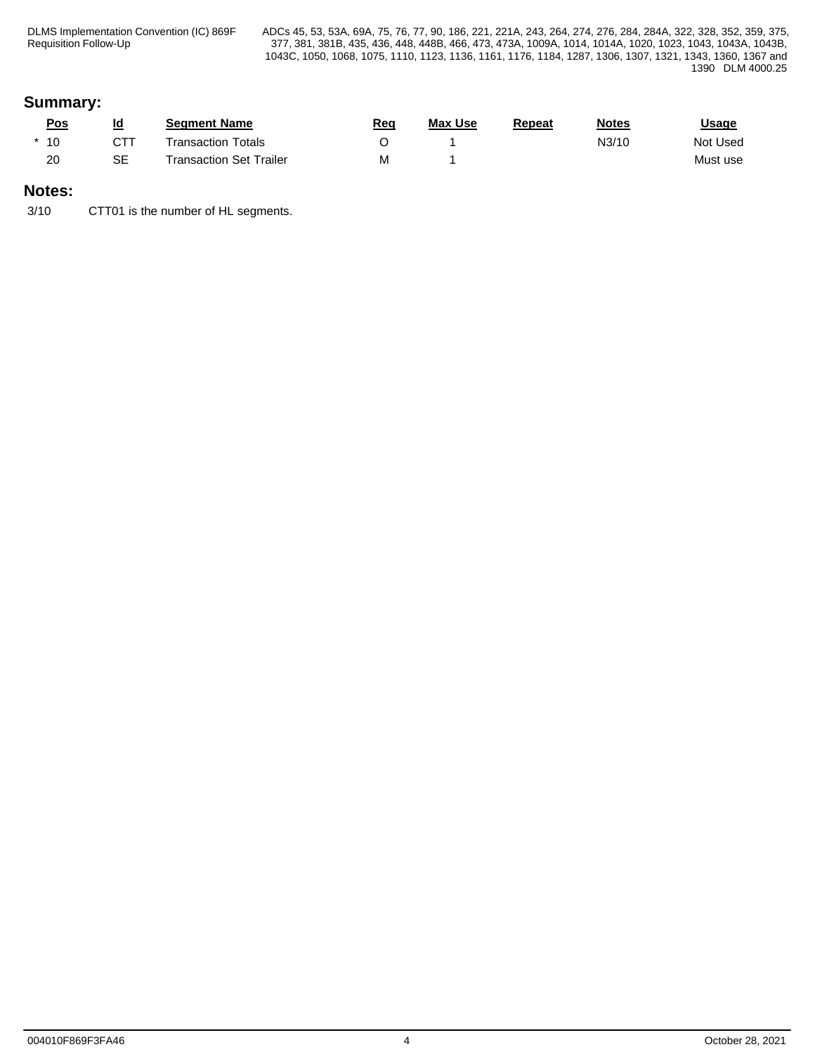## Summary:

| Pos | Id | Segment Name | Req | Max Use | Repeat | Notes | Usage |
|---|---|---|---|---|---|---|---|
| * 10 | CTT | Transaction Totals | O | 1 | | N3/10 | Not Used |
| 20 | SE | Transaction Set Trailer | M | 1 | | | Must use |

## Notes:

3/10 CTT01 is the number of HL segments.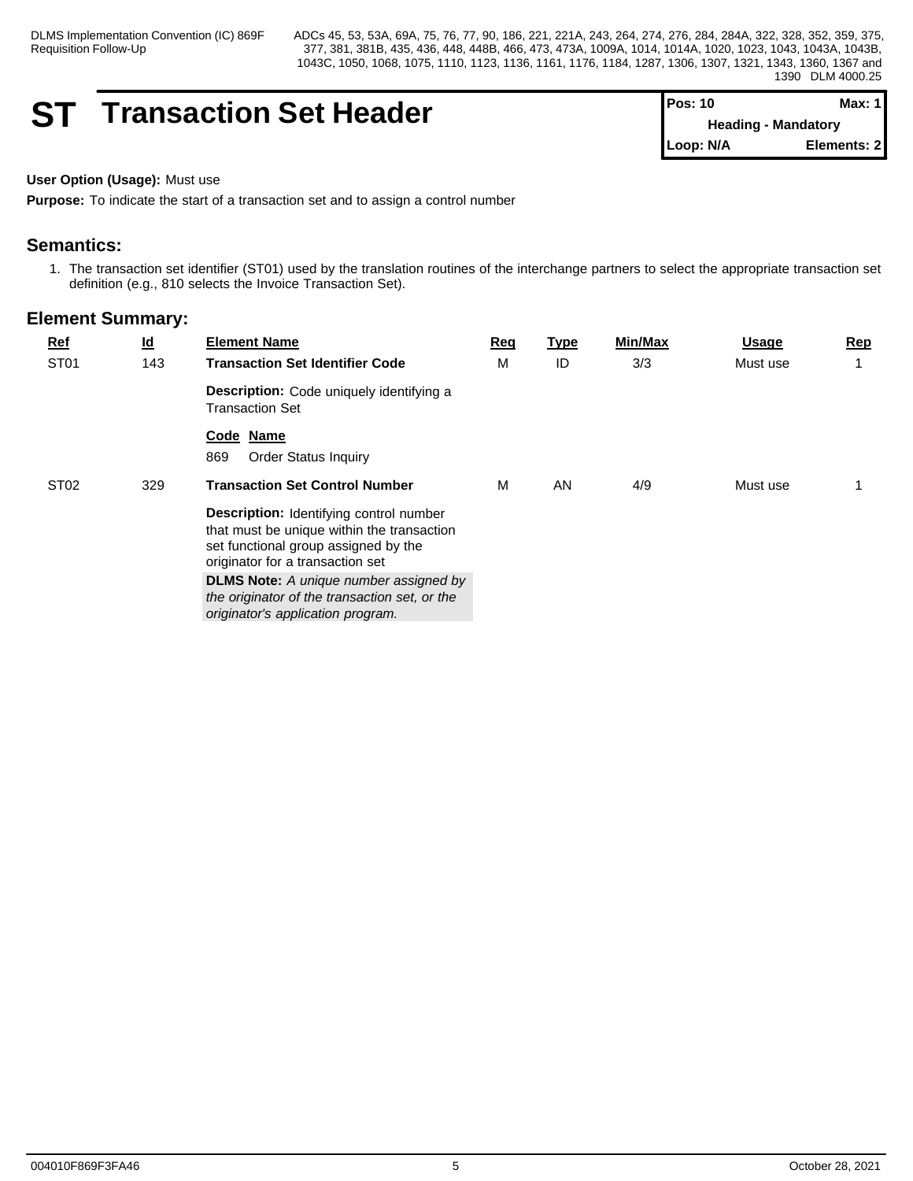# ST Transaction Set Header

| Pos: 10 | Max: 1 |
|---|---|
| Heading - Mandatory | |
| Loop: N/A | Elements: 2 |

**User Option (Usage):** Must use

**Purpose:** To indicate the start of a transaction set and to assign a control number

## Semantics:

1. The transaction set identifier (ST01) used by the translation routines of the interchange partners to select the appropriate transaction set definition (e.g., 810 selects the Invoice Transaction Set).

## Element Summary:

| Ref | Id | Element Name | Req | Type | Min/Max | Usage | Rep |
|---|---|---|---|---|---|---|---|
| ST01 | 143 | **Transaction Set Identifier Code**<br>**Description:** Code uniquely identifying a Transaction Set<br>**Code Name**<br>869 Order Status Inquiry | M | ID | 3/3 | Must use | 1 |
| ST02 | 329 | **Transaction Set Control Number**<br>**Description:** Identifying control number that must be unique within the transaction set functional group assigned by the originator for a transaction set<br>**DLMS Note:** *A unique number assigned by the originator of the transaction set, or the originator's application program.* | M | AN | 4/9 | Must use | 1 |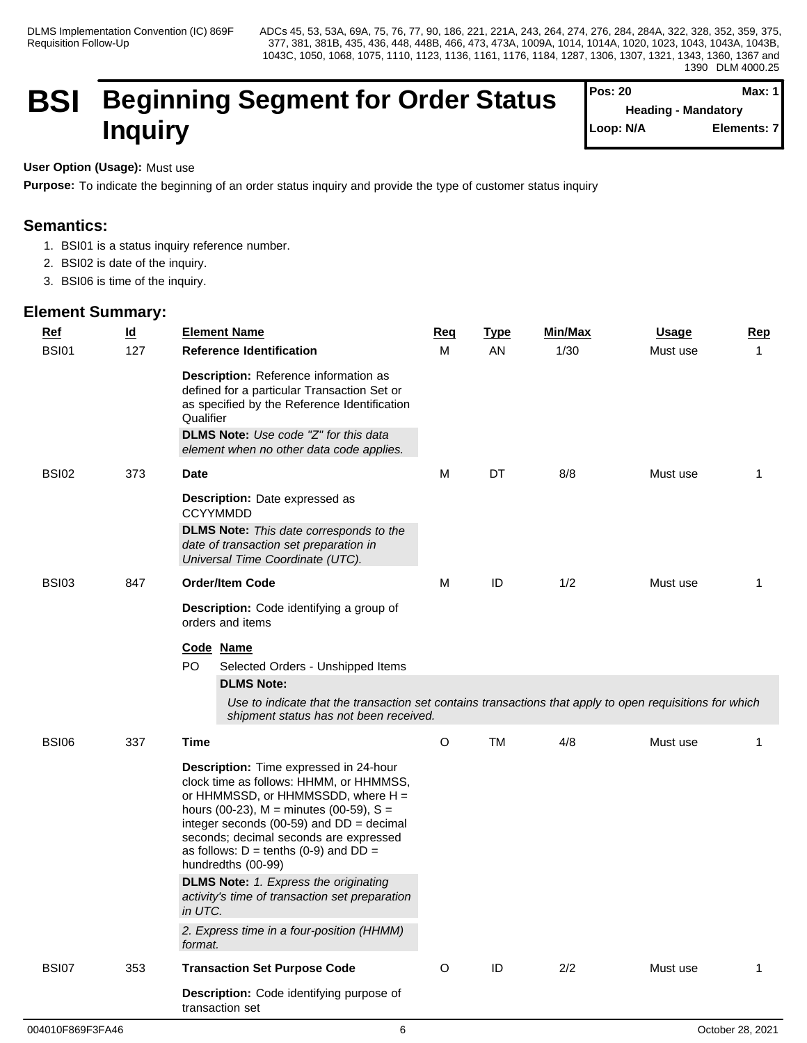# BSI Beginning Segment for Order Status Inquiry

**Pos: 20** | **Max: 1**
**Heading - Mandatory**
**Loop: N/A** | **Elements: 7**

**User Option (Usage):** Must use

**Purpose:** To indicate the beginning of an order status inquiry and provide the type of customer status inquiry

## Semantics:

1. BSI01 is a status inquiry reference number.
2. BSI02 is date of the inquiry.
3. BSI06 is time of the inquiry.

## Element Summary:

| Ref | Id | Element Name | Req | Type | Min/Max | Usage | Rep |
|---|---|---|---|---|---|---|---|
| BSI01 | 127 | **Reference Identification**<br>**Description:** Reference information as defined for a particular Transaction Set or as specified by the Reference Identification Qualifier<br>**DLMS Note:** *Use code "Z" for this data element when no other data code applies.* | M | AN | 1/30 | Must use | 1 |
| BSI02 | 373 | **Date**<br>**Description:** Date expressed as CCYYMMDD<br>**DLMS Note:** *This date corresponds to the date of transaction set preparation in Universal Time Coordinate (UTC).* | M | DT | 8/8 | Must use | 1 |
| BSI03 | 847 | **Order/Item Code**<br>**Description:** Code identifying a group of orders and items<br>**Code Name**<br>PO Selected Orders - Unshipped Items<br>**DLMS Note:**<br>*Use to indicate that the transaction set contains transactions that apply to open requisitions for which shipment status has not been received.* | M | ID | 1/2 | Must use | 1 |
| BSI06 | 337 | **Time**<br>**Description:** Time expressed in 24-hour clock time as follows: HHMM, or HHMMSS, or HHMMSSD, or HHMMSSDD, where H = hours (00-23), M = minutes (00-59), S = integer seconds (00-59) and DD = decimal seconds; decimal seconds are expressed as follows: D = tenths (0-9) and DD = hundredths (00-99)<br>**DLMS Note:** *1. Express the originating activity's time of transaction set preparation in UTC.*<br>*2. Express time in a four-position (HHMM) format.* | O | TM | 4/8 | Must use | 1 |
| BSI07 | 353 | **Transaction Set Purpose Code**<br>**Description:** Code identifying purpose of transaction set | O | ID | 2/2 | Must use | 1 |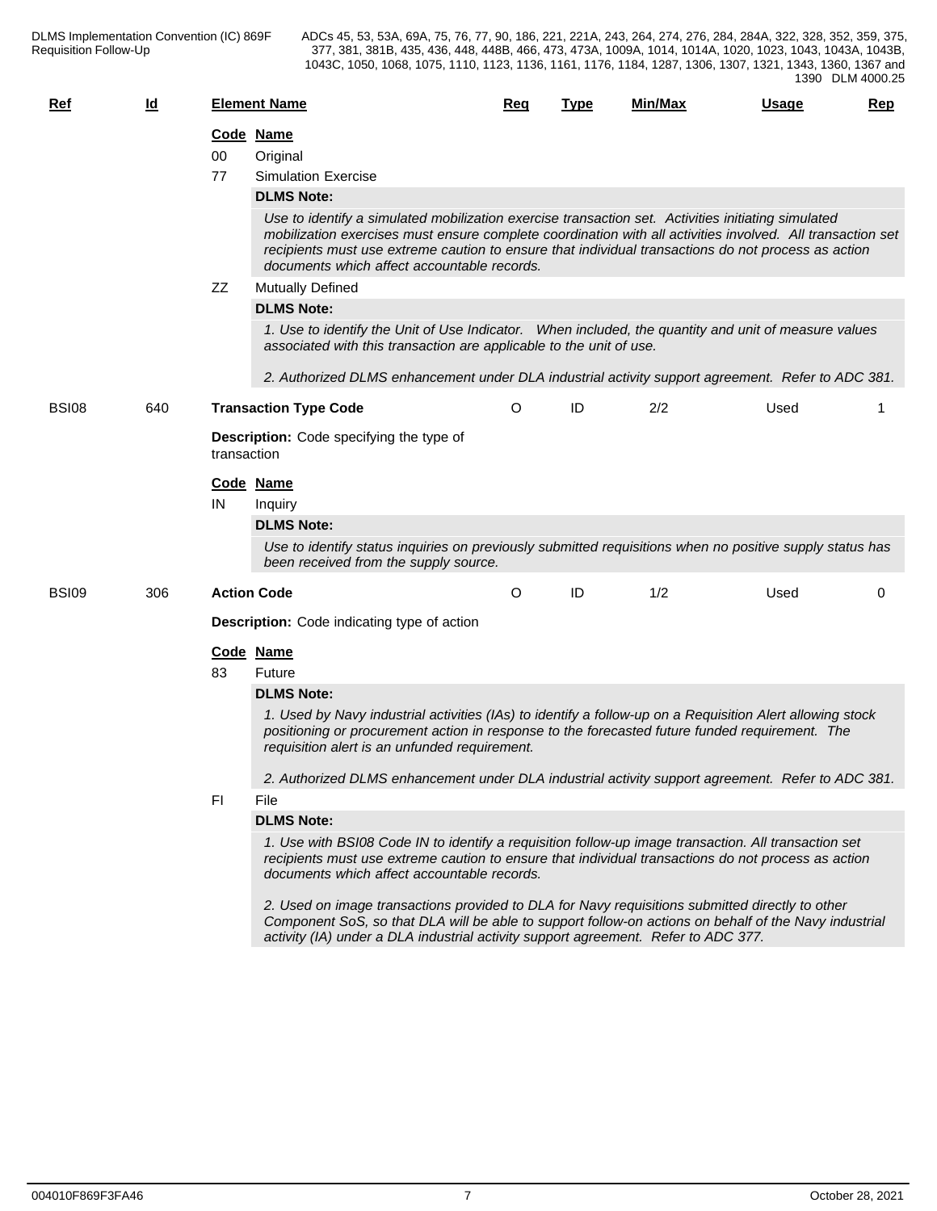| Ref | Id | Element Name | Req | Type | Min/Max | Usage | Rep |
|---|---|---|---|---|---|---|---|

**Code Name**

00 Original

77 Simulation Exercise

**DLMS Note:**

*Use to identify a simulated mobilization exercise transaction set. Activities initiating simulated mobilization exercises must ensure complete coordination with all activities involved. All transaction set recipients must use extreme caution to ensure that individual transactions do not process as action documents which affect accountable records.*

ZZ Mutually Defined

**DLMS Note:**

*1. Use to identify the Unit of Use Indicator. When included, the quantity and unit of measure values associated with this transaction are applicable to the unit of use.*

*2. Authorized DLMS enhancement under DLA industrial activity support agreement. Refer to ADC 381.*

| Ref | Id | Element Name | Req | Type | Min/Max | Usage | Rep |
|---|---|---|---|---|---|---|---|
| BSI08 | 640 | **Transaction Type Code** | O | ID | 2/2 | Used | 1 |

**Description:** Code specifying the type of transaction

**Code Name**

IN Inquiry

**DLMS Note:**

*Use to identify status inquiries on previously submitted requisitions when no positive supply status has been received from the supply source.*

| Ref | Id | Element Name | Req | Type | Min/Max | Usage | Rep |
|---|---|---|---|---|---|---|---|
| BSI09 | 306 | **Action Code** | O | ID | 1/2 | Used | 0 |

**Description:** Code indicating type of action

**Code Name**

83 Future

**DLMS Note:**

*1. Used by Navy industrial activities (IAs) to identify a follow-up on a Requisition Alert allowing stock positioning or procurement action in response to the forecasted future funded requirement. The requisition alert is an unfunded requirement.*

*2. Authorized DLMS enhancement under DLA industrial activity support agreement. Refer to ADC 381.*

FI File

**DLMS Note:**

*1. Use with BSI08 Code IN to identify a requisition follow-up image transaction. All transaction set recipients must use extreme caution to ensure that individual transactions do not process as action documents which affect accountable records.*

*2. Used on image transactions provided to DLA for Navy requisitions submitted directly to other Component SoS, so that DLA will be able to support follow-on actions on behalf of the Navy industrial activity (IA) under a DLA industrial activity support agreement. Refer to ADC 377.*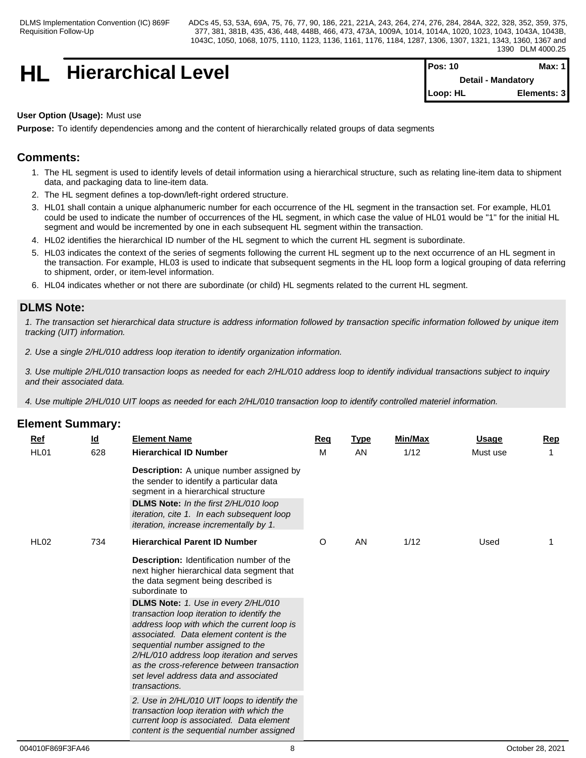# HL Hierarchical Level

| Pos: 10 | Max: 1 |
|---|---|
| Detail - Mandatory | |
| Loop: HL | Elements: 3 |

**User Option (Usage):** Must use

**Purpose:** To identify dependencies among and the content of hierarchically related groups of data segments

## Comments:

1. The HL segment is used to identify levels of detail information using a hierarchical structure, such as relating line-item data to shipment data, and packaging data to line-item data.
2. The HL segment defines a top-down/left-right ordered structure.
3. HL01 shall contain a unique alphanumeric number for each occurrence of the HL segment in the transaction set. For example, HL01 could be used to indicate the number of occurrences of the HL segment, in which case the value of HL01 would be "1" for the initial HL segment and would be incremented by one in each subsequent HL segment within the transaction.
4. HL02 identifies the hierarchical ID number of the HL segment to which the current HL segment is subordinate.
5. HL03 indicates the context of the series of segments following the current HL segment up to the next occurrence of an HL segment in the transaction. For example, HL03 is used to indicate that subsequent segments in the HL loop form a logical grouping of data referring to shipment, order, or item-level information.
6. HL04 indicates whether or not there are subordinate (or child) HL segments related to the current HL segment.

## DLMS Note:

*1. The transaction set hierarchical data structure is address information followed by transaction specific information followed by unique item tracking (UIT) information.*

*2. Use a single 2/HL/010 address loop iteration to identify organization information.*

*3. Use multiple 2/HL/010 transaction loops as needed for each 2/HL/010 address loop to identify individual transactions subject to inquiry and their associated data.*

*4. Use multiple 2/HL/010 UIT loops as needed for each 2/HL/010 transaction loop to identify controlled materiel information.*

## Element Summary:

| Ref | Id | Element Name | Req | Type | Min/Max | Usage | Rep |
|---|---|---|---|---|---|---|---|
| HL01 | 628 | **Hierarchical ID Number**<br><br>**Description:** A unique number assigned by the sender to identify a particular data segment in a hierarchical structure<br><br>**DLMS Note:** *In the first 2/HL/010 loop iteration, cite 1. In each subsequent loop iteration, increase incrementally by 1.* | M | AN | 1/12 | Must use | 1 |
| HL02 | 734 | **Hierarchical Parent ID Number**<br><br>**Description:** Identification number of the next higher hierarchical data segment that the data segment being described is subordinate to<br><br>**DLMS Note:** *1. Use in every 2/HL/010 transaction loop iteration to identify the address loop with which the current loop is associated. Data element content is the sequential number assigned to the 2/HL/010 address loop iteration and serves as the cross-reference between transaction set level address data and associated transactions.*<br><br>*2. Use in 2/HL/010 UIT loops to identify the transaction loop iteration with which the current loop is associated. Data element content is the sequential number assigned* | O | AN | 1/12 | Used | 1 |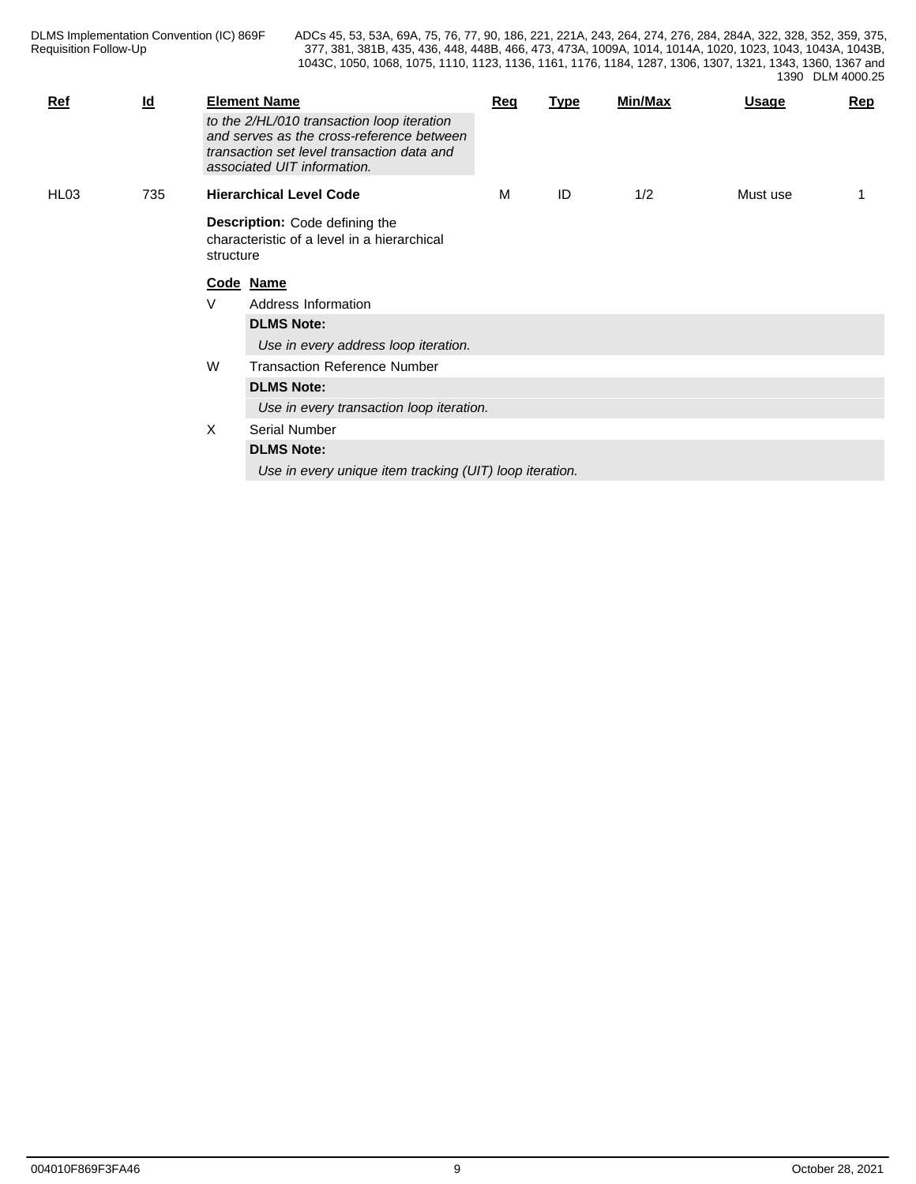| Ref | Id | Element Name | Req | Type | Min/Max | Usage | Rep |
|---|---|---|---|---|---|---|---|
| | | *to the 2/HL/010 transaction loop iteration and serves as the cross-reference between transaction set level transaction data and associated UIT information.* | | | | | |
| HL03 | 735 | **Hierarchical Level Code** | M | ID | 1/2 | Must use | 1 |

**Description:** Code defining the characteristic of a level in a hierarchical structure

| Code | Name |
|---|---|
| V | Address Information<br>**DLMS Note:**<br>*Use in every address loop iteration.* |
| W | Transaction Reference Number<br>**DLMS Note:**<br>*Use in every transaction loop iteration.* |
| X | Serial Number<br>**DLMS Note:**<br>*Use in every unique item tracking (UIT) loop iteration.* |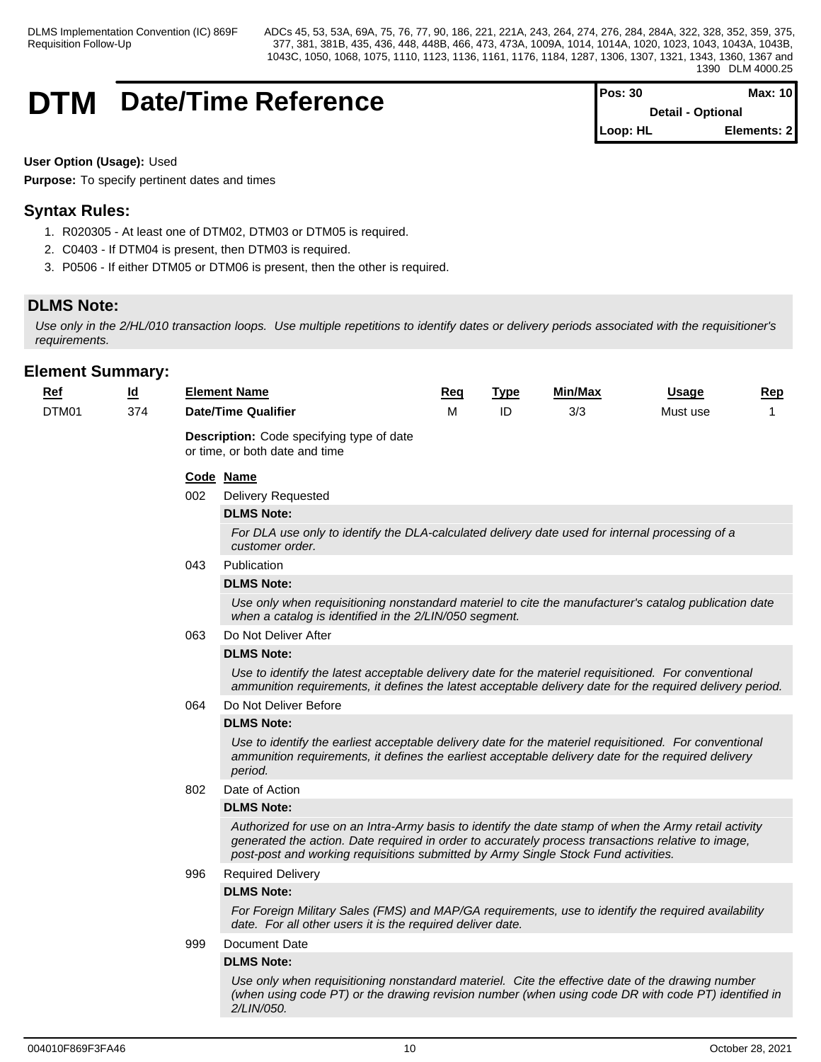# DTM Date/Time Reference

| Pos: 30 | Max: 10 |
|---|---|
| Detail - Optional | |
| Loop: HL | Elements: 2 |

**User Option (Usage):** Used

**Purpose:** To specify pertinent dates and times

## Syntax Rules:

1. R020305 - At least one of DTM02, DTM03 or DTM05 is required.
2. C0403 - If DTM04 is present, then DTM03 is required.
3. P0506 - If either DTM05 or DTM06 is present, then the other is required.

## DLMS Note:

*Use only in the 2/HL/010 transaction loops. Use multiple repetitions to identify dates or delivery periods associated with the requisitioner's requirements.*

## Element Summary:

| Ref | Id | Element Name | Req | Type | Min/Max | Usage | Rep |
|---|---|---|---|---|---|---|---|
| DTM01 | 374 | **Date/Time Qualifier** | M | ID | 3/3 | Must use | 1 |

**Description:** Code specifying type of date or time, or both date and time

**Code Name**

002 Delivery Requested

**DLMS Note:**

*For DLA use only to identify the DLA-calculated delivery date used for internal processing of a customer order.*

043 Publication

**DLMS Note:**

*Use only when requisitioning nonstandard materiel to cite the manufacturer's catalog publication date when a catalog is identified in the 2/LIN/050 segment.*

063 Do Not Deliver After

**DLMS Note:**

*Use to identify the latest acceptable delivery date for the materiel requisitioned. For conventional ammunition requirements, it defines the latest acceptable delivery date for the required delivery period.*

064 Do Not Deliver Before

**DLMS Note:**

*Use to identify the earliest acceptable delivery date for the materiel requisitioned. For conventional ammunition requirements, it defines the earliest acceptable delivery date for the required delivery period.*

802 Date of Action

**DLMS Note:**

*Authorized for use on an Intra-Army basis to identify the date stamp of when the Army retail activity generated the action. Date required in order to accurately process transactions relative to image, post-post and working requisitions submitted by Army Single Stock Fund activities.*

996 Required Delivery

**DLMS Note:**

*For Foreign Military Sales (FMS) and MAP/GA requirements, use to identify the required availability date. For all other users it is the required deliver date.*

999 Document Date

**DLMS Note:**

*Use only when requisitioning nonstandard materiel. Cite the effective date of the drawing number (when using code PT) or the drawing revision number (when using code DR with code PT) identified in 2/LIN/050.*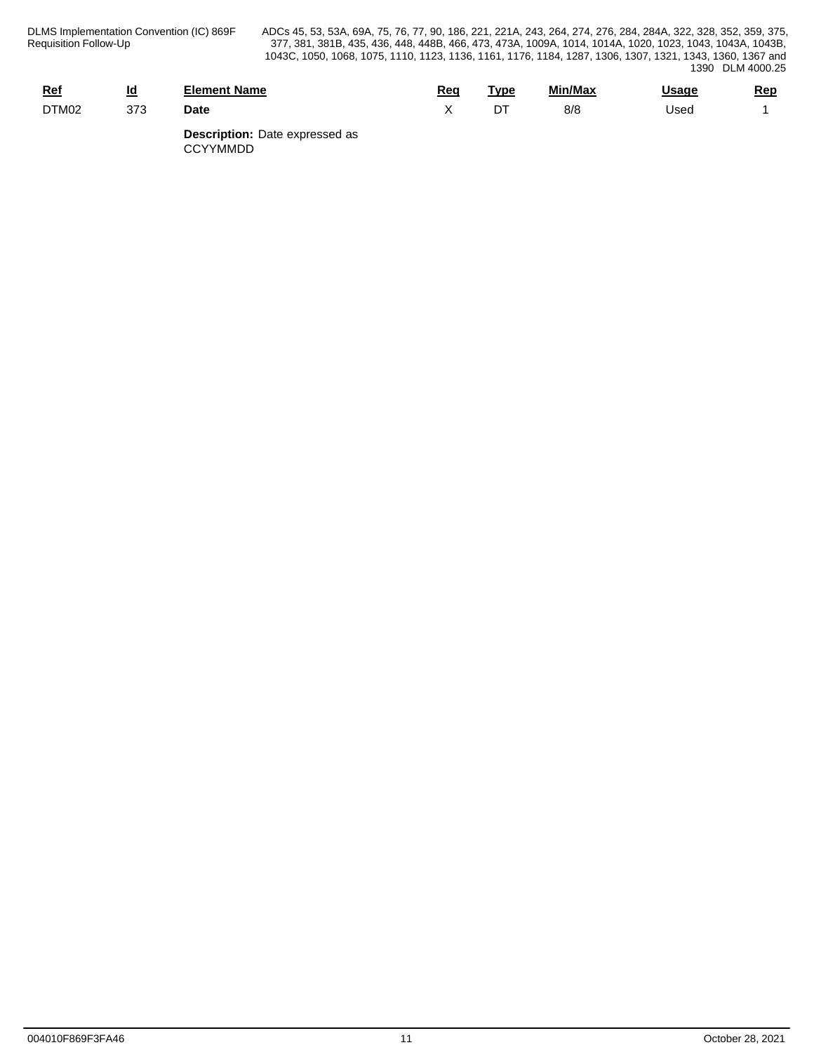| Ref | Id | Element Name | Req | Type | Min/Max | Usage | Rep |
|---|---|---|---|---|---|---|---|
| DTM02 | 373 | **Date** | X | DT | 8/8 | Used | 1 |

**Description:** Date expressed as CCYYMMDD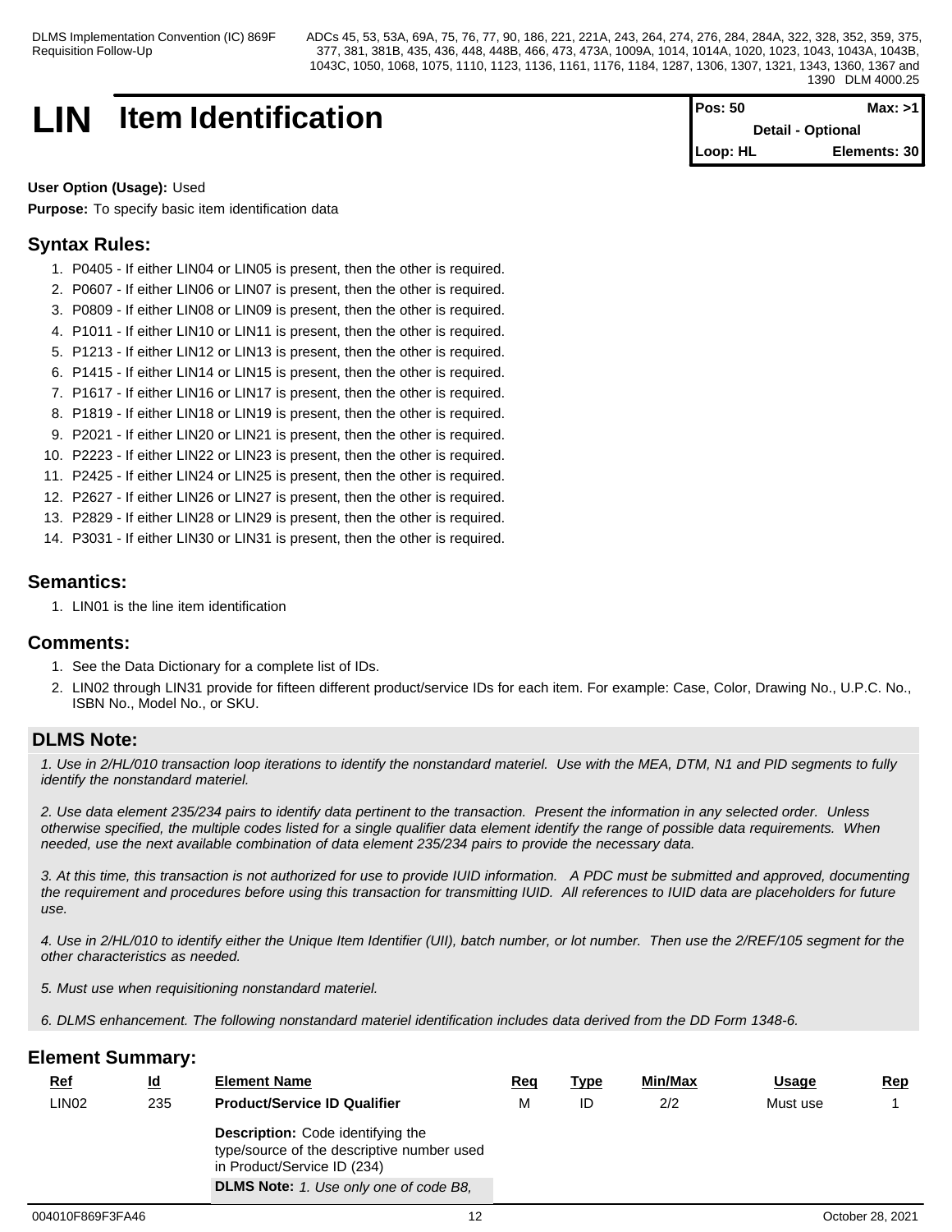# LIN Item Identification

| Pos: 50 | Max: >1 |
|---|---|
| Detail - Optional | |
| Loop: HL | Elements: 30 |

**User Option (Usage):** Used

**Purpose:** To specify basic item identification data

## Syntax Rules:

1. P0405 - If either LIN04 or LIN05 is present, then the other is required.
2. P0607 - If either LIN06 or LIN07 is present, then the other is required.
3. P0809 - If either LIN08 or LIN09 is present, then the other is required.
4. P1011 - If either LIN10 or LIN11 is present, then the other is required.
5. P1213 - If either LIN12 or LIN13 is present, then the other is required.
6. P1415 - If either LIN14 or LIN15 is present, then the other is required.
7. P1617 - If either LIN16 or LIN17 is present, then the other is required.
8. P1819 - If either LIN18 or LIN19 is present, then the other is required.
9. P2021 - If either LIN20 or LIN21 is present, then the other is required.
10. P2223 - If either LIN22 or LIN23 is present, then the other is required.
11. P2425 - If either LIN24 or LIN25 is present, then the other is required.
12. P2627 - If either LIN26 or LIN27 is present, then the other is required.
13. P2829 - If either LIN28 or LIN29 is present, then the other is required.
14. P3031 - If either LIN30 or LIN31 is present, then the other is required.

## Semantics:

1. LIN01 is the line item identification

## Comments:

1. See the Data Dictionary for a complete list of IDs.
2. LIN02 through LIN31 provide for fifteen different product/service IDs for each item. For example: Case, Color, Drawing No., U.P.C. No., ISBN No., Model No., or SKU.

## DLMS Note:

*1. Use in 2/HL/010 transaction loop iterations to identify the nonstandard materiel. Use with the MEA, DTM, N1 and PID segments to fully identify the nonstandard materiel.*

*2. Use data element 235/234 pairs to identify data pertinent to the transaction. Present the information in any selected order. Unless otherwise specified, the multiple codes listed for a single qualifier data element identify the range of possible data requirements. When needed, use the next available combination of data element 235/234 pairs to provide the necessary data.*

*3. At this time, this transaction is not authorized for use to provide IUID information. A PDC must be submitted and approved, documenting the requirement and procedures before using this transaction for transmitting IUID. All references to IUID data are placeholders for future use.*

*4. Use in 2/HL/010 to identify either the Unique Item Identifier (UII), batch number, or lot number. Then use the 2/REF/105 segment for the other characteristics as needed.*

*5. Must use when requisitioning nonstandard materiel.*

*6. DLMS enhancement. The following nonstandard materiel identification includes data derived from the DD Form 1348-6.*

## Element Summary:

| Ref | Id | Element Name | Req | Type | Min/Max | Usage | Rep |
|---|---|---|---|---|---|---|---|
| LIN02 | 235 | **Product/Service ID Qualifier** | M | ID | 2/2 | Must use | 1 |
| | | **Description:** Code identifying the type/source of the descriptive number used in Product/Service ID (234) | | | | | |
| | | **DLMS Note:** *1. Use only one of code B8,* | | | | | |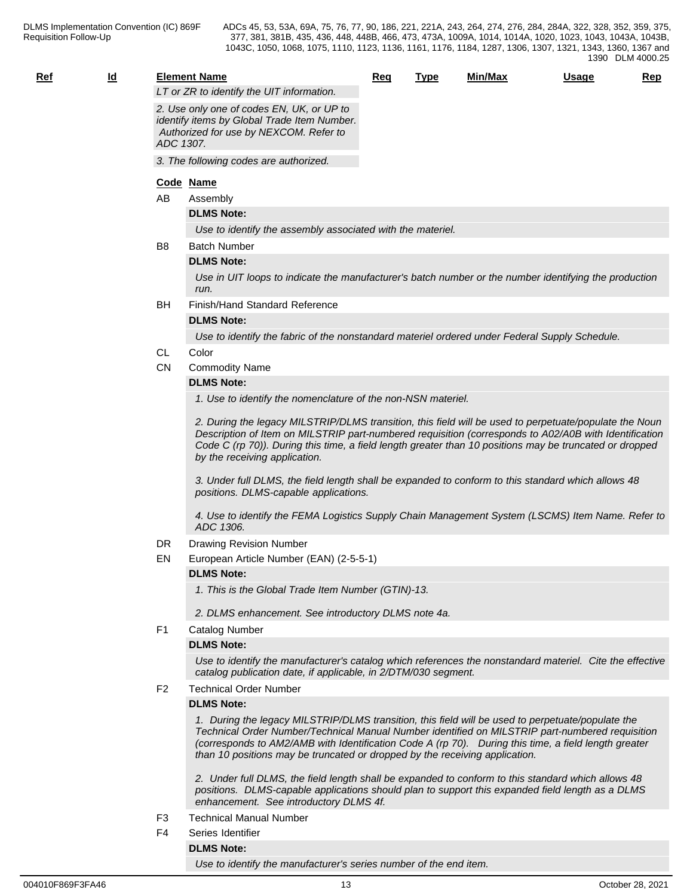| Ref | Id | Element Name | Req | Type | Min/Max | Usage | Rep |
|---|---|---|---|---|---|---|---|

*LT or ZR to identify the UIT information.*

*2. Use only one of codes EN, UK, or UP to identify items by Global Trade Item Number. Authorized for use by NEXCOM. Refer to ADC 1307.*

*3. The following codes are authorized.*

**Code Name**

AB Assembly

**DLMS Note:**

*Use to identify the assembly associated with the materiel.*

B8 Batch Number

**DLMS Note:**

*Use in UIT loops to indicate the manufacturer's batch number or the number identifying the production run.*

BH Finish/Hand Standard Reference

**DLMS Note:**

*Use to identify the fabric of the nonstandard materiel ordered under Federal Supply Schedule.*

CL Color

CN Commodity Name

**DLMS Note:**

*1. Use to identify the nomenclature of the non-NSN materiel.*

*2. During the legacy MILSTRIP/DLMS transition, this field will be used to perpetuate/populate the Noun Description of Item on MILSTRIP part-numbered requisition (corresponds to A02/A0B with Identification Code C (rp 70)). During this time, a field length greater than 10 positions may be truncated or dropped by the receiving application.*

*3. Under full DLMS, the field length shall be expanded to conform to this standard which allows 48 positions. DLMS-capable applications.*

*4. Use to identify the FEMA Logistics Supply Chain Management System (LSCMS) Item Name. Refer to ADC 1306.*

DR Drawing Revision Number

EN European Article Number (EAN) (2-5-5-1)

**DLMS Note:**

*1. This is the Global Trade Item Number (GTIN)-13.*

*2. DLMS enhancement. See introductory DLMS note 4a.*

F1 Catalog Number

**DLMS Note:**

*Use to identify the manufacturer's catalog which references the nonstandard materiel. Cite the effective catalog publication date, if applicable, in 2/DTM/030 segment.*

F2 Technical Order Number

**DLMS Note:**

*1. During the legacy MILSTRIP/DLMS transition, this field will be used to perpetuate/populate the Technical Order Number/Technical Manual Number identified on MILSTRIP part-numbered requisition (corresponds to AM2/AMB with Identification Code A (rp 70). During this time, a field length greater than 10 positions may be truncated or dropped by the receiving application.*

*2. Under full DLMS, the field length shall be expanded to conform to this standard which allows 48 positions. DLMS-capable applications should plan to support this expanded field length as a DLMS enhancement. See introductory DLMS 4f.*

F3 Technical Manual Number

F4 Series Identifier

**DLMS Note:**

*Use to identify the manufacturer's series number of the end item.*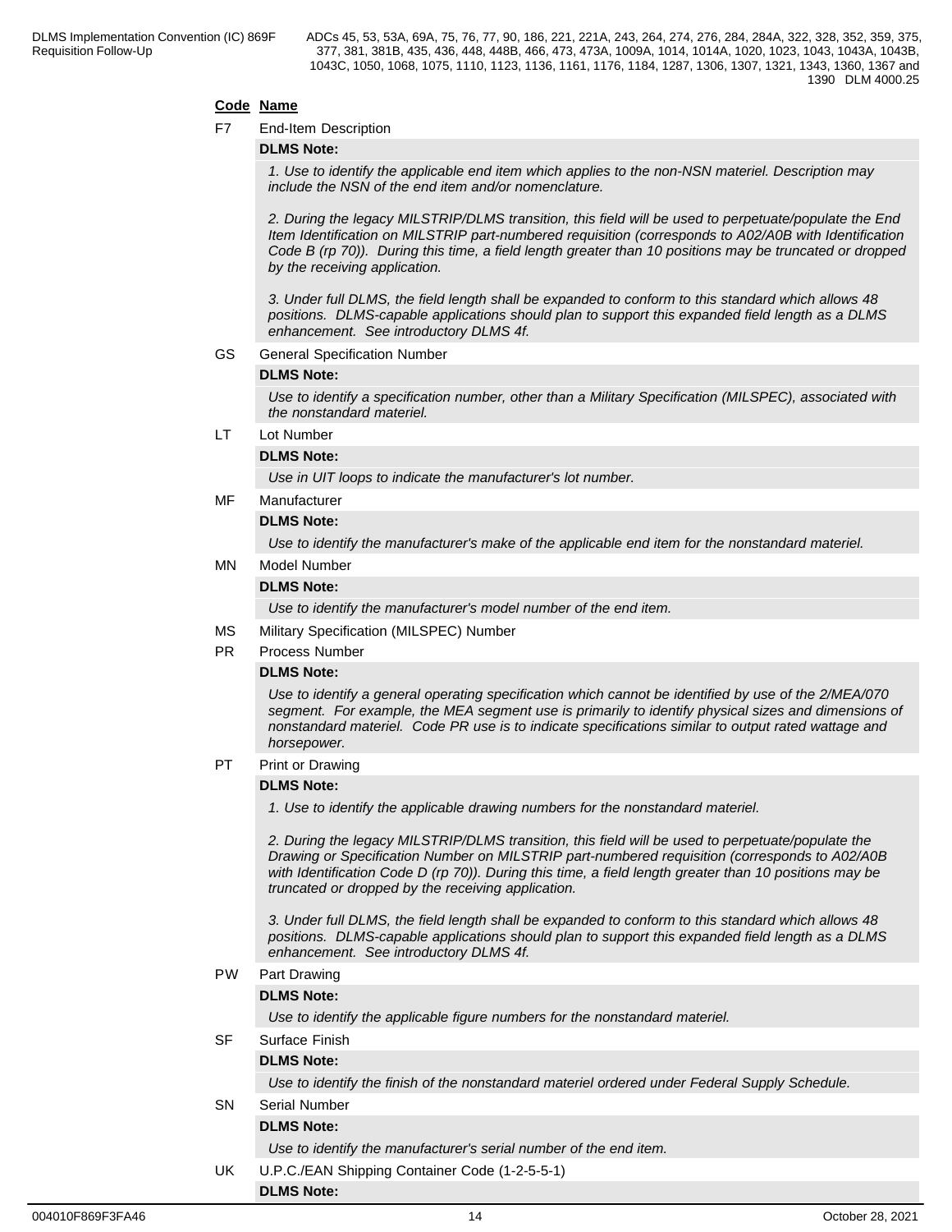**Code Name**

F7 End-Item Description

**DLMS Note:**

*1. Use to identify the applicable end item which applies to the non-NSN materiel. Description may include the NSN of the end item and/or nomenclature.*

*2. During the legacy MILSTRIP/DLMS transition, this field will be used to perpetuate/populate the End Item Identification on MILSTRIP part-numbered requisition (corresponds to A02/A0B with Identification Code B (rp 70)). During this time, a field length greater than 10 positions may be truncated or dropped by the receiving application.*

*3. Under full DLMS, the field length shall be expanded to conform to this standard which allows 48 positions. DLMS-capable applications should plan to support this expanded field length as a DLMS enhancement. See introductory DLMS 4f.*

GS General Specification Number

**DLMS Note:**

*Use to identify a specification number, other than a Military Specification (MILSPEC), associated with the nonstandard materiel.*

LT Lot Number

**DLMS Note:**

*Use in UIT loops to indicate the manufacturer's lot number.*

MF Manufacturer

**DLMS Note:**

*Use to identify the manufacturer's make of the applicable end item for the nonstandard materiel.*

MN Model Number

**DLMS Note:**

*Use to identify the manufacturer's model number of the end item.*

MS Military Specification (MILSPEC) Number

PR Process Number

**DLMS Note:**

*Use to identify a general operating specification which cannot be identified by use of the 2/MEA/070 segment. For example, the MEA segment use is primarily to identify physical sizes and dimensions of nonstandard materiel. Code PR use is to indicate specifications similar to output rated wattage and horsepower.*

PT Print or Drawing

**DLMS Note:**

*1. Use to identify the applicable drawing numbers for the nonstandard materiel.*

*2. During the legacy MILSTRIP/DLMS transition, this field will be used to perpetuate/populate the Drawing or Specification Number on MILSTRIP part-numbered requisition (corresponds to A02/A0B with Identification Code D (rp 70)). During this time, a field length greater than 10 positions may be truncated or dropped by the receiving application.*

*3. Under full DLMS, the field length shall be expanded to conform to this standard which allows 48 positions. DLMS-capable applications should plan to support this expanded field length as a DLMS enhancement. See introductory DLMS 4f.*

PW Part Drawing

**DLMS Note:**

*Use to identify the applicable figure numbers for the nonstandard materiel.*

SF Surface Finish

**DLMS Note:**

*Use to identify the finish of the nonstandard materiel ordered under Federal Supply Schedule.*

SN Serial Number

**DLMS Note:**

*Use to identify the manufacturer's serial number of the end item.*

UK U.P.C./EAN Shipping Container Code (1-2-5-5-1)

**DLMS Note:**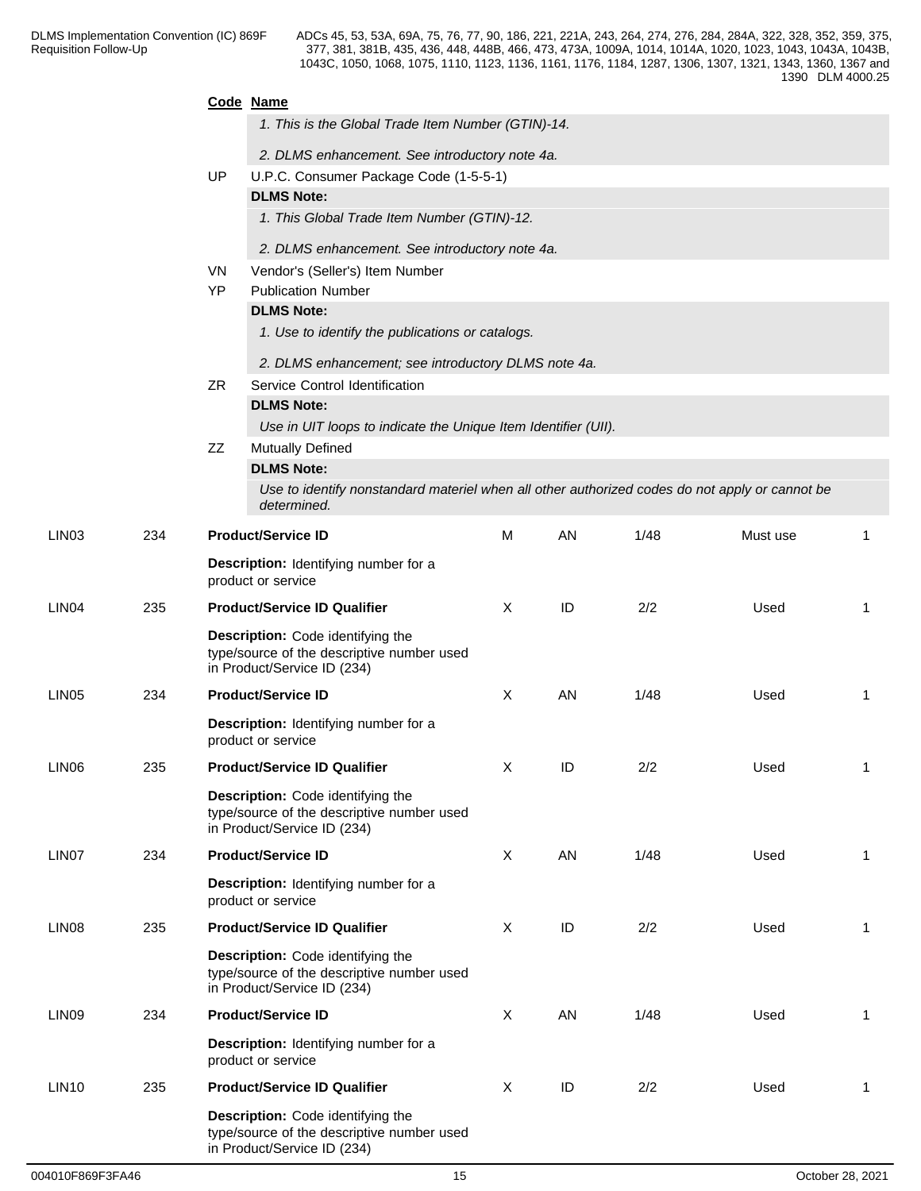**Code** **Name**

*1. This is the Global Trade Item Number (GTIN)-14.*

*2. DLMS enhancement. See introductory note 4a.*

UP U.P.C. Consumer Package Code (1-5-5-1)

**DLMS Note:**

*1. This Global Trade Item Number (GTIN)-12.*

*2. DLMS enhancement. See introductory note 4a.*

VN Vendor's (Seller's) Item Number

YP Publication Number

**DLMS Note:**

*1. Use to identify the publications or catalogs.*

*2. DLMS enhancement; see introductory DLMS note 4a.*

ZR Service Control Identification

**DLMS Note:**

*Use in UIT loops to indicate the Unique Item Identifier (UII).*

ZZ Mutually Defined

**DLMS Note:**

*Use to identify nonstandard materiel when all other authorized codes do not apply or cannot be determined.*

| | | | | | | | |
|---|---|---|---|---|---|---|---|
| LIN03 | 234 | **Product/Service ID**<br>**Description:** Identifying number for a product or service | M | AN | 1/48 | Must use | 1 |
| LIN04 | 235 | **Product/Service ID Qualifier**<br>**Description:** Code identifying the type/source of the descriptive number used in Product/Service ID (234) | X | ID | 2/2 | Used | 1 |
| LIN05 | 234 | **Product/Service ID**<br>**Description:** Identifying number for a product or service | X | AN | 1/48 | Used | 1 |
| LIN06 | 235 | **Product/Service ID Qualifier**<br>**Description:** Code identifying the type/source of the descriptive number used in Product/Service ID (234) | X | ID | 2/2 | Used | 1 |
| LIN07 | 234 | **Product/Service ID**<br>**Description:** Identifying number for a product or service | X | AN | 1/48 | Used | 1 |
| LIN08 | 235 | **Product/Service ID Qualifier**<br>**Description:** Code identifying the type/source of the descriptive number used in Product/Service ID (234) | X | ID | 2/2 | Used | 1 |
| LIN09 | 234 | **Product/Service ID**<br>**Description:** Identifying number for a product or service | X | AN | 1/48 | Used | 1 |
| LIN10 | 235 | **Product/Service ID Qualifier**<br>**Description:** Code identifying the type/source of the descriptive number used in Product/Service ID (234) | X | ID | 2/2 | Used | 1 |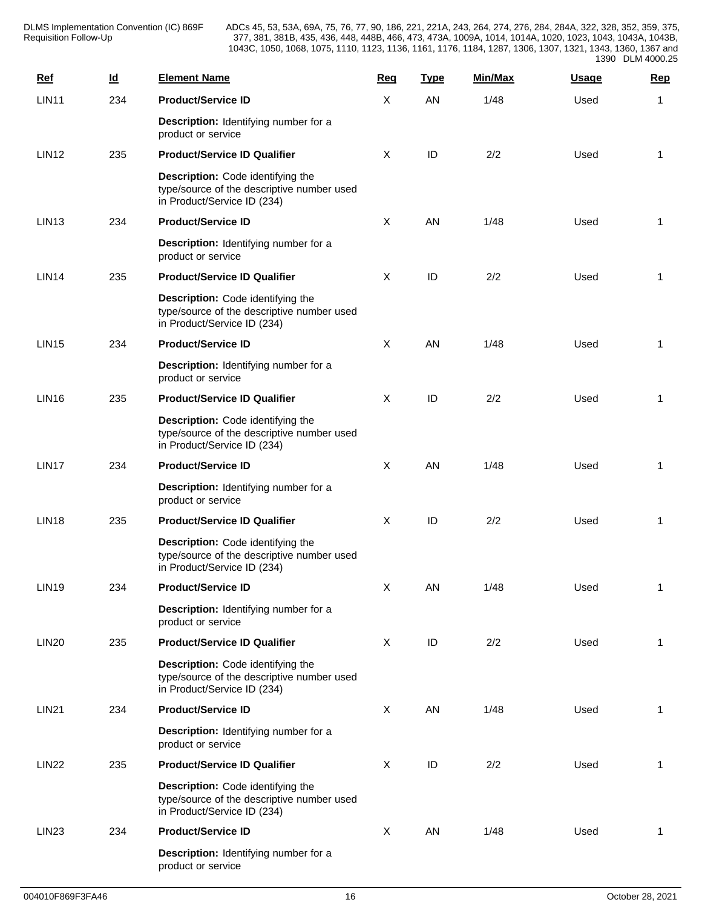| Ref | Id | Element Name | Req | Type | Min/Max | Usage | Rep |
|---|---|---|---|---|---|---|---|
| LIN11 | 234 | **Product/Service ID** | X | AN | 1/48 | Used | 1 |
| | | **Description:** Identifying number for a product or service | | | | | |
| LIN12 | 235 | **Product/Service ID Qualifier** | X | ID | 2/2 | Used | 1 |
| | | **Description:** Code identifying the type/source of the descriptive number used in Product/Service ID (234) | | | | | |
| LIN13 | 234 | **Product/Service ID** | X | AN | 1/48 | Used | 1 |
| | | **Description:** Identifying number for a product or service | | | | | |
| LIN14 | 235 | **Product/Service ID Qualifier** | X | ID | 2/2 | Used | 1 |
| | | **Description:** Code identifying the type/source of the descriptive number used in Product/Service ID (234) | | | | | |
| LIN15 | 234 | **Product/Service ID** | X | AN | 1/48 | Used | 1 |
| | | **Description:** Identifying number for a product or service | | | | | |
| LIN16 | 235 | **Product/Service ID Qualifier** | X | ID | 2/2 | Used | 1 |
| | | **Description:** Code identifying the type/source of the descriptive number used in Product/Service ID (234) | | | | | |
| LIN17 | 234 | **Product/Service ID** | X | AN | 1/48 | Used | 1 |
| | | **Description:** Identifying number for a product or service | | | | | |
| LIN18 | 235 | **Product/Service ID Qualifier** | X | ID | 2/2 | Used | 1 |
| | | **Description:** Code identifying the type/source of the descriptive number used in Product/Service ID (234) | | | | | |
| LIN19 | 234 | **Product/Service ID** | X | AN | 1/48 | Used | 1 |
| | | **Description:** Identifying number for a product or service | | | | | |
| LIN20 | 235 | **Product/Service ID Qualifier** | X | ID | 2/2 | Used | 1 |
| | | **Description:** Code identifying the type/source of the descriptive number used in Product/Service ID (234) | | | | | |
| LIN21 | 234 | **Product/Service ID** | X | AN | 1/48 | Used | 1 |
| | | **Description:** Identifying number for a product or service | | | | | |
| LIN22 | 235 | **Product/Service ID Qualifier** | X | ID | 2/2 | Used | 1 |
| | | **Description:** Code identifying the type/source of the descriptive number used in Product/Service ID (234) | | | | | |
| LIN23 | 234 | **Product/Service ID** | X | AN | 1/48 | Used | 1 |
| | | **Description:** Identifying number for a product or service | | | | | |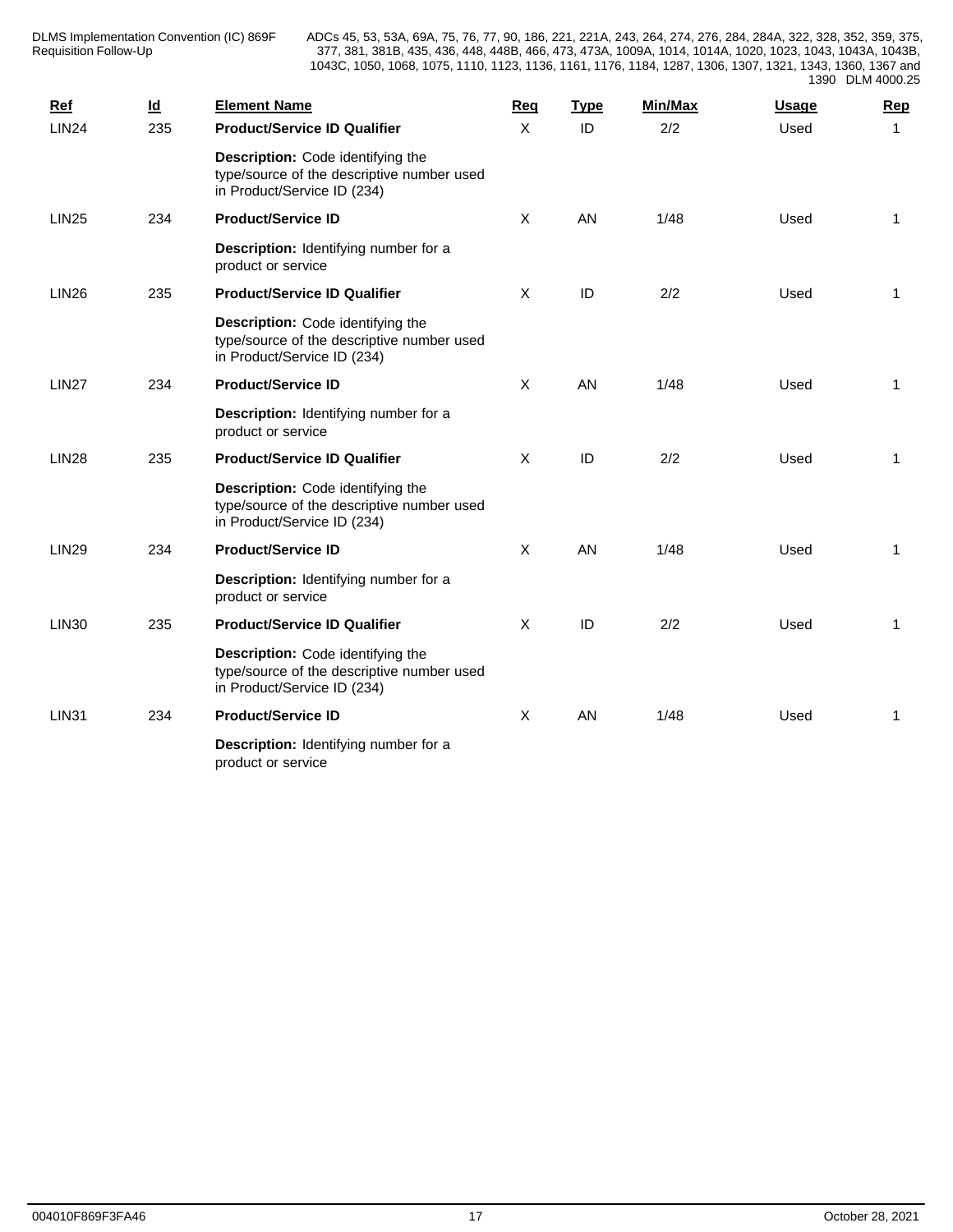| Ref | Id | Element Name | Req | Type | Min/Max | Usage | Rep |
|---|---|---|---|---|---|---|---|
| LIN24 | 235 | **Product/Service ID Qualifier** | X | ID | 2/2 | Used | 1 |
| | | **Description:** Code identifying the type/source of the descriptive number used in Product/Service ID (234) | | | | | |
| LIN25 | 234 | **Product/Service ID** | X | AN | 1/48 | Used | 1 |
| | | **Description:** Identifying number for a product or service | | | | | |
| LIN26 | 235 | **Product/Service ID Qualifier** | X | ID | 2/2 | Used | 1 |
| | | **Description:** Code identifying the type/source of the descriptive number used in Product/Service ID (234) | | | | | |
| LIN27 | 234 | **Product/Service ID** | X | AN | 1/48 | Used | 1 |
| | | **Description:** Identifying number for a product or service | | | | | |
| LIN28 | 235 | **Product/Service ID Qualifier** | X | ID | 2/2 | Used | 1 |
| | | **Description:** Code identifying the type/source of the descriptive number used in Product/Service ID (234) | | | | | |
| LIN29 | 234 | **Product/Service ID** | X | AN | 1/48 | Used | 1 |
| | | **Description:** Identifying number for a product or service | | | | | |
| LIN30 | 235 | **Product/Service ID Qualifier** | X | ID | 2/2 | Used | 1 |
| | | **Description:** Code identifying the type/source of the descriptive number used in Product/Service ID (234) | | | | | |
| LIN31 | 234 | **Product/Service ID** | X | AN | 1/48 | Used | 1 |
| | | **Description:** Identifying number for a product or service | | | | | |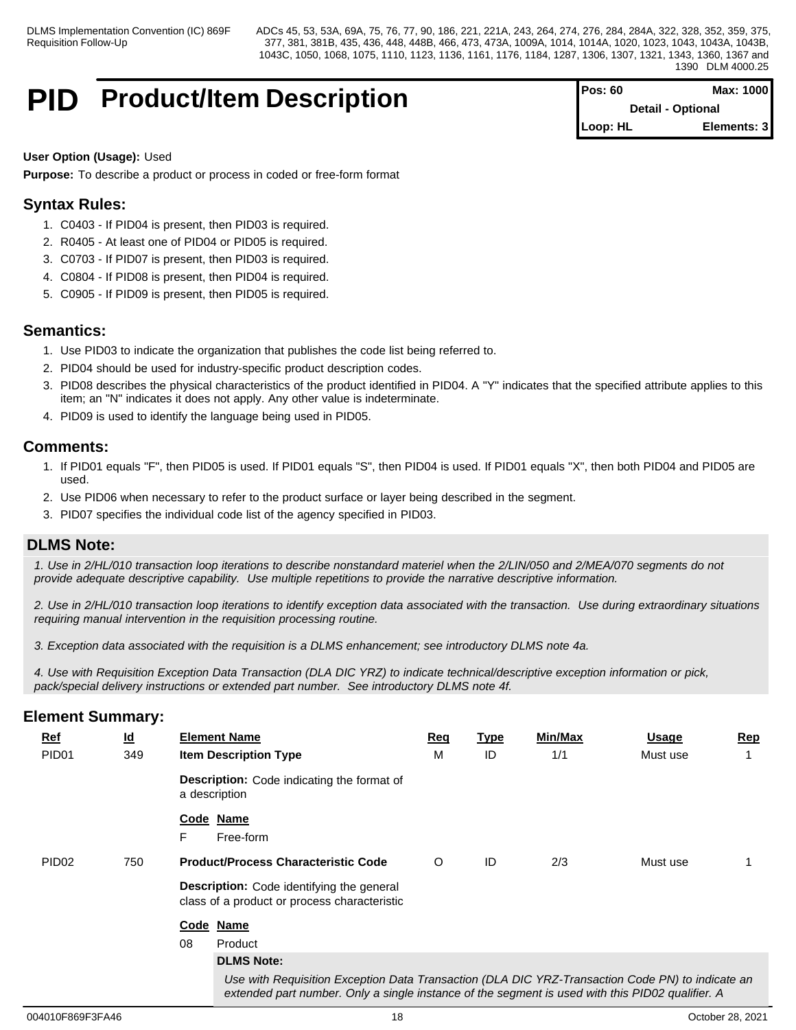# PID Product/Item Description

Pos: 60 | Max: 1000
Detail - Optional
Loop: HL | Elements: 3

**User Option (Usage):** Used

**Purpose:** To describe a product or process in coded or free-form format

## Syntax Rules:

1. C0403 - If PID04 is present, then PID03 is required.
2. R0405 - At least one of PID04 or PID05 is required.
3. C0703 - If PID07 is present, then PID03 is required.
4. C0804 - If PID08 is present, then PID04 is required.
5. C0905 - If PID09 is present, then PID05 is required.

## Semantics:

1. Use PID03 to indicate the organization that publishes the code list being referred to.
2. PID04 should be used for industry-specific product description codes.
3. PID08 describes the physical characteristics of the product identified in PID04. A "Y" indicates that the specified attribute applies to this item; an "N" indicates it does not apply. Any other value is indeterminate.
4. PID09 is used to identify the language being used in PID05.

## Comments:

1. If PID01 equals "F", then PID05 is used. If PID01 equals "S", then PID04 is used. If PID01 equals "X", then both PID04 and PID05 are used.
2. Use PID06 when necessary to refer to the product surface or layer being described in the segment.
3. PID07 specifies the individual code list of the agency specified in PID03.

## DLMS Note:

*1. Use in 2/HL/010 transaction loop iterations to describe nonstandard materiel when the 2/LIN/050 and 2/MEA/070 segments do not provide adequate descriptive capability. Use multiple repetitions to provide the narrative descriptive information.*

*2. Use in 2/HL/010 transaction loop iterations to identify exception data associated with the transaction. Use during extraordinary situations requiring manual intervention in the requisition processing routine.*

*3. Exception data associated with the requisition is a DLMS enhancement; see introductory DLMS note 4a.*

*4. Use with Requisition Exception Data Transaction (DLA DIC YRZ) to indicate technical/descriptive exception information or pick, pack/special delivery instructions or extended part number. See introductory DLMS note 4f.*

## Element Summary:

| Ref | Id | Element Name | Req | Type | Min/Max | Usage | Rep |
|---|---|---|---|---|---|---|---|
| PID01 | 349 | **Item Description Type** | M | ID | 1/1 | Must use | 1 |
| | | **Description:** Code indicating the format of a description | | | | | |
| | | **Code** **Name**<br>F Free-form | | | | | |
| PID02 | 750 | **Product/Process Characteristic Code** | O | ID | 2/3 | Must use | 1 |
| | | **Description:** Code identifying the general class of a product or process characteristic | | | | | |
| | | **Code** **Name**<br>08 Product | | | | | |

**DLMS Note:**

*Use with Requisition Exception Data Transaction (DLA DIC YRZ-Transaction Code PN) to indicate an extended part number. Only a single instance of the segment is used with this PID02 qualifier. A*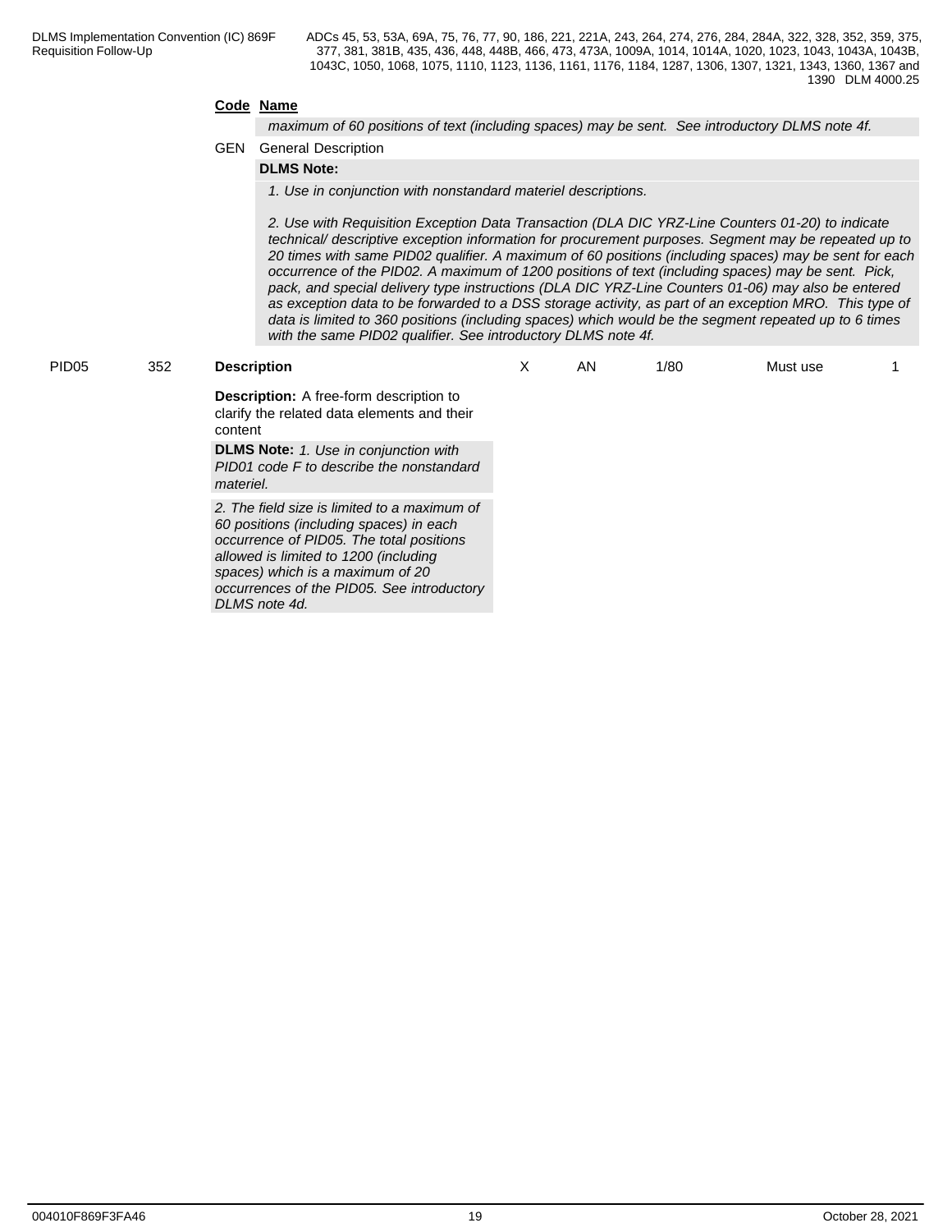**Code** **Name**

*maximum of 60 positions of text (including spaces) may be sent. See introductory DLMS note 4f.*

GEN General Description

**DLMS Note:**

*1. Use in conjunction with nonstandard materiel descriptions.*

*2. Use with Requisition Exception Data Transaction (DLA DIC YRZ-Line Counters 01-20) to indicate technical/ descriptive exception information for procurement purposes. Segment may be repeated up to 20 times with same PID02 qualifier. A maximum of 60 positions (including spaces) may be sent for each occurrence of the PID02. A maximum of 1200 positions of text (including spaces) may be sent. Pick, pack, and special delivery type instructions (DLA DIC YRZ-Line Counters 01-06) may also be entered as exception data to be forwarded to a DSS storage activity, as part of an exception MRO. This type of data is limited to 360 positions (including spaces) which would be the segment repeated up to 6 times with the same PID02 qualifier. See introductory DLMS note 4f.*

| | | | | | | | |
|---|---|---|---|---|---|---|---|
| PID05 | 352 | **Description** | X | AN | 1/80 | Must use | 1 |

**Description:** A free-form description to clarify the related data elements and their content

**DLMS Note:** *1. Use in conjunction with PID01 code F to describe the nonstandard materiel.*

*2. The field size is limited to a maximum of 60 positions (including spaces) in each occurrence of PID05. The total positions allowed is limited to 1200 (including spaces) which is a maximum of 20 occurrences of the PID05. See introductory DLMS note 4d.*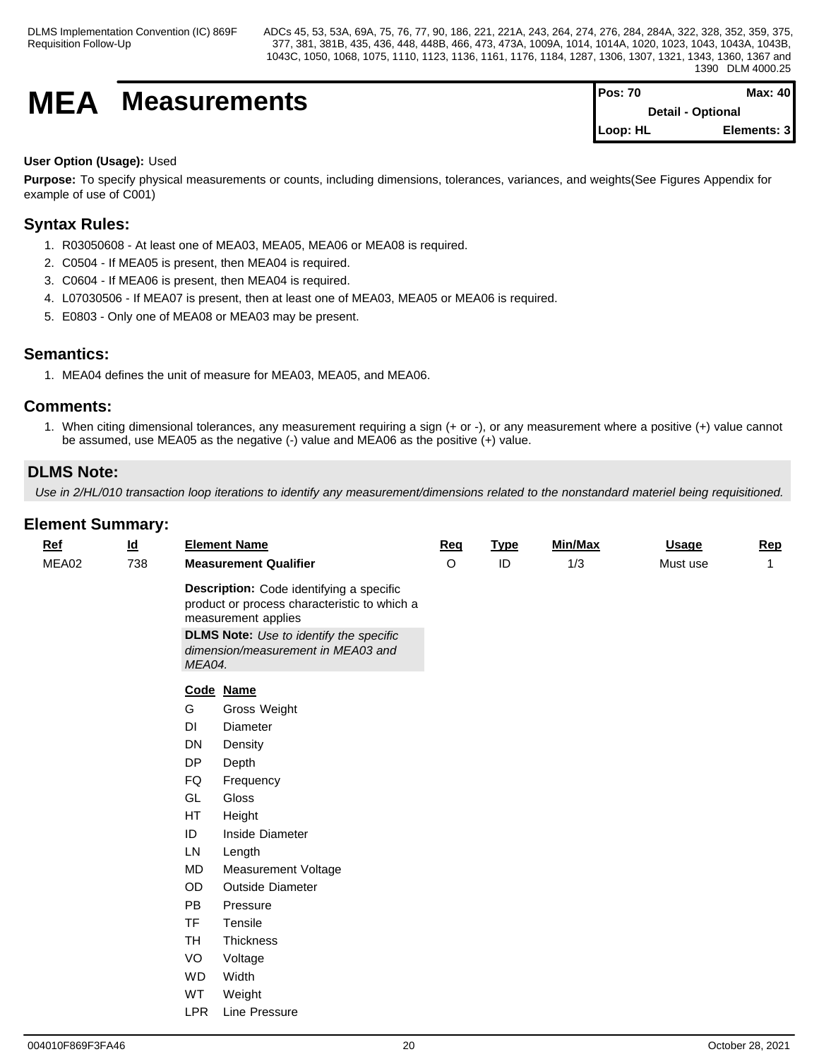# MEA Measurements

| Pos: 70 | Max: 40 |
| --- | --- |
| Detail - Optional | |
| Loop: HL | Elements: 3 |

**User Option (Usage):** Used

**Purpose:** To specify physical measurements or counts, including dimensions, tolerances, variances, and weights(See Figures Appendix for example of use of C001)

## Syntax Rules:

1. R03050608 - At least one of MEA03, MEA05, MEA06 or MEA08 is required.
2. C0504 - If MEA05 is present, then MEA04 is required.
3. C0604 - If MEA06 is present, then MEA04 is required.
4. L07030506 - If MEA07 is present, then at least one of MEA03, MEA05 or MEA06 is required.
5. E0803 - Only one of MEA08 or MEA03 may be present.

## Semantics:

1. MEA04 defines the unit of measure for MEA03, MEA05, and MEA06.

## Comments:

1. When citing dimensional tolerances, any measurement requiring a sign (+ or -), or any measurement where a positive (+) value cannot be assumed, use MEA05 as the negative (-) value and MEA06 as the positive (+) value.

## DLMS Note:

*Use in 2/HL/010 transaction loop iterations to identify any measurement/dimensions related to the nonstandard materiel being requisitioned.*

## Element Summary:

| Ref | Id | Element Name | Req | Type | Min/Max | Usage | Rep |
| --- | --- | --- | --- | --- | --- | --- | --- |
| MEA02 | 738 | **Measurement Qualifier** | O | ID | 1/3 | Must use | 1 |

**Description:** Code identifying a specific product or process characteristic to which a measurement applies

**DLMS Note:** *Use to identify the specific dimension/measurement in MEA03 and MEA04.*

| Code | Name |
| --- | --- |
| G | Gross Weight |
| DI | Diameter |
| DN | Density |
| DP | Depth |
| FQ | Frequency |
| GL | Gloss |
| HT | Height |
| ID | Inside Diameter |
| LN | Length |
| MD | Measurement Voltage |
| OD | Outside Diameter |
| PB | Pressure |
| TF | Tensile |
| TH | Thickness |
| VO | Voltage |
| WD | Width |
| WT | Weight |
| LPR | Line Pressure |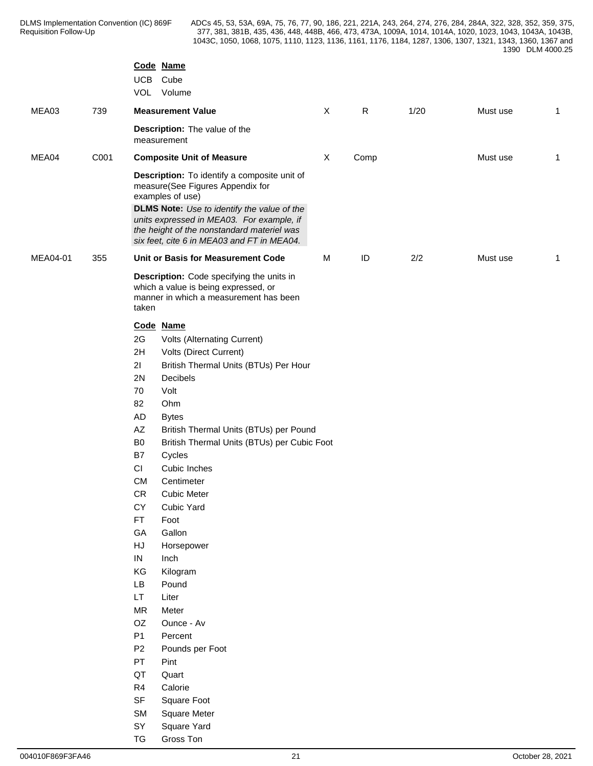**Code Name**

UCB Cube

VOL Volume

| | | | | | | | |
|---|---|---|---|---|---|---|---|
| MEA03 | 739 | **Measurement Value** | X | R | 1/20 | Must use | 1 |
| | | **Description:** The value of the measurement | | | | | |
| MEA04 | C001 | **Composite Unit of Measure** | X | Comp | | Must use | 1 |
| | | **Description:** To identify a composite unit of measure(See Figures Appendix for examples of use)<br>**DLMS Note:** *Use to identify the value of the units expressed in MEA03. For example, if the height of the nonstandard materiel was six feet, cite 6 in MEA03 and FT in MEA04.* | | | | | |
| MEA04-01 | 355 | **Unit or Basis for Measurement Code** | M | ID | 2/2 | Must use | 1 |
| | | **Description:** Code specifying the units in which a value is being expressed, or manner in which a measurement has been taken | | | | | |

**Code Name**

2G Volts (Alternating Current)

2H Volts (Direct Current)

2I British Thermal Units (BTUs) Per Hour

2N Decibels

70 Volt

82 Ohm

AD Bytes

AZ British Thermal Units (BTUs) per Pound

B0 British Thermal Units (BTUs) per Cubic Foot

B7 Cycles

CI Cubic Inches

CM Centimeter

CR Cubic Meter

CY Cubic Yard

FT Foot

GA Gallon

HJ Horsepower

IN Inch

KG Kilogram

LB Pound

LT Liter

MR Meter

OZ Ounce - Av

P1 Percent

P2 Pounds per Foot

PT Pint

QT Quart

R4 Calorie

SF Square Foot

SM Square Meter

SY Square Yard

TG Gross Ton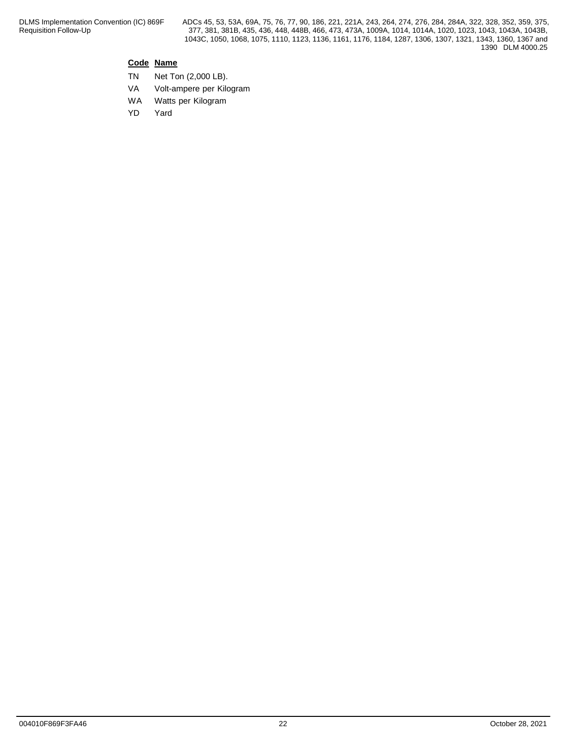| Code | Name |
| --- | --- |
| TN | Net Ton (2,000 LB). |
| VA | Volt-ampere per Kilogram |
| WA | Watts per Kilogram |
| YD | Yard |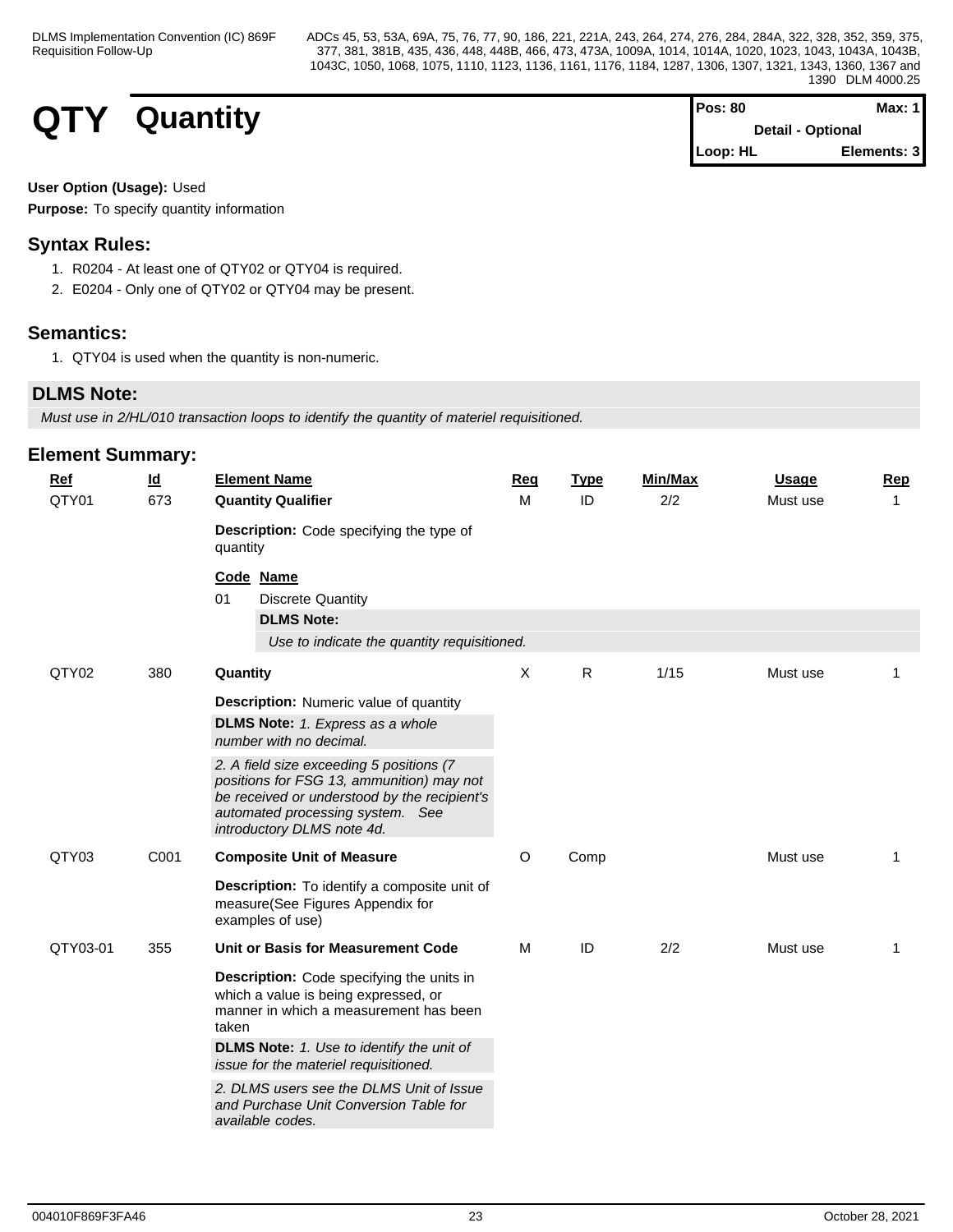# QTY Quantity

| Pos: 80 | Max: 1 |
|---|---|
| Detail - Optional | |
| Loop: HL | Elements: 3 |

**User Option (Usage):** Used

**Purpose:** To specify quantity information

## Syntax Rules:

1. R0204 - At least one of QTY02 or QTY04 is required.
2. E0204 - Only one of QTY02 or QTY04 may be present.

## Semantics:

1. QTY04 is used when the quantity is non-numeric.

## DLMS Note:

*Must use in 2/HL/010 transaction loops to identify the quantity of materiel requisitioned.*

## Element Summary:

| Ref | Id | Element Name | Req | Type | Min/Max | Usage | Rep |
|---|---|---|---|---|---|---|---|
| QTY01 | 673 | **Quantity Qualifier** | M | ID | 2/2 | Must use | 1 |
| | | **Description:** Code specifying the type of quantity | | | | | |
| | | **Code Name** | | | | | |
| | | 01 Discrete Quantity | | | | | |
| | | **DLMS Note:** *Use to indicate the quantity requisitioned.* | | | | | |
| QTY02 | 380 | **Quantity** | X | R | 1/15 | Must use | 1 |
| | | **Description:** Numeric value of quantity | | | | | |
| | | **DLMS Note:** *1. Express as a whole number with no decimal.* | | | | | |
| | | *2. A field size exceeding 5 positions (7 positions for FSG 13, ammunition) may not be received or understood by the recipient's automated processing system. See introductory DLMS note 4d.* | | | | | |
| QTY03 | C001 | **Composite Unit of Measure** | O | Comp | | Must use | 1 |
| | | **Description:** To identify a composite unit of measure(See Figures Appendix for examples of use) | | | | | |
| QTY03-01 | 355 | **Unit or Basis for Measurement Code** | M | ID | 2/2 | Must use | 1 |
| | | **Description:** Code specifying the units in which a value is being expressed, or manner in which a measurement has been taken | | | | | |
| | | **DLMS Note:** *1. Use to identify the unit of issue for the materiel requisitioned.* | | | | | |
| | | *2. DLMS users see the DLMS Unit of Issue and Purchase Unit Conversion Table for available codes.* | | | | | |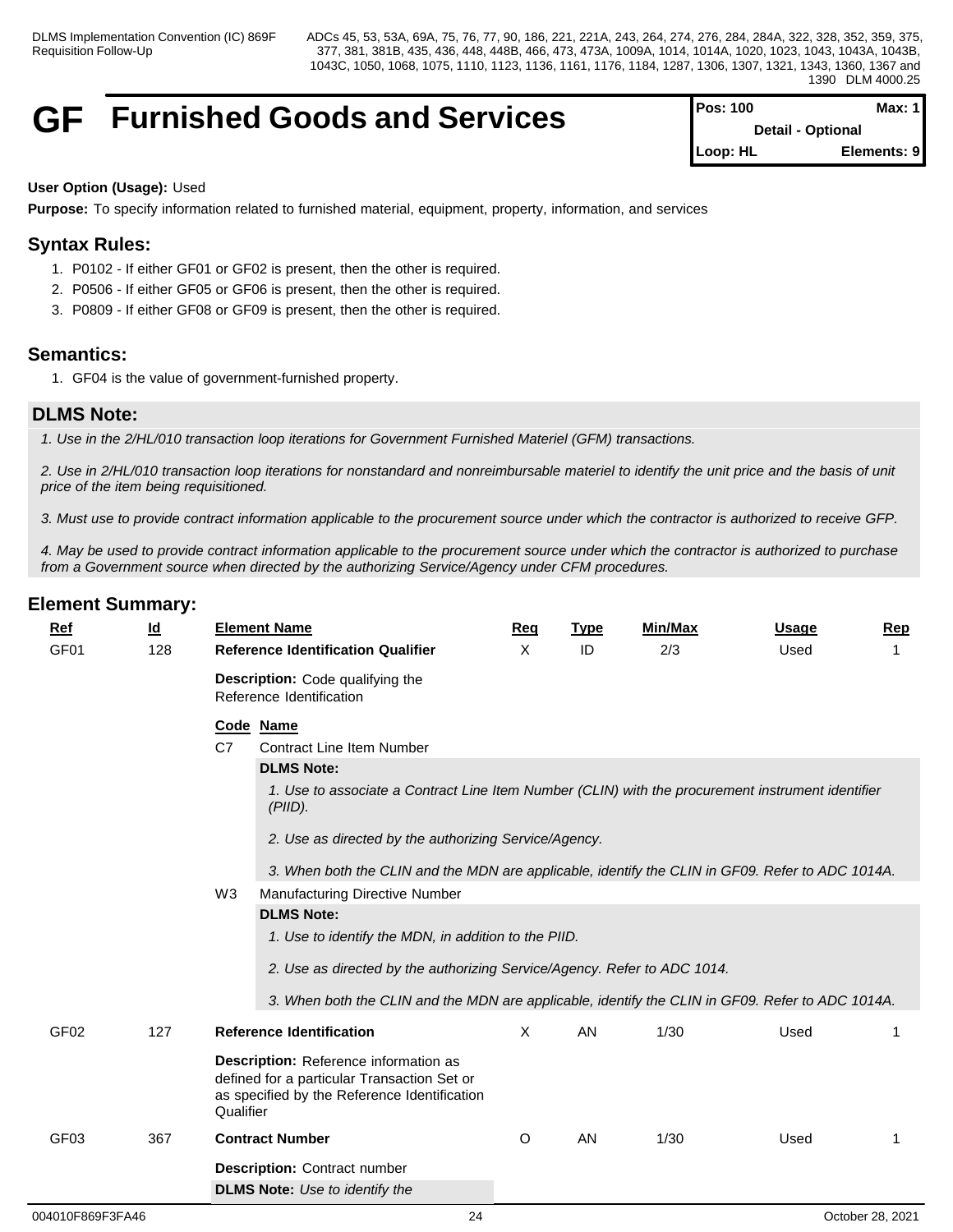# GF Furnished Goods and Services

| Pos: 100 | Max: 1 |
|---|---|
| Detail - Optional | |
| Loop: HL | Elements: 9 |

**User Option (Usage):** Used

**Purpose:** To specify information related to furnished material, equipment, property, information, and services

## Syntax Rules:

1. P0102 - If either GF01 or GF02 is present, then the other is required.
2. P0506 - If either GF05 or GF06 is present, then the other is required.
3. P0809 - If either GF08 or GF09 is present, then the other is required.

## Semantics:

1. GF04 is the value of government-furnished property.

## DLMS Note:

*1. Use in the 2/HL/010 transaction loop iterations for Government Furnished Materiel (GFM) transactions.*

*2. Use in 2/HL/010 transaction loop iterations for nonstandard and nonreimbursable materiel to identify the unit price and the basis of unit price of the item being requisitioned.*

*3. Must use to provide contract information applicable to the procurement source under which the contractor is authorized to receive GFP.*

*4. May be used to provide contract information applicable to the procurement source under which the contractor is authorized to purchase from a Government source when directed by the authorizing Service/Agency under CFM procedures.*

## Element Summary:

| Ref | Id | Element Name | Req | Type | Min/Max | Usage | Rep |
|---|---|---|---|---|---|---|---|
| GF01 | 128 | **Reference Identification Qualifier** | X | ID | 2/3 | Used | 1 |

**Description:** Code qualifying the Reference Identification

| Code | Name |
|---|---|
| C7 | Contract Line Item Number |

**DLMS Note:**

*1. Use to associate a Contract Line Item Number (CLIN) with the procurement instrument identifier (PIID).*

*2. Use as directed by the authorizing Service/Agency.*

*3. When both the CLIN and the MDN are applicable, identify the CLIN in GF09. Refer to ADC 1014A.*

| Code | Name |
|---|---|
| W3 | Manufacturing Directive Number |

**DLMS Note:**

*1. Use to identify the MDN, in addition to the PIID.*

*2. Use as directed by the authorizing Service/Agency. Refer to ADC 1014.*

*3. When both the CLIN and the MDN are applicable, identify the CLIN in GF09. Refer to ADC 1014A.*

| Ref | Id | Element Name | Req | Type | Min/Max | Usage | Rep |
|---|---|---|---|---|---|---|---|
| GF02 | 127 | **Reference Identification** | X | AN | 1/30 | Used | 1 |

**Description:** Reference information as defined for a particular Transaction Set or as specified by the Reference Identification Qualifier

| Ref | Id | Element Name | Req | Type | Min/Max | Usage | Rep |
|---|---|---|---|---|---|---|---|
| GF03 | 367 | **Contract Number** | O | AN | 1/30 | Used | 1 |

**Description:** Contract number

**DLMS Note:** *Use to identify the*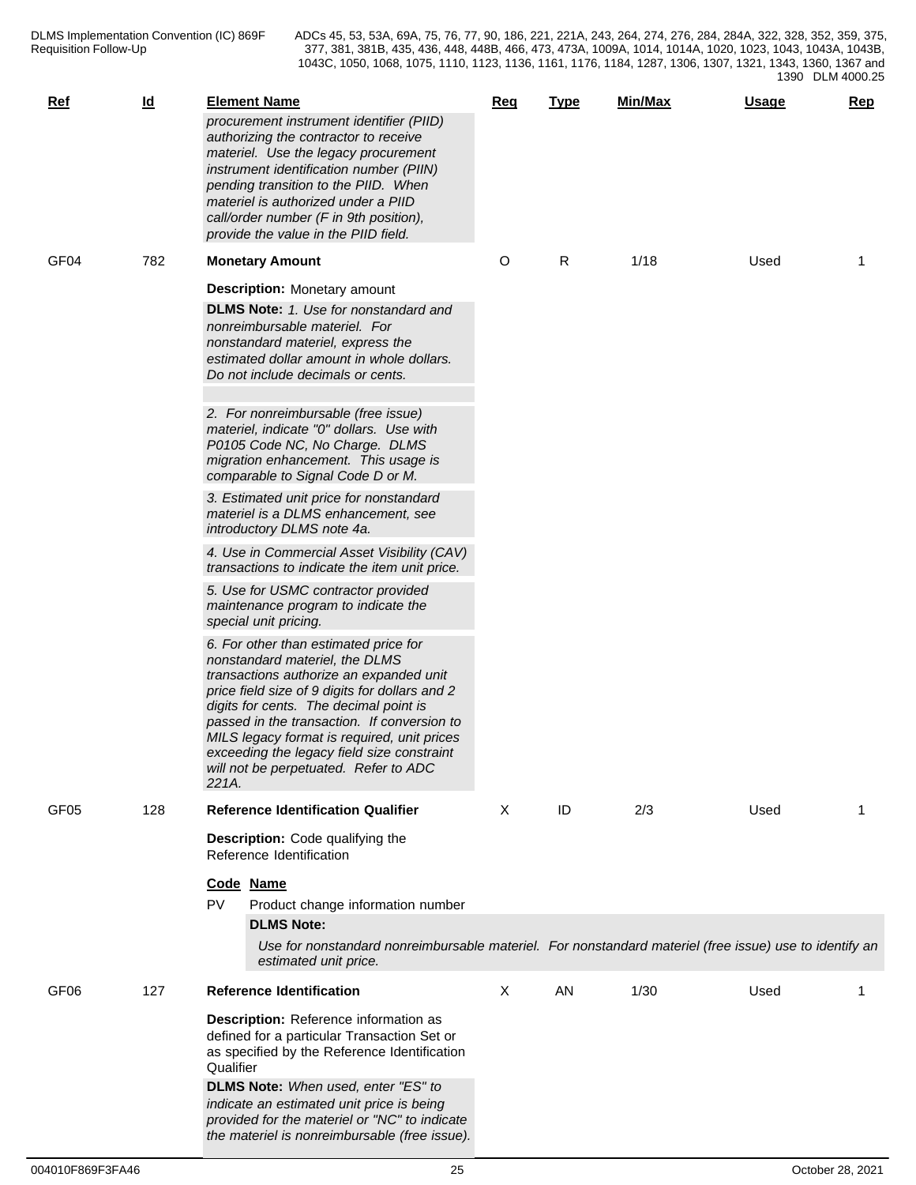| Ref | Id | Element Name | Req | Type | Min/Max | Usage | Rep |
|---|---|---|---|---|---|---|---|
| | | *procurement instrument identifier (PIID) authorizing the contractor to receive materiel. Use the legacy procurement instrument identification number (PIIN) pending transition to the PIID. When materiel is authorized under a PIID call/order number (F in 9th position), provide the value in the PIID field.* | | | | | |
| GF04 | 782 | **Monetary Amount** | O | R | 1/18 | Used | 1 |

**Description:** Monetary amount

**DLMS Note:** *1. Use for nonstandard and nonreimbursable materiel. For nonstandard materiel, express the estimated dollar amount in whole dollars. Do not include decimals or cents.*

*2. For nonreimbursable (free issue) materiel, indicate "0" dollars. Use with P0105 Code NC, No Charge. DLMS migration enhancement. This usage is comparable to Signal Code D or M.*

*3. Estimated unit price for nonstandard materiel is a DLMS enhancement, see introductory DLMS note 4a.*

*4. Use in Commercial Asset Visibility (CAV) transactions to indicate the item unit price.*

*5. Use for USMC contractor provided maintenance program to indicate the special unit pricing.*

*6. For other than estimated price for nonstandard materiel, the DLMS transactions authorize an expanded unit price field size of 9 digits for dollars and 2 digits for cents. The decimal point is passed in the transaction. If conversion to MILS legacy format is required, unit prices exceeding the legacy field size constraint will not be perpetuated. Refer to ADC 221A.*

| Ref | Id | Element Name | Req | Type | Min/Max | Usage | Rep |
|---|---|---|---|---|---|---|---|
| GF05 | 128 | **Reference Identification Qualifier** | X | ID | 2/3 | Used | 1 |

**Description:** Code qualifying the Reference Identification

| Code | Name |
|---|---|
| PV | Product change information number |

**DLMS Note:**

*Use for nonstandard nonreimbursable materiel. For nonstandard materiel (free issue) use to identify an estimated unit price.*

| Ref | Id | Element Name | Req | Type | Min/Max | Usage | Rep |
|---|---|---|---|---|---|---|---|
| GF06 | 127 | **Reference Identification** | X | AN | 1/30 | Used | 1 |

**Description:** Reference information as defined for a particular Transaction Set or as specified by the Reference Identification Qualifier

**DLMS Note:** *When used, enter "ES" to indicate an estimated unit price is being provided for the materiel or "NC" to indicate the materiel is nonreimbursable (free issue).*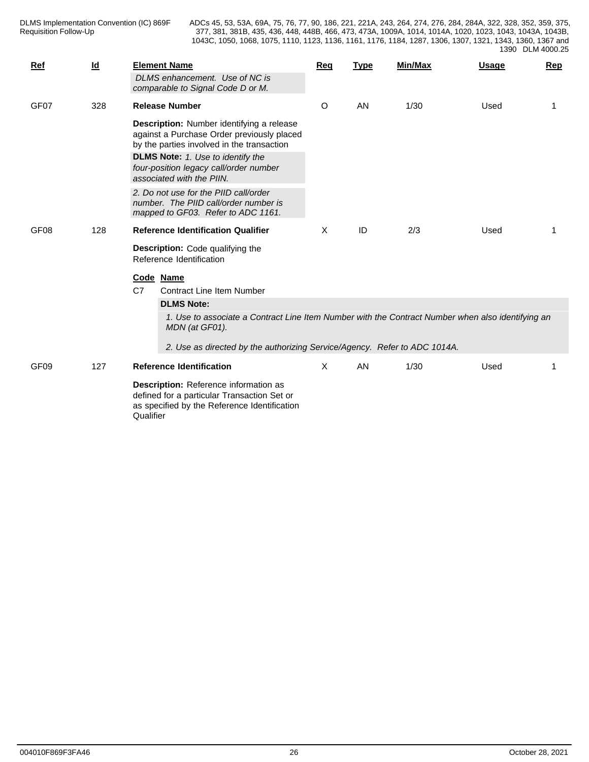| Ref | Id | Element Name | Req | Type | Min/Max | Usage | Rep |
|---|---|---|---|---|---|---|---|
| | | *DLMS enhancement. Use of NC is comparable to Signal Code D or M.* | | | | | |
| GF07 | 328 | **Release Number** | O | AN | 1/30 | Used | 1 |
| | | **Description:** Number identifying a release against a Purchase Order previously placed by the parties involved in the transaction | | | | | |
| | | **DLMS Note:** *1. Use to identify the four-position legacy call/order number associated with the PIIN.* | | | | | |
| | | *2. Do not use for the PIID call/order number. The PIID call/order number is mapped to GF03. Refer to ADC 1161.* | | | | | |
| GF08 | 128 | **Reference Identification Qualifier** | X | ID | 2/3 | Used | 1 |
| | | **Description:** Code qualifying the Reference Identification | | | | | |
| | | **Code Name** | | | | | |
| | | C7 Contract Line Item Number | | | | | |
| | | **DLMS Note:** | | | | | |
| | | *1. Use to associate a Contract Line Item Number with the Contract Number when also identifying an MDN (at GF01).* | | | | | |
| | | *2. Use as directed by the authorizing Service/Agency. Refer to ADC 1014A.* | | | | | |
| GF09 | 127 | **Reference Identification** | X | AN | 1/30 | Used | 1 |
| | | **Description:** Reference information as defined for a particular Transaction Set or as specified by the Reference Identification Qualifier | | | | | |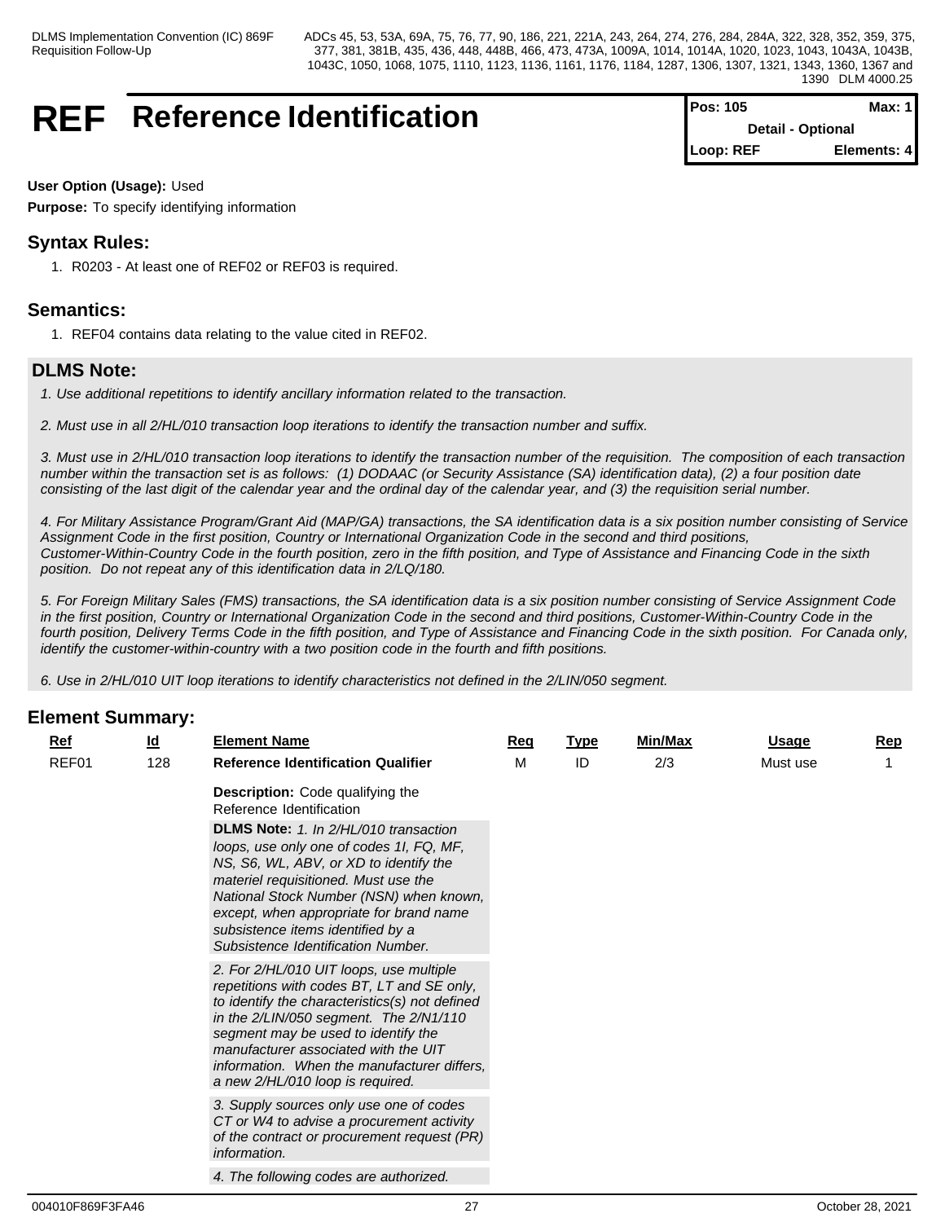# REF Reference Identification

| Pos: 105 | Max: 1 |
|---|---|
| Detail - Optional | |
| Loop: REF | Elements: 4 |

**User Option (Usage):** Used

**Purpose:** To specify identifying information

## Syntax Rules:

1. R0203 - At least one of REF02 or REF03 is required.

## Semantics:

1. REF04 contains data relating to the value cited in REF02.

## DLMS Note:

*1. Use additional repetitions to identify ancillary information related to the transaction.*

*2. Must use in all 2/HL/010 transaction loop iterations to identify the transaction number and suffix.*

*3. Must use in 2/HL/010 transaction loop iterations to identify the transaction number of the requisition. The composition of each transaction number within the transaction set is as follows: (1) DODAAC (or Security Assistance (SA) identification data), (2) a four position date consisting of the last digit of the calendar year and the ordinal day of the calendar year, and (3) the requisition serial number.*

*4. For Military Assistance Program/Grant Aid (MAP/GA) transactions, the SA identification data is a six position number consisting of Service Assignment Code in the first position, Country or International Organization Code in the second and third positions, Customer-Within-Country Code in the fourth position, zero in the fifth position, and Type of Assistance and Financing Code in the sixth position. Do not repeat any of this identification data in 2/LQ/180.*

*5. For Foreign Military Sales (FMS) transactions, the SA identification data is a six position number consisting of Service Assignment Code in the first position, Country or International Organization Code in the second and third positions, Customer-Within-Country Code in the fourth position, Delivery Terms Code in the fifth position, and Type of Assistance and Financing Code in the sixth position. For Canada only, identify the customer-within-country with a two position code in the fourth and fifth positions.*

*6. Use in 2/HL/010 UIT loop iterations to identify characteristics not defined in the 2/LIN/050 segment.*

## Element Summary:

| Ref | Id | Element Name | Req | Type | Min/Max | Usage | Rep |
|---|---|---|---|---|---|---|---|
| REF01 | 128 | **Reference Identification Qualifier** | M | ID | 2/3 | Must use | 1 |

**Description:** Code qualifying the Reference Identification

**DLMS Note:** *1. In 2/HL/010 transaction loops, use only one of codes 1I, FQ, MF, NS, S6, WL, ABV, or XD to identify the materiel requisitioned. Must use the National Stock Number (NSN) when known, except, when appropriate for brand name subsistence items identified by a Subsistence Identification Number.*

*2. For 2/HL/010 UIT loops, use multiple repetitions with codes BT, LT and SE only, to identify the characteristics(s) not defined in the 2/LIN/050 segment. The 2/N1/110 segment may be used to identify the manufacturer associated with the UIT information. When the manufacturer differs, a new 2/HL/010 loop is required.*

*3. Supply sources only use one of codes CT or W4 to advise a procurement activity of the contract or procurement request (PR) information.*

*4. The following codes are authorized.*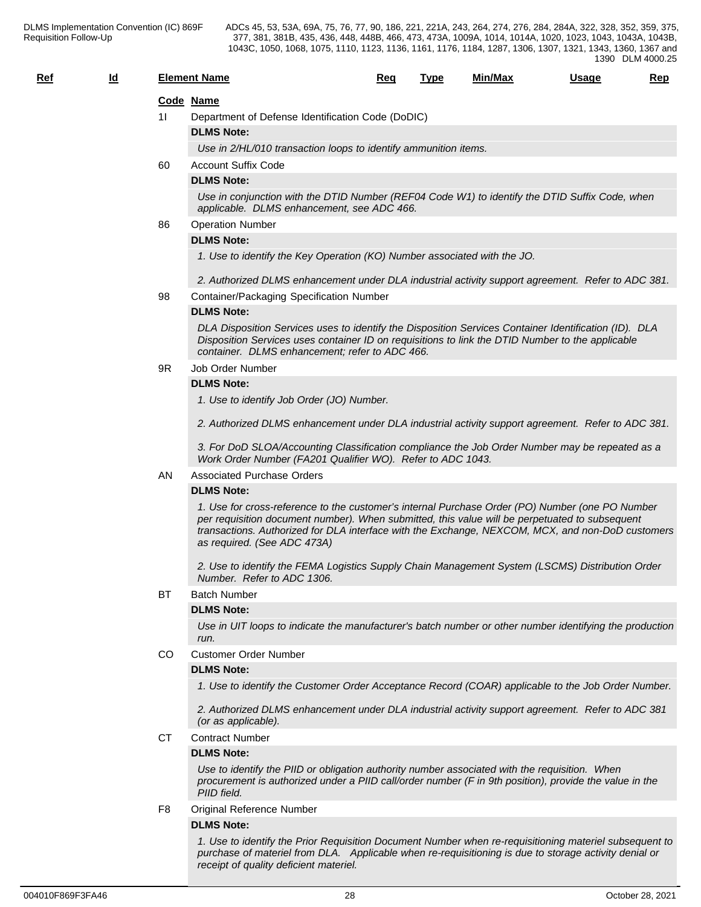| Ref | Id | Element Name | Req | Type | Min/Max | Usage | Rep |
|---|---|---|---|---|---|---|---|

**Code Name**

**1I** Department of Defense Identification Code (DoDIC)

**DLMS Note:**

*Use in 2/HL/010 transaction loops to identify ammunition items.*

**60** Account Suffix Code

**DLMS Note:**

*Use in conjunction with the DTID Number (REF04 Code W1) to identify the DTID Suffix Code, when applicable. DLMS enhancement, see ADC 466.*

**86** Operation Number

**DLMS Note:**

*1. Use to identify the Key Operation (KO) Number associated with the JO.*

*2. Authorized DLMS enhancement under DLA industrial activity support agreement. Refer to ADC 381.*

**98** Container/Packaging Specification Number

**DLMS Note:**

*DLA Disposition Services uses to identify the Disposition Services Container Identification (ID). DLA Disposition Services uses container ID on requisitions to link the DTID Number to the applicable container. DLMS enhancement; refer to ADC 466.*

**9R** Job Order Number

**DLMS Note:**

*1. Use to identify Job Order (JO) Number.*

*2. Authorized DLMS enhancement under DLA industrial activity support agreement. Refer to ADC 381.*

*3. For DoD SLOA/Accounting Classification compliance the Job Order Number may be repeated as a Work Order Number (FA201 Qualifier WO). Refer to ADC 1043.*

**AN** Associated Purchase Orders

**DLMS Note:**

*1. Use for cross-reference to the customer's internal Purchase Order (PO) Number (one PO Number per requisition document number). When submitted, this value will be perpetuated to subsequent transactions. Authorized for DLA interface with the Exchange, NEXCOM, MCX, and non-DoD customers as required. (See ADC 473A)*

*2. Use to identify the FEMA Logistics Supply Chain Management System (LSCMS) Distribution Order Number. Refer to ADC 1306.*

**BT** Batch Number

**DLMS Note:**

*Use in UIT loops to indicate the manufacturer's batch number or other number identifying the production run.*

**CO** Customer Order Number

**DLMS Note:**

*1. Use to identify the Customer Order Acceptance Record (COAR) applicable to the Job Order Number.*

*2. Authorized DLMS enhancement under DLA industrial activity support agreement. Refer to ADC 381 (or as applicable).*

**CT** Contract Number

**DLMS Note:**

*Use to identify the PIID or obligation authority number associated with the requisition. When procurement is authorized under a PIID call/order number (F in 9th position), provide the value in the PIID field.*

**F8** Original Reference Number

**DLMS Note:**

*1. Use to identify the Prior Requisition Document Number when re-requisitioning materiel subsequent to purchase of materiel from DLA. Applicable when re-requisitioning is due to storage activity denial or receipt of quality deficient materiel.*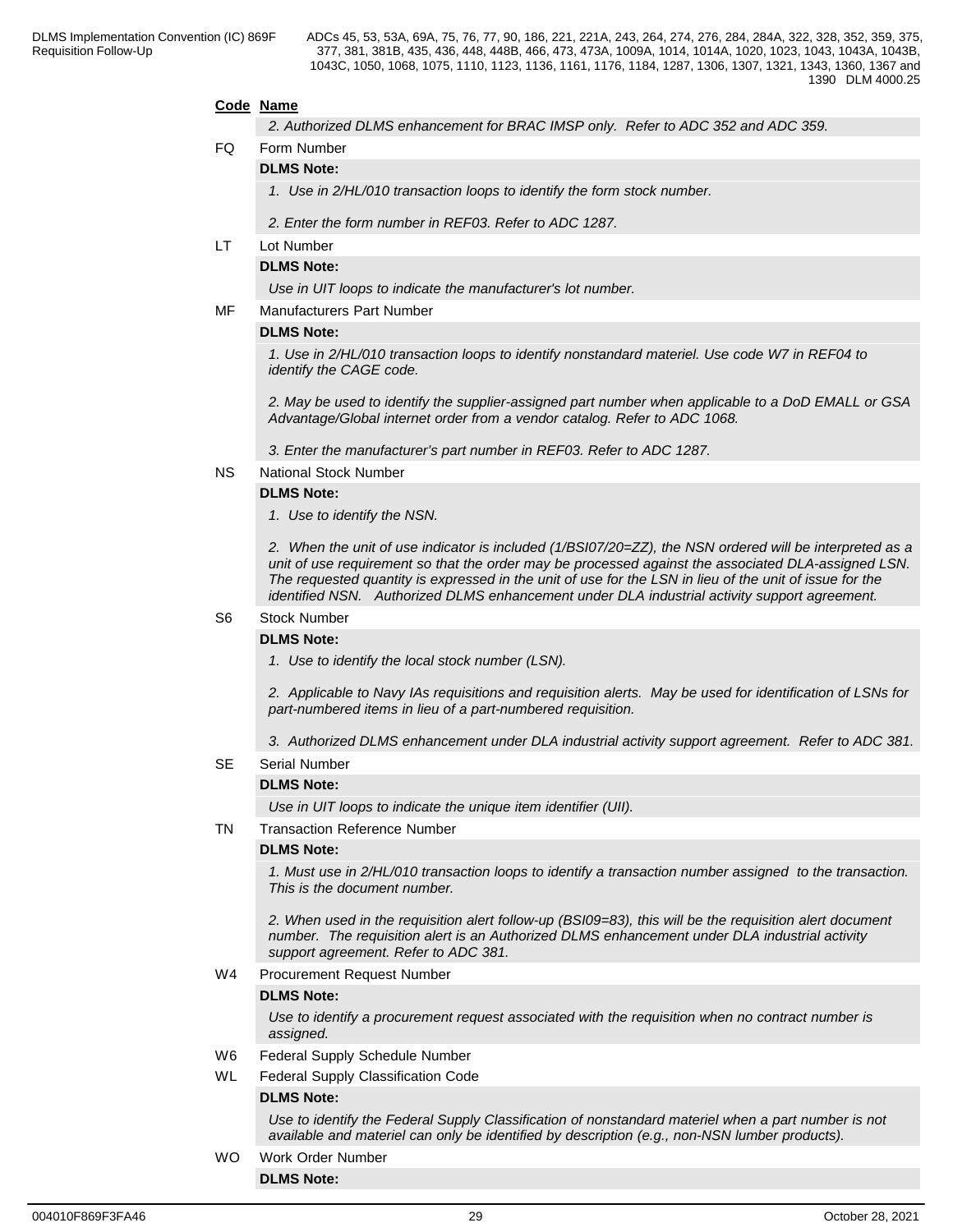**Code** **Name**

*2. Authorized DLMS enhancement for BRAC IMSP only. Refer to ADC 352 and ADC 359.*

FQ Form Number

**DLMS Note:**

*1. Use in 2/HL/010 transaction loops to identify the form stock number.*

*2. Enter the form number in REF03. Refer to ADC 1287.*

LT Lot Number

**DLMS Note:**

*Use in UIT loops to indicate the manufacturer's lot number.*

MF Manufacturers Part Number

**DLMS Note:**

*1. Use in 2/HL/010 transaction loops to identify nonstandard materiel. Use code W7 in REF04 to identify the CAGE code.*

*2. May be used to identify the supplier-assigned part number when applicable to a DoD EMALL or GSA Advantage/Global internet order from a vendor catalog. Refer to ADC 1068.*

*3. Enter the manufacturer's part number in REF03. Refer to ADC 1287.*

NS National Stock Number

**DLMS Note:**

*1. Use to identify the NSN.*

*2. When the unit of use indicator is included (1/BSI07/20=ZZ), the NSN ordered will be interpreted as a unit of use requirement so that the order may be processed against the associated DLA-assigned LSN. The requested quantity is expressed in the unit of use for the LSN in lieu of the unit of issue for the identified NSN. Authorized DLMS enhancement under DLA industrial activity support agreement.*

S6 Stock Number

**DLMS Note:**

*1. Use to identify the local stock number (LSN).*

*2. Applicable to Navy IAs requisitions and requisition alerts. May be used for identification of LSNs for part-numbered items in lieu of a part-numbered requisition.*

*3. Authorized DLMS enhancement under DLA industrial activity support agreement. Refer to ADC 381.*

SE Serial Number

**DLMS Note:**

*Use in UIT loops to indicate the unique item identifier (UII).*

TN Transaction Reference Number

**DLMS Note:**

*1. Must use in 2/HL/010 transaction loops to identify a transaction number assigned to the transaction. This is the document number.*

*2. When used in the requisition alert follow-up (BSI09=83), this will be the requisition alert document number. The requisition alert is an Authorized DLMS enhancement under DLA industrial activity support agreement. Refer to ADC 381.*

W4 Procurement Request Number

**DLMS Note:**

*Use to identify a procurement request associated with the requisition when no contract number is assigned.*

W6 Federal Supply Schedule Number

WL Federal Supply Classification Code

**DLMS Note:**

*Use to identify the Federal Supply Classification of nonstandard materiel when a part number is not available and materiel can only be identified by description (e.g., non-NSN lumber products).*

WO Work Order Number

**DLMS Note:**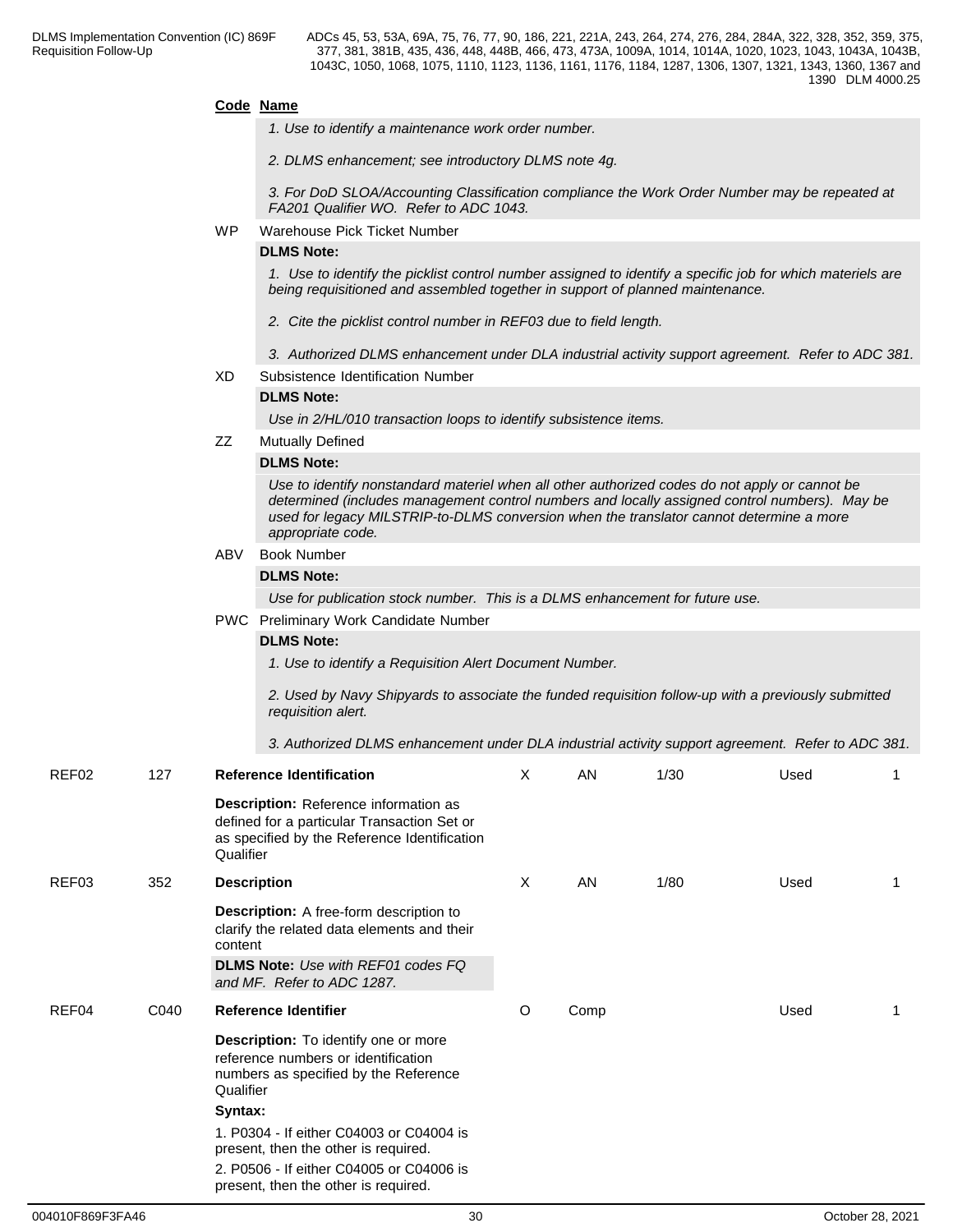**Code Name**

*1. Use to identify a maintenance work order number.*

*2. DLMS enhancement; see introductory DLMS note 4g.*

*3. For DoD SLOA/Accounting Classification compliance the Work Order Number may be repeated at FA201 Qualifier WO. Refer to ADC 1043.*

WP Warehouse Pick Ticket Number

**DLMS Note:**

*1. Use to identify the picklist control number assigned to identify a specific job for which materiels are being requisitioned and assembled together in support of planned maintenance.*

*2. Cite the picklist control number in REF03 due to field length.*

*3. Authorized DLMS enhancement under DLA industrial activity support agreement. Refer to ADC 381.*

XD Subsistence Identification Number

**DLMS Note:**

*Use in 2/HL/010 transaction loops to identify subsistence items.*

ZZ Mutually Defined

**DLMS Note:**

*Use to identify nonstandard materiel when all other authorized codes do not apply or cannot be determined (includes management control numbers and locally assigned control numbers). May be used for legacy MILSTRIP-to-DLMS conversion when the translator cannot determine a more appropriate code.*

ABV Book Number

**DLMS Note:**

*Use for publication stock number. This is a DLMS enhancement for future use.*

PWC Preliminary Work Candidate Number

**DLMS Note:**

*1. Use to identify a Requisition Alert Document Number.*

*2. Used by Navy Shipyards to associate the funded requisition follow-up with a previously submitted requisition alert.*

*3. Authorized DLMS enhancement under DLA industrial activity support agreement. Refer to ADC 381.*

| | | | | | | | |
|---|---|---|---|---|---|---|---|
| REF02 | 127 | **Reference Identification** | X | AN | 1/30 | Used | 1 |

**Description:** Reference information as defined for a particular Transaction Set or as specified by the Reference Identification Qualifier

| | | | | | | | |
|---|---|---|---|---|---|---|---|
| REF03 | 352 | **Description** | X | AN | 1/80 | Used | 1 |

**Description:** A free-form description to clarify the related data elements and their content

**DLMS Note:** *Use with REF01 codes FQ and MF. Refer to ADC 1287.*

| | | | | | | | |
|---|---|---|---|---|---|---|---|
| REF04 | C040 | **Reference Identifier** | O | Comp | | Used | 1 |

**Description:** To identify one or more reference numbers or identification numbers as specified by the Reference Qualifier

**Syntax:**

1. P0304 - If either C04003 or C04004 is present, then the other is required.
2. P0506 - If either C04005 or C04006 is present, then the other is required.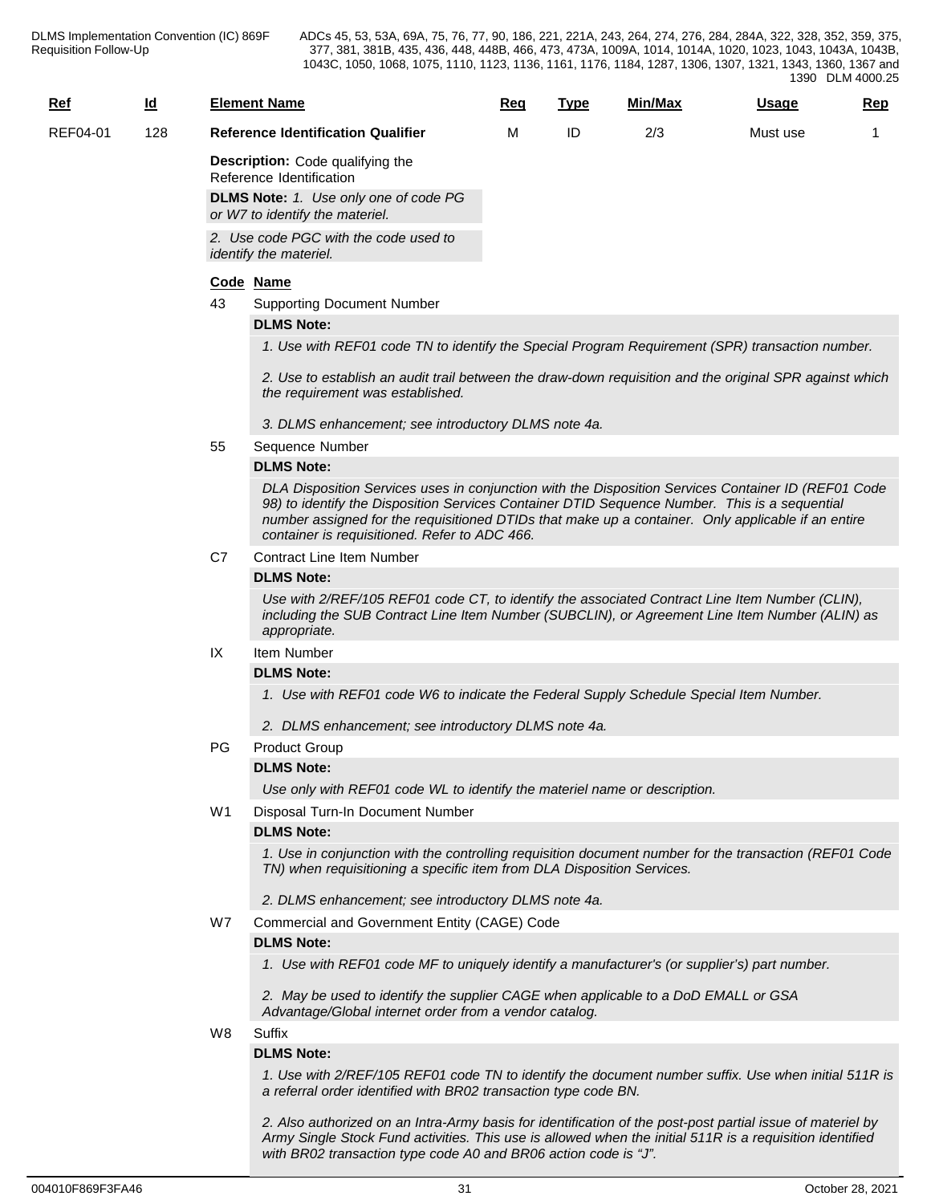| Ref | Id | Element Name | Req | Type | Min/Max | Usage | Rep |
|---|---|---|---|---|---|---|---|
| REF04-01 | 128 | **Reference Identification Qualifier** | M | ID | 2/3 | Must use | 1 |

**Description:** Code qualifying the Reference Identification

**DLMS Note:** *1. Use only one of code PG or W7 to identify the materiel.*

*2. Use code PGC with the code used to identify the materiel.*

| Code | Name |
|---|---|
| 43 | Supporting Document Number |
| 55 | Sequence Number |
| C7 | Contract Line Item Number |
| IX | Item Number |
| PG | Product Group |
| W1 | Disposal Turn-In Document Number |
| W7 | Commercial and Government Entity (CAGE) Code |
| W8 | Suffix |

**43 Supporting Document Number**

**DLMS Note:**

*1. Use with REF01 code TN to identify the Special Program Requirement (SPR) transaction number.*

*2. Use to establish an audit trail between the draw-down requisition and the original SPR against which the requirement was established.*

*3. DLMS enhancement; see introductory DLMS note 4a.*

**55 Sequence Number**

**DLMS Note:**

*DLA Disposition Services uses in conjunction with the Disposition Services Container ID (REF01 Code 98) to identify the Disposition Services Container DTID Sequence Number. This is a sequential number assigned for the requisitioned DTIDs that make up a container. Only applicable if an entire container is requisitioned. Refer to ADC 466.*

**C7 Contract Line Item Number**

**DLMS Note:**

*Use with 2/REF/105 REF01 code CT, to identify the associated Contract Line Item Number (CLIN), including the SUB Contract Line Item Number (SUBCLIN), or Agreement Line Item Number (ALIN) as appropriate.*

**IX Item Number**

**DLMS Note:**

*1. Use with REF01 code W6 to indicate the Federal Supply Schedule Special Item Number.*

*2. DLMS enhancement; see introductory DLMS note 4a.*

**PG Product Group**

**DLMS Note:**

*Use only with REF01 code WL to identify the materiel name or description.*

**W1 Disposal Turn-In Document Number**

**DLMS Note:**

*1. Use in conjunction with the controlling requisition document number for the transaction (REF01 Code TN) when requisitioning a specific item from DLA Disposition Services.*

*2. DLMS enhancement; see introductory DLMS note 4a.*

**W7 Commercial and Government Entity (CAGE) Code**

**DLMS Note:**

*1. Use with REF01 code MF to uniquely identify a manufacturer's (or supplier's) part number.*

*2. May be used to identify the supplier CAGE when applicable to a DoD EMALL or GSA Advantage/Global internet order from a vendor catalog.*

**W8 Suffix**

**DLMS Note:**

*1. Use with 2/REF/105 REF01 code TN to identify the document number suffix. Use when initial 511R is a referral order identified with BR02 transaction type code BN.*

*2. Also authorized on an Intra-Army basis for identification of the post-post partial issue of materiel by Army Single Stock Fund activities. This use is allowed when the initial 511R is a requisition identified with BR02 transaction type code A0 and BR06 action code is “J”.*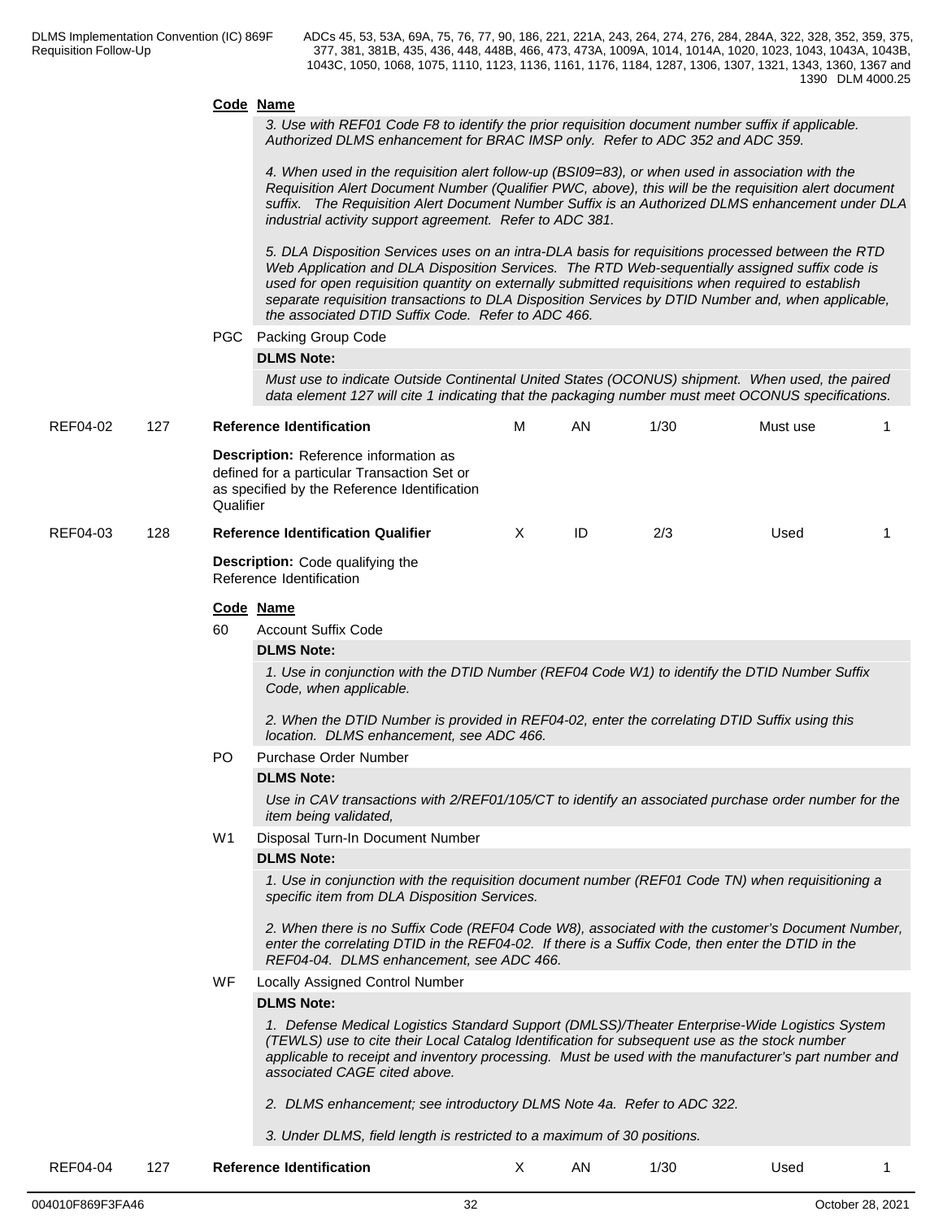**Code Name**

*3. Use with REF01 Code F8 to identify the prior requisition document number suffix if applicable. Authorized DLMS enhancement for BRAC IMSP only. Refer to ADC 352 and ADC 359.*

*4. When used in the requisition alert follow-up (BSI09=83), or when used in association with the Requisition Alert Document Number (Qualifier PWC, above), this will be the requisition alert document suffix. The Requisition Alert Document Number Suffix is an Authorized DLMS enhancement under DLA industrial activity support agreement. Refer to ADC 381.*

*5. DLA Disposition Services uses on an intra-DLA basis for requisitions processed between the RTD Web Application and DLA Disposition Services. The RTD Web-sequentially assigned suffix code is used for open requisition quantity on externally submitted requisitions when required to establish separate requisition transactions to DLA Disposition Services by DTID Number and, when applicable, the associated DTID Suffix Code. Refer to ADC 466.*

PGC Packing Group Code

**DLMS Note:**

*Must use to indicate Outside Continental United States (OCONUS) shipment. When used, the paired data element 127 will cite 1 indicating that the packaging number must meet OCONUS specifications.*

| | | | | | | | |
|---|---|---|---|---|---|---|---|
| REF04-02 | 127 | **Reference Identification** | M | AN | 1/30 | Must use | 1 |

**Description:** Reference information as defined for a particular Transaction Set or as specified by the Reference Identification Qualifier

| | | | | | | | |
|---|---|---|---|---|---|---|---|
| REF04-03 | 128 | **Reference Identification Qualifier** | X | ID | 2/3 | Used | 1 |

**Description:** Code qualifying the Reference Identification

**Code Name**

60 Account Suffix Code

**DLMS Note:**

*1. Use in conjunction with the DTID Number (REF04 Code W1) to identify the DTID Number Suffix Code, when applicable.*

*2. When the DTID Number is provided in REF04-02, enter the correlating DTID Suffix using this location. DLMS enhancement, see ADC 466.*

PO Purchase Order Number

**DLMS Note:**

*Use in CAV transactions with 2/REF01/105/CT to identify an associated purchase order number for the item being validated,*

W1 Disposal Turn-In Document Number

**DLMS Note:**

*1. Use in conjunction with the requisition document number (REF01 Code TN) when requisitioning a specific item from DLA Disposition Services.*

*2. When there is no Suffix Code (REF04 Code W8), associated with the customer's Document Number, enter the correlating DTID in the REF04-02. If there is a Suffix Code, then enter the DTID in the REF04-04. DLMS enhancement, see ADC 466.*

WF Locally Assigned Control Number

**DLMS Note:**

*1. Defense Medical Logistics Standard Support (DMLSS)/Theater Enterprise-Wide Logistics System (TEWLS) use to cite their Local Catalog Identification for subsequent use as the stock number applicable to receipt and inventory processing. Must be used with the manufacturer's part number and associated CAGE cited above.*

*2. DLMS enhancement; see introductory DLMS Note 4a. Refer to ADC 322.*

*3. Under DLMS, field length is restricted to a maximum of 30 positions.*

| | | | | | | | |
|---|---|---|---|---|---|---|---|
| REF04-04 | 127 | **Reference Identification** | X | AN | 1/30 | Used | 1 |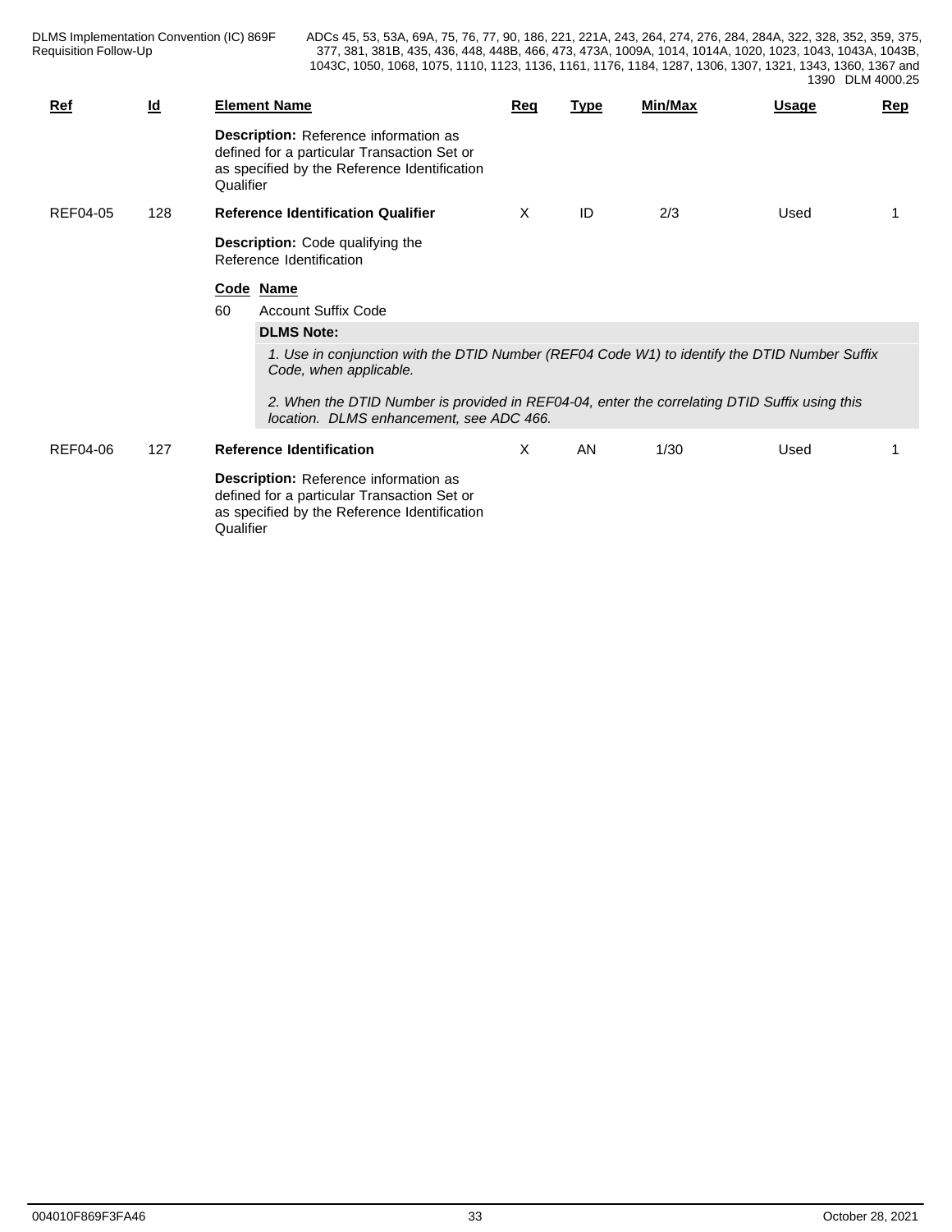| Ref | Id | Element Name | Req | Type | Min/Max | Usage | Rep |
|---|---|---|---|---|---|---|---|
| | | **Description:** Reference information as defined for a particular Transaction Set or as specified by the Reference Identification Qualifier | | | | | |
| REF04-05 | 128 | **Reference Identification Qualifier** | X | ID | 2/3 | Used | 1 |
| | | **Description:** Code qualifying the Reference Identification | | | | | |

**Code Name**

60 Account Suffix Code

**DLMS Note:**

*1. Use in conjunction with the DTID Number (REF04 Code W1) to identify the DTID Number Suffix Code, when applicable.*

*2. When the DTID Number is provided in REF04-04, enter the correlating DTID Suffix using this location. DLMS enhancement, see ADC 466.*

| Ref | Id | Element Name | Req | Type | Min/Max | Usage | Rep |
|---|---|---|---|---|---|---|---|
| REF04-06 | 127 | **Reference Identification** | X | AN | 1/30 | Used | 1 |
| | | **Description:** Reference information as defined for a particular Transaction Set or as specified by the Reference Identification Qualifier | | | | | |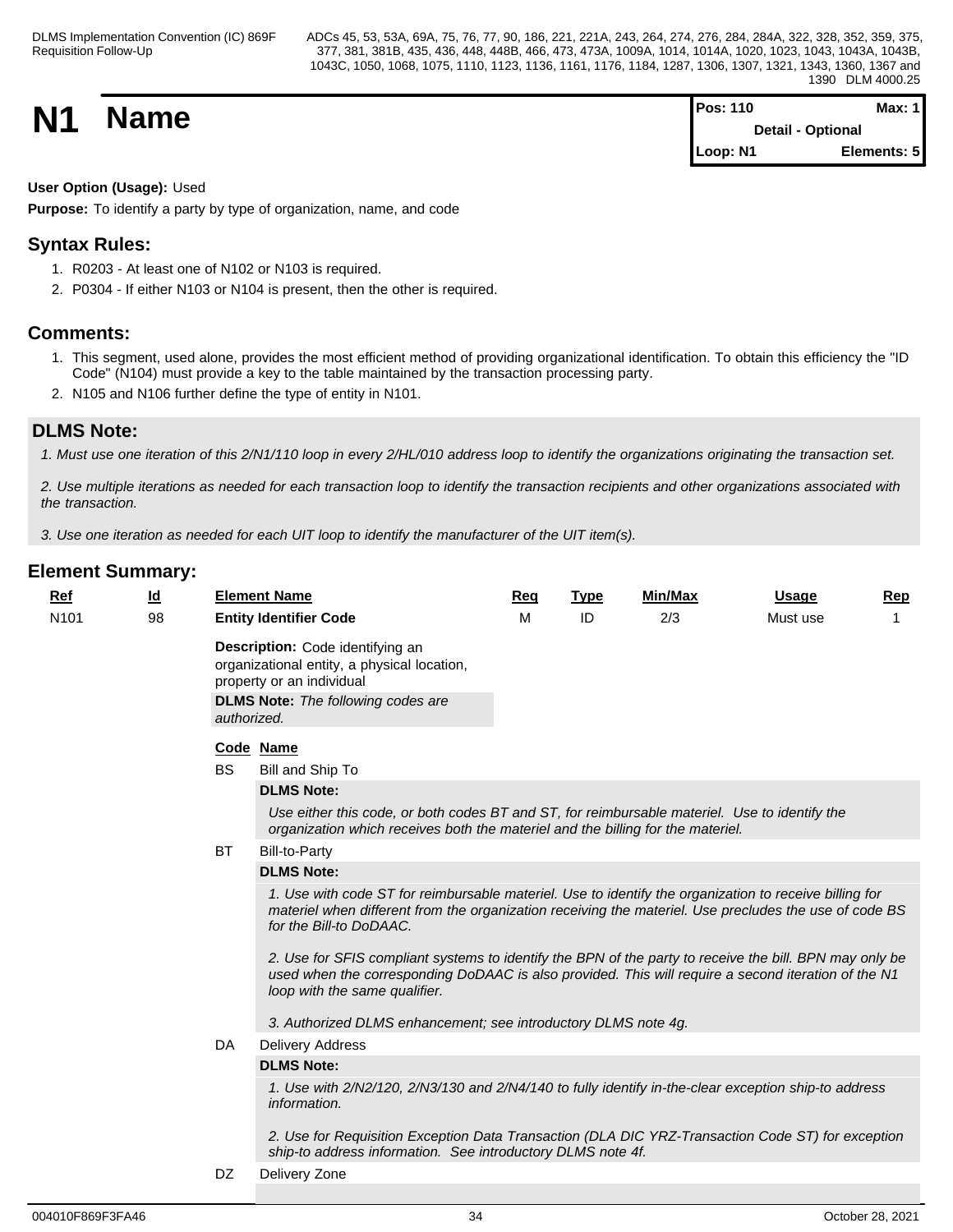# N1 Name

| Pos: 110 | Max: 1 |
|---|---|
| Detail - Optional | |
| Loop: N1 | Elements: 5 |

**User Option (Usage):** Used

**Purpose:** To identify a party by type of organization, name, and code

## Syntax Rules:

1. R0203 - At least one of N102 or N103 is required.
2. P0304 - If either N103 or N104 is present, then the other is required.

## Comments:

1. This segment, used alone, provides the most efficient method of providing organizational identification. To obtain this efficiency the "ID Code" (N104) must provide a key to the table maintained by the transaction processing party.
2. N105 and N106 further define the type of entity in N101.

## DLMS Note:

*1. Must use one iteration of this 2/N1/110 loop in every 2/HL/010 address loop to identify the organizations originating the transaction set.*

*2. Use multiple iterations as needed for each transaction loop to identify the transaction recipients and other organizations associated with the transaction.*

*3. Use one iteration as needed for each UIT loop to identify the manufacturer of the UIT item(s).*

## Element Summary:

| Ref | Id | Element Name | Req | Type | Min/Max | Usage | Rep |
|---|---|---|---|---|---|---|---|
| N101 | 98 | **Entity Identifier Code** | M | ID | 2/3 | Must use | 1 |

**Description:** Code identifying an organizational entity, a physical location, property or an individual

**DLMS Note:** *The following codes are authorized.*

**Code Name**

**BS** Bill and Ship To

**DLMS Note:**

*Use either this code, or both codes BT and ST, for reimbursable materiel. Use to identify the organization which receives both the materiel and the billing for the materiel.*

**BT** Bill-to-Party

**DLMS Note:**

*1. Use with code ST for reimbursable materiel. Use to identify the organization to receive billing for materiel when different from the organization receiving the materiel. Use precludes the use of code BS for the Bill-to DoDAAC.*

*2. Use for SFIS compliant systems to identify the BPN of the party to receive the bill. BPN may only be used when the corresponding DoDAAC is also provided. This will require a second iteration of the N1 loop with the same qualifier.*

*3. Authorized DLMS enhancement; see introductory DLMS note 4g.*

**DA** Delivery Address

**DLMS Note:**

*1. Use with 2/N2/120, 2/N3/130 and 2/N4/140 to fully identify in-the-clear exception ship-to address information.*

*2. Use for Requisition Exception Data Transaction (DLA DIC YRZ-Transaction Code ST) for exception ship-to address information. See introductory DLMS note 4f.*

**DZ** Delivery Zone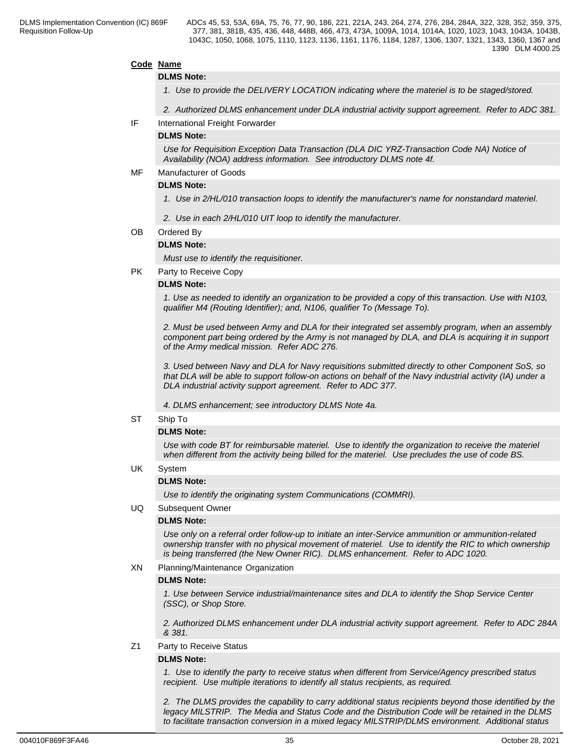**Code** **Name**

**DLMS Note:**

*1. Use to provide the DELIVERY LOCATION indicating where the materiel is to be staged/stored.*

*2. Authorized DLMS enhancement under DLA industrial activity support agreement. Refer to ADC 381.*

IF International Freight Forwarder

**DLMS Note:**

*Use for Requisition Exception Data Transaction (DLA DIC YRZ-Transaction Code NA) Notice of Availability (NOA) address information. See introductory DLMS note 4f.*

MF Manufacturer of Goods

**DLMS Note:**

*1. Use in 2/HL/010 transaction loops to identify the manufacturer's name for nonstandard materiel.*

*2. Use in each 2/HL/010 UIT loop to identify the manufacturer.*

OB Ordered By

**DLMS Note:**

*Must use to identify the requisitioner.*

PK Party to Receive Copy

**DLMS Note:**

*1. Use as needed to identify an organization to be provided a copy of this transaction. Use with N103, qualifier M4 (Routing Identifier); and, N106, qualifier To (Message To).*

*2. Must be used between Army and DLA for their integrated set assembly program, when an assembly component part being ordered by the Army is not managed by DLA, and DLA is acquiring it in support of the Army medical mission. Refer ADC 276.*

*3. Used between Navy and DLA for Navy requisitions submitted directly to other Component SoS, so that DLA will be able to support follow-on actions on behalf of the Navy industrial activity (IA) under a DLA industrial activity support agreement. Refer to ADC 377.*

*4. DLMS enhancement; see introductory DLMS Note 4a.*

ST Ship To

**DLMS Note:**

*Use with code BT for reimbursable materiel. Use to identify the organization to receive the materiel when different from the activity being billed for the materiel. Use precludes the use of code BS.*

UK System

**DLMS Note:**

*Use to identify the originating system Communications (COMMRI).*

UQ Subsequent Owner

**DLMS Note:**

*Use only on a referral order follow-up to initiate an inter-Service ammunition or ammunition-related ownership transfer with no physical movement of materiel. Use to identify the RIC to which ownership is being transferred (the New Owner RIC). DLMS enhancement. Refer to ADC 1020.*

XN Planning/Maintenance Organization

**DLMS Note:**

*1. Use between Service industrial/maintenance sites and DLA to identify the Shop Service Center (SSC), or Shop Store.*

*2. Authorized DLMS enhancement under DLA industrial activity support agreement. Refer to ADC 284A & 381.*

Z1 Party to Receive Status

**DLMS Note:**

*1. Use to identify the party to receive status when different from Service/Agency prescribed status recipient. Use multiple iterations to identify all status recipients, as required.*

*2. The DLMS provides the capability to carry additional status recipients beyond those identified by the legacy MILSTRIP. The Media and Status Code and the Distribution Code will be retained in the DLMS to facilitate transaction conversion in a mixed legacy MILSTRIP/DLMS environment. Additional status*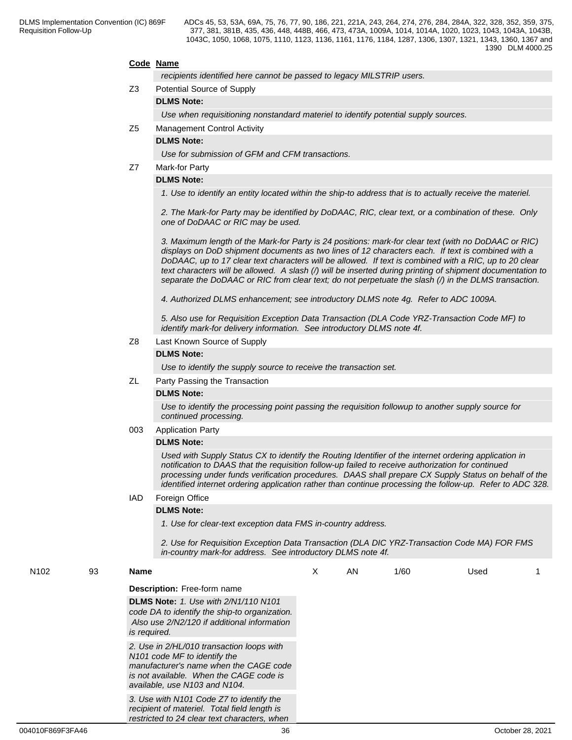**Code Name**

*recipients identified here cannot be passed to legacy MILSTRIP users.*

Z3 Potential Source of Supply

**DLMS Note:**

*Use when requisitioning nonstandard materiel to identify potential supply sources.*

Z5 Management Control Activity

**DLMS Note:**

*Use for submission of GFM and CFM transactions.*

Z7 Mark-for Party

**DLMS Note:**

*1. Use to identify an entity located within the ship-to address that is to actually receive the materiel.*

*2. The Mark-for Party may be identified by DoDAAC, RIC, clear text, or a combination of these. Only one of DoDAAC or RIC may be used.*

*3. Maximum length of the Mark-for Party is 24 positions: mark-for clear text (with no DoDAAC or RIC) displays on DoD shipment documents as two lines of 12 characters each. If text is combined with a DoDAAC, up to 17 clear text characters will be allowed. If text is combined with a RIC, up to 20 clear text characters will be allowed. A slash (/) will be inserted during printing of shipment documentation to separate the DoDAAC or RIC from clear text; do not perpetuate the slash (/) in the DLMS transaction.*

*4. Authorized DLMS enhancement; see introductory DLMS note 4g. Refer to ADC 1009A.*

*5. Also use for Requisition Exception Data Transaction (DLA Code YRZ-Transaction Code MF) to identify mark-for delivery information. See introductory DLMS note 4f.*

Z8 Last Known Source of Supply

**DLMS Note:**

*Use to identify the supply source to receive the transaction set.*

ZL Party Passing the Transaction

**DLMS Note:**

*Use to identify the processing point passing the requisition followup to another supply source for continued processing.*

003 Application Party

**DLMS Note:**

*Used with Supply Status CX to identify the Routing Identifier of the internet ordering application in notification to DAAS that the requisition follow-up failed to receive authorization for continued processing under funds verification procedures. DAAS shall prepare CX Supply Status on behalf of the identified internet ordering application rather than continue processing the follow-up. Refer to ADC 328.*

IAD Foreign Office

**DLMS Note:**

*1. Use for clear-text exception data FMS in-country address.*

*2. Use for Requisition Exception Data Transaction (DLA DIC YRZ-Transaction Code MA) FOR FMS in-country mark-for address. See introductory DLMS note 4f.*

| | | | | | | | |
|---|---|---|---|---|---|---|---|
| N102 | 93 | **Name** | X | AN | 1/60 | Used | 1 |

**Description:** Free-form name

**DLMS Note:** *1. Use with 2/N1/110 N101 code DA to identify the ship-to organization. Also use 2/N2/120 if additional information is required.*

*2. Use in 2/HL/010 transaction loops with N101 code MF to identify the manufacturer's name when the CAGE code is not available. When the CAGE code is available, use N103 and N104.*

*3. Use with N101 Code Z7 to identify the recipient of materiel. Total field length is restricted to 24 clear text characters, when*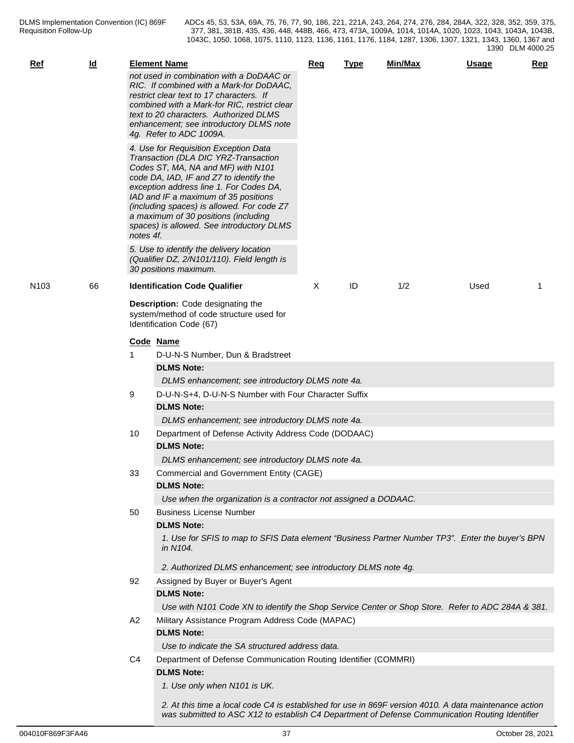| Ref | Id | Element Name | Req | Type | Min/Max | Usage | Rep |
|---|---|---|---|---|---|---|---|
| | | *not used in combination with a DoDAAC or RIC. If combined with a Mark-for DoDAAC, restrict clear text to 17 characters. If combined with a Mark-for RIC, restrict clear text to 20 characters. Authorized DLMS enhancement; see introductory DLMS note 4g. Refer to ADC 1009A.* | | | | | |
| | | *4. Use for Requisition Exception Data Transaction (DLA DIC YRZ-Transaction Codes ST, MA, NA and MF) with N101 code DA, IAD, IF and Z7 to identify the exception address line 1. For Codes DA, IAD and IF a maximum of 35 positions (including spaces) is allowed. For code Z7 a maximum of 30 positions (including spaces) is allowed. See introductory DLMS notes 4f.* | | | | | |
| | | *5. Use to identify the delivery location (Qualifier DZ, 2/N101/110). Field length is 30 positions maximum.* | | | | | |
| N103 | 66 | **Identification Code Qualifier** | X | ID | 1/2 | Used | 1 |

**Description:** Code designating the system/method of code structure used for Identification Code (67)

**Code Name**

1 D-U-N-S Number, Dun & Bradstreet

**DLMS Note:**

*DLMS enhancement; see introductory DLMS note 4a.*

9 D-U-N-S+4, D-U-N-S Number with Four Character Suffix

**DLMS Note:**

*DLMS enhancement; see introductory DLMS note 4a.*

10 Department of Defense Activity Address Code (DODAAC)

**DLMS Note:**

*DLMS enhancement; see introductory DLMS note 4a.*

33 Commercial and Government Entity (CAGE)

**DLMS Note:**

*Use when the organization is a contractor not assigned a DODAAC.*

50 Business License Number

**DLMS Note:**

*1. Use for SFIS to map to SFIS Data element "Business Partner Number TP3". Enter the buyer's BPN in N104.*

*2. Authorized DLMS enhancement; see introductory DLMS note 4g.*

92 Assigned by Buyer or Buyer's Agent

**DLMS Note:**

*Use with N101 Code XN to identify the Shop Service Center or Shop Store. Refer to ADC 284A & 381.*

A2 Military Assistance Program Address Code (MAPAC)

**DLMS Note:**

*Use to indicate the SA structured address data.*

C4 Department of Defense Communication Routing Identifier (COMMRI)

**DLMS Note:**

*1. Use only when N101 is UK.*

*2. At this time a local code C4 is established for use in 869F version 4010. A data maintenance action was submitted to ASC X12 to establish C4 Department of Defense Communication Routing Identifier*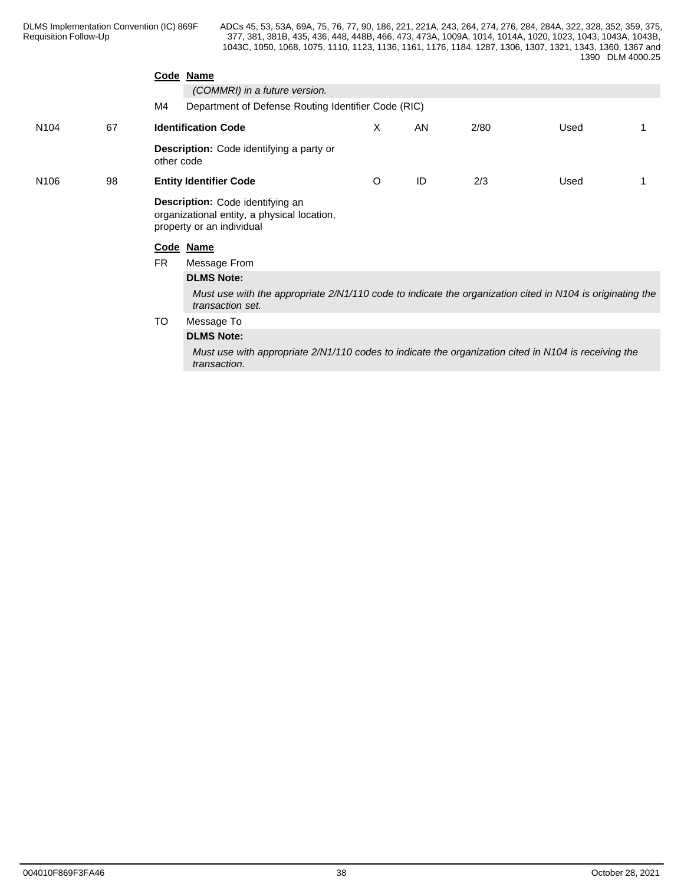**Code Name**

*(COMMRI) in a future version.*

M4 Department of Defense Routing Identifier Code (RIC)

| | | | | | | | |
|---|---|---|---|---|---|---|---|
| N104 | 67 | **Identification Code** | X | AN | 2/80 | Used | 1 |

**Description:** Code identifying a party or other code

| | | | | | | | |
|---|---|---|---|---|---|---|---|
| N106 | 98 | **Entity Identifier Code** | O | ID | 2/3 | Used | 1 |

**Description:** Code identifying an organizational entity, a physical location, property or an individual

**Code Name**

FR Message From

**DLMS Note:**

*Must use with the appropriate 2/N1/110 code to indicate the organization cited in N104 is originating the transaction set.*

TO Message To

**DLMS Note:**

*Must use with appropriate 2/N1/110 codes to indicate the organization cited in N104 is receiving the transaction.*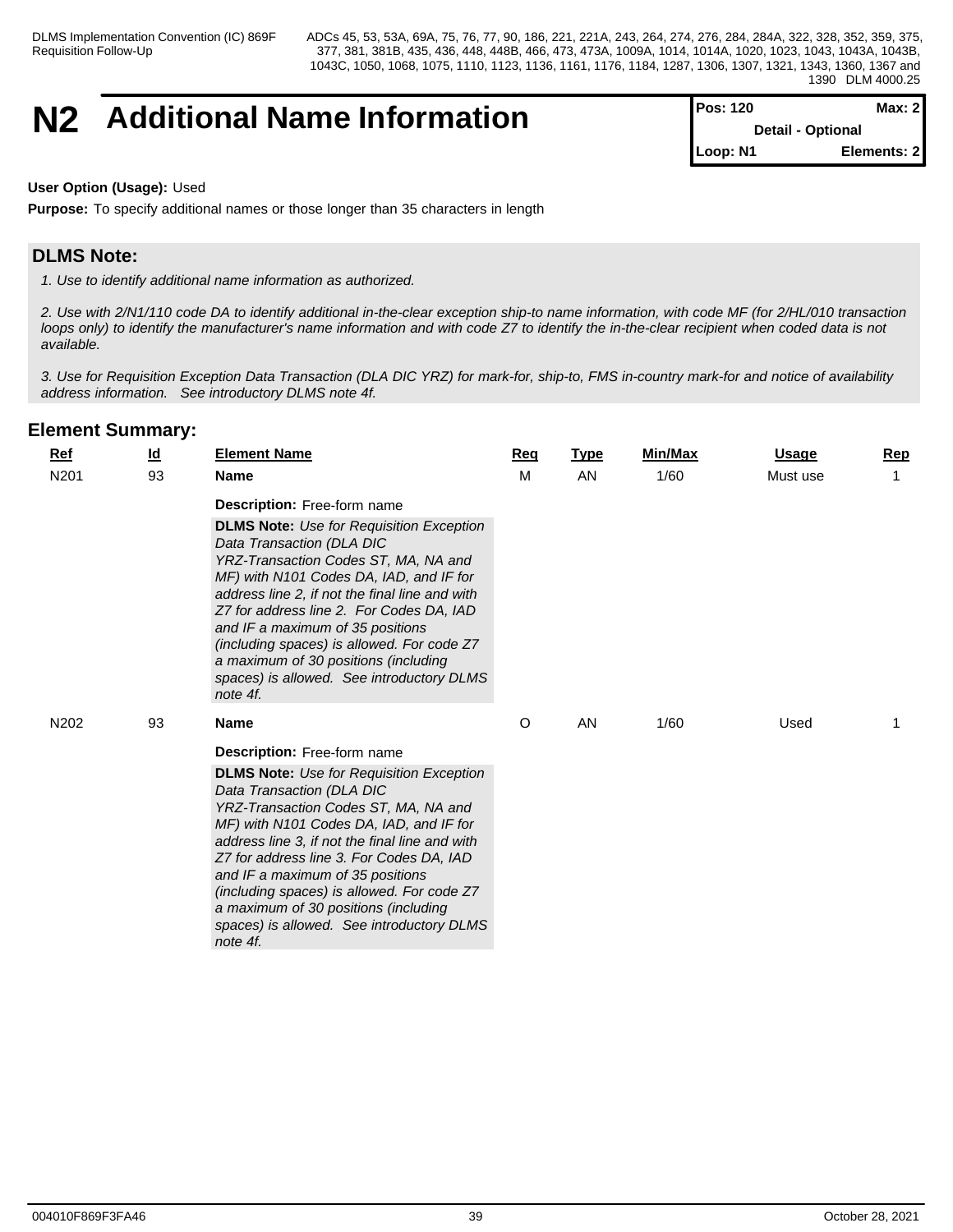# N2 Additional Name Information

| Pos: 120 | Max: 2 |
|---|---|
| Detail - Optional | |
| Loop: N1 | Elements: 2 |

**User Option (Usage):** Used

**Purpose:** To specify additional names or those longer than 35 characters in length

## DLMS Note:

*1. Use to identify additional name information as authorized.*

*2. Use with 2/N1/110 code DA to identify additional in-the-clear exception ship-to name information, with code MF (for 2/HL/010 transaction loops only) to identify the manufacturer's name information and with code Z7 to identify the in-the-clear recipient when coded data is not available.*

*3. Use for Requisition Exception Data Transaction (DLA DIC YRZ) for mark-for, ship-to, FMS in-country mark-for and notice of availability address information. See introductory DLMS note 4f.*

## Element Summary:

| Ref | Id | Element Name | Req | Type | Min/Max | Usage | Rep |
|---|---|---|---|---|---|---|---|
| N201 | 93 | **Name**<br>**Description:** Free-form name<br>**DLMS Note:** *Use for Requisition Exception Data Transaction (DLA DIC YRZ-Transaction Codes ST, MA, NA and MF) with N101 Codes DA, IAD, and IF for address line 2, if not the final line and with Z7 for address line 2. For Codes DA, IAD and IF a maximum of 35 positions (including spaces) is allowed. For code Z7 a maximum of 30 positions (including spaces) is allowed. See introductory DLMS note 4f.* | M | AN | 1/60 | Must use | 1 |
| N202 | 93 | **Name**<br>**Description:** Free-form name<br>**DLMS Note:** *Use for Requisition Exception Data Transaction (DLA DIC YRZ-Transaction Codes ST, MA, NA and MF) with N101 Codes DA, IAD, and IF for address line 3, if not the final line and with Z7 for address line 3. For Codes DA, IAD and IF a maximum of 35 positions (including spaces) is allowed. For code Z7 a maximum of 30 positions (including spaces) is allowed. See introductory DLMS note 4f.* | O | AN | 1/60 | Used | 1 |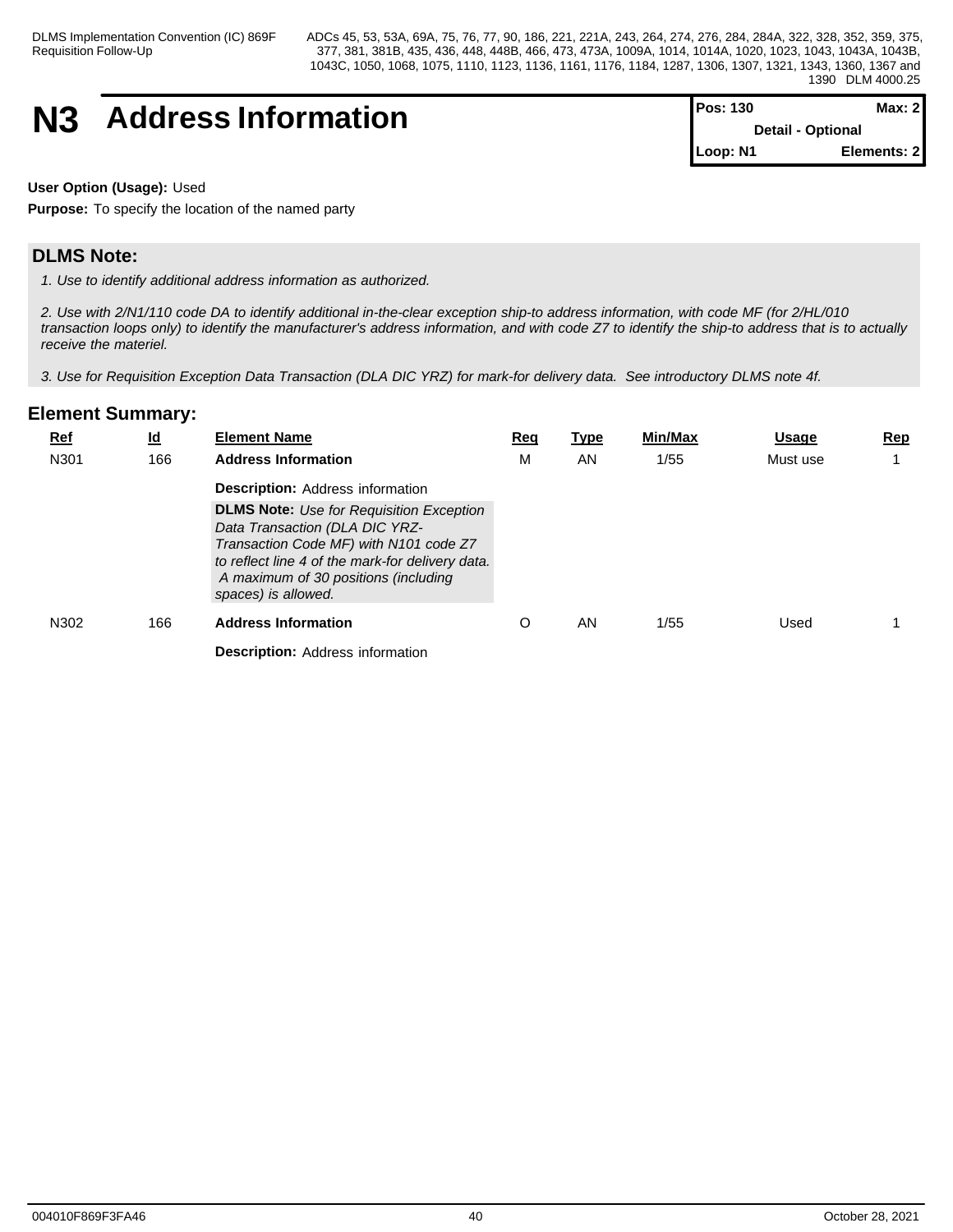# N3 Address Information

| Pos: 130 | Max: 2 |
|---|---|
| Detail - Optional | |
| Loop: N1 | Elements: 2 |

**User Option (Usage):** Used

**Purpose:** To specify the location of the named party

## DLMS Note:

*1. Use to identify additional address information as authorized.*

*2. Use with 2/N1/110 code DA to identify additional in-the-clear exception ship-to address information, with code MF (for 2/HL/010 transaction loops only) to identify the manufacturer's address information, and with code Z7 to identify the ship-to address that is to actually receive the materiel.*

*3. Use for Requisition Exception Data Transaction (DLA DIC YRZ) for mark-for delivery data. See introductory DLMS note 4f.*

## Element Summary:

| Ref | Id | Element Name | Req | Type | Min/Max | Usage | Rep |
|---|---|---|---|---|---|---|---|
| N301 | 166 | **Address Information**<br>**Description:** Address information<br>**DLMS Note:** *Use for Requisition Exception Data Transaction (DLA DIC YRZ-Transaction Code MF) with N101 code Z7 to reflect line 4 of the mark-for delivery data. A maximum of 30 positions (including spaces) is allowed.* | M | AN | 1/55 | Must use | 1 |
| N302 | 166 | **Address Information**<br>**Description:** Address information | O | AN | 1/55 | Used | 1 |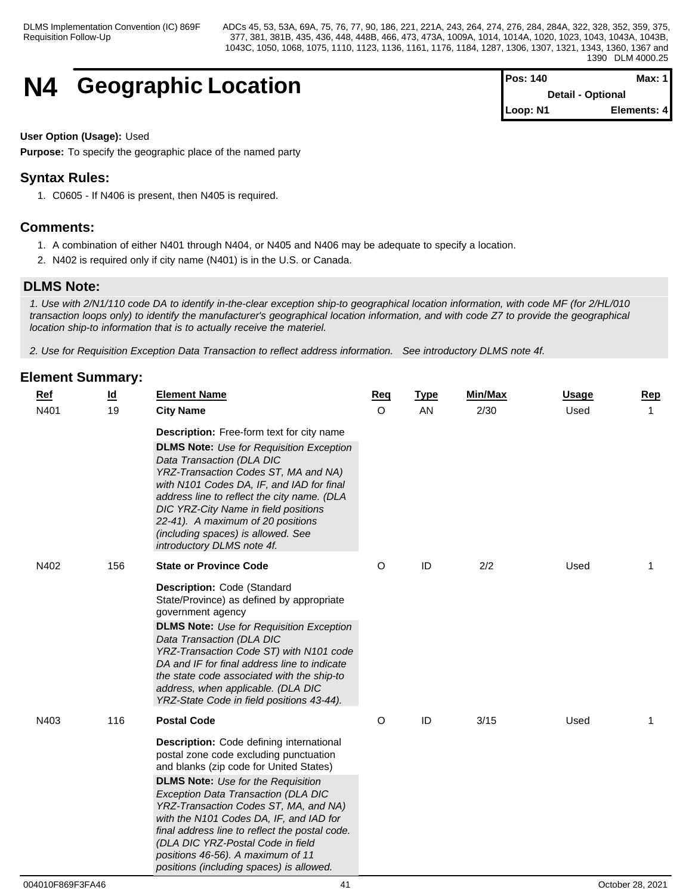# N4 Geographic Location

| Pos: 140 | Max: 1 |
|---|---|
| Detail - Optional | |
| Loop: N1 | Elements: 4 |

**User Option (Usage):** Used

**Purpose:** To specify the geographic place of the named party

## Syntax Rules:

1. C0605 - If N406 is present, then N405 is required.

## Comments:

1. A combination of either N401 through N404, or N405 and N406 may be adequate to specify a location.
2. N402 is required only if city name (N401) is in the U.S. or Canada.

## DLMS Note:

*1. Use with 2/N1/110 code DA to identify in-the-clear exception ship-to geographical location information, with code MF (for 2/HL/010 transaction loops only) to identify the manufacturer's geographical location information, and with code Z7 to provide the geographical location ship-to information that is to actually receive the materiel.*

*2. Use for Requisition Exception Data Transaction to reflect address information. See introductory DLMS note 4f.*

## Element Summary:

| Ref | Id | Element Name | Req | Type | Min/Max | Usage | Rep |
|---|---|---|---|---|---|---|---|
| N401 | 19 | **City Name**<br>**Description:** Free-form text for city name<br>**DLMS Note:** *Use for Requisition Exception Data Transaction (DLA DIC YRZ-Transaction Codes ST, MA and NA) with N101 Codes DA, IF, and IAD for final address line to reflect the city name. (DLA DIC YRZ-City Name in field positions 22-41). A maximum of 20 positions (including spaces) is allowed. See introductory DLMS note 4f.* | O | AN | 2/30 | Used | 1 |
| N402 | 156 | **State or Province Code**<br>**Description:** Code (Standard State/Province) as defined by appropriate government agency<br>**DLMS Note:** *Use for Requisition Exception Data Transaction (DLA DIC YRZ-Transaction Code ST) with N101 code DA and IF for final address line to indicate the state code associated with the ship-to address, when applicable. (DLA DIC YRZ-State Code in field positions 43-44).* | O | ID | 2/2 | Used | 1 |
| N403 | 116 | **Postal Code**<br>**Description:** Code defining international postal zone code excluding punctuation and blanks (zip code for United States)<br>**DLMS Note:** *Use for the Requisition Exception Data Transaction (DLA DIC YRZ-Transaction Codes ST, MA, and NA) with the N101 Codes DA, IF, and IAD for final address line to reflect the postal code. (DLA DIC YRZ-Postal Code in field positions 46-56). A maximum of 11 positions (including spaces) is allowed.* | O | ID | 3/15 | Used | 1 |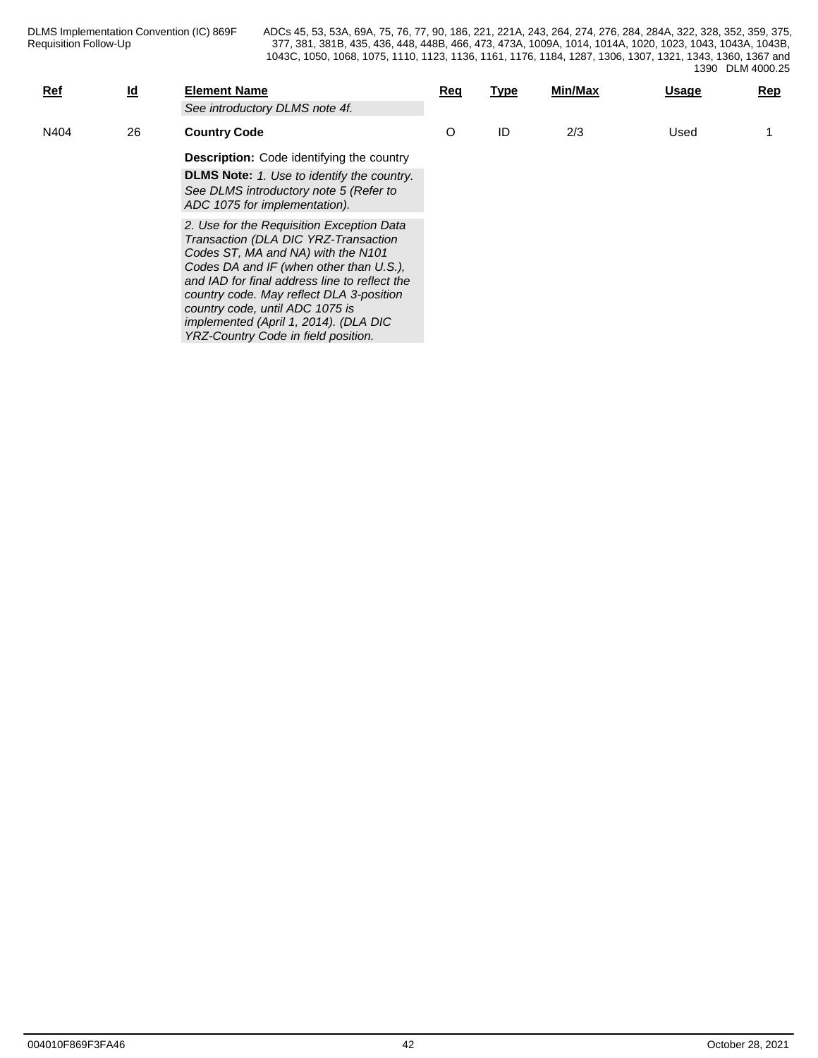| Ref | Id | Element Name | Req | Type | Min/Max | Usage | Rep |
|---|---|---|---|---|---|---|---|
| | | *See introductory DLMS note 4f.* | | | | | |
| N404 | 26 | **Country Code** | O | ID | 2/3 | Used | 1 |

**Description:** Code identifying the country

**DLMS Note:** *1. Use to identify the country. See DLMS introductory note 5 (Refer to ADC 1075 for implementation).*

*2. Use for the Requisition Exception Data Transaction (DLA DIC YRZ-Transaction Codes ST, MA and NA) with the N101 Codes DA and IF (when other than U.S.), and IAD for final address line to reflect the country code. May reflect DLA 3-position country code, until ADC 1075 is implemented (April 1, 2014). (DLA DIC YRZ-Country Code in field position.*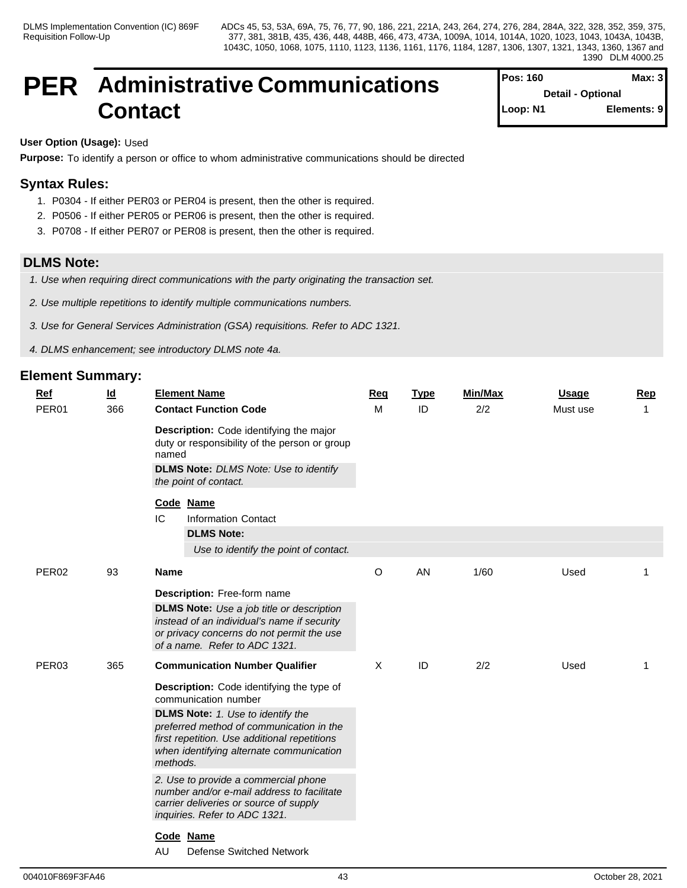# PER Administrative Communications Contact

| Pos: 160 | Max: 3 |
| --- | --- |
| Detail - Optional | |
| Loop: N1 | Elements: 9 |

**User Option (Usage):** Used

**Purpose:** To identify a person or office to whom administrative communications should be directed

## Syntax Rules:

1. P0304 - If either PER03 or PER04 is present, then the other is required.
2. P0506 - If either PER05 or PER06 is present, then the other is required.
3. P0708 - If either PER07 or PER08 is present, then the other is required.

## DLMS Note:

*1. Use when requiring direct communications with the party originating the transaction set.*

*2. Use multiple repetitions to identify multiple communications numbers.*

*3. Use for General Services Administration (GSA) requisitions. Refer to ADC 1321.*

*4. DLMS enhancement; see introductory DLMS note 4a.*

## Element Summary:

| Ref | Id | Element Name | Req | Type | Min/Max | Usage | Rep |
| --- | --- | --- | --- | --- | --- | --- | --- |
| PER01 | 366 | **Contact Function Code** | M | ID | 2/2 | Must use | 1 |
| PER02 | 93 | **Name** | O | AN | 1/60 | Used | 1 |
| PER03 | 365 | **Communication Number Qualifier** | X | ID | 2/2 | Used | 1 |

### PER01 — Contact Function Code

**Description:** Code identifying the major duty or responsibility of the person or group named

**DLMS Note:** *DLMS Note: Use to identify the point of contact.*

| Code | Name |
| --- | --- |
| IC | Information Contact |

**DLMS Note:**

*Use to identify the point of contact.*

### PER02 — Name

**Description:** Free-form name

**DLMS Note:** *Use a job title or description instead of an individual's name if security or privacy concerns do not permit the use of a name. Refer to ADC 1321.*

### PER03 — Communication Number Qualifier

**Description:** Code identifying the type of communication number

**DLMS Note:** *1. Use to identify the preferred method of communication in the first repetition. Use additional repetitions when identifying alternate communication methods.*

*2. Use to provide a commercial phone number and/or e-mail address to facilitate carrier deliveries or source of supply inquiries. Refer to ADC 1321.*

| Code | Name |
| --- | --- |
| AU | Defense Switched Network |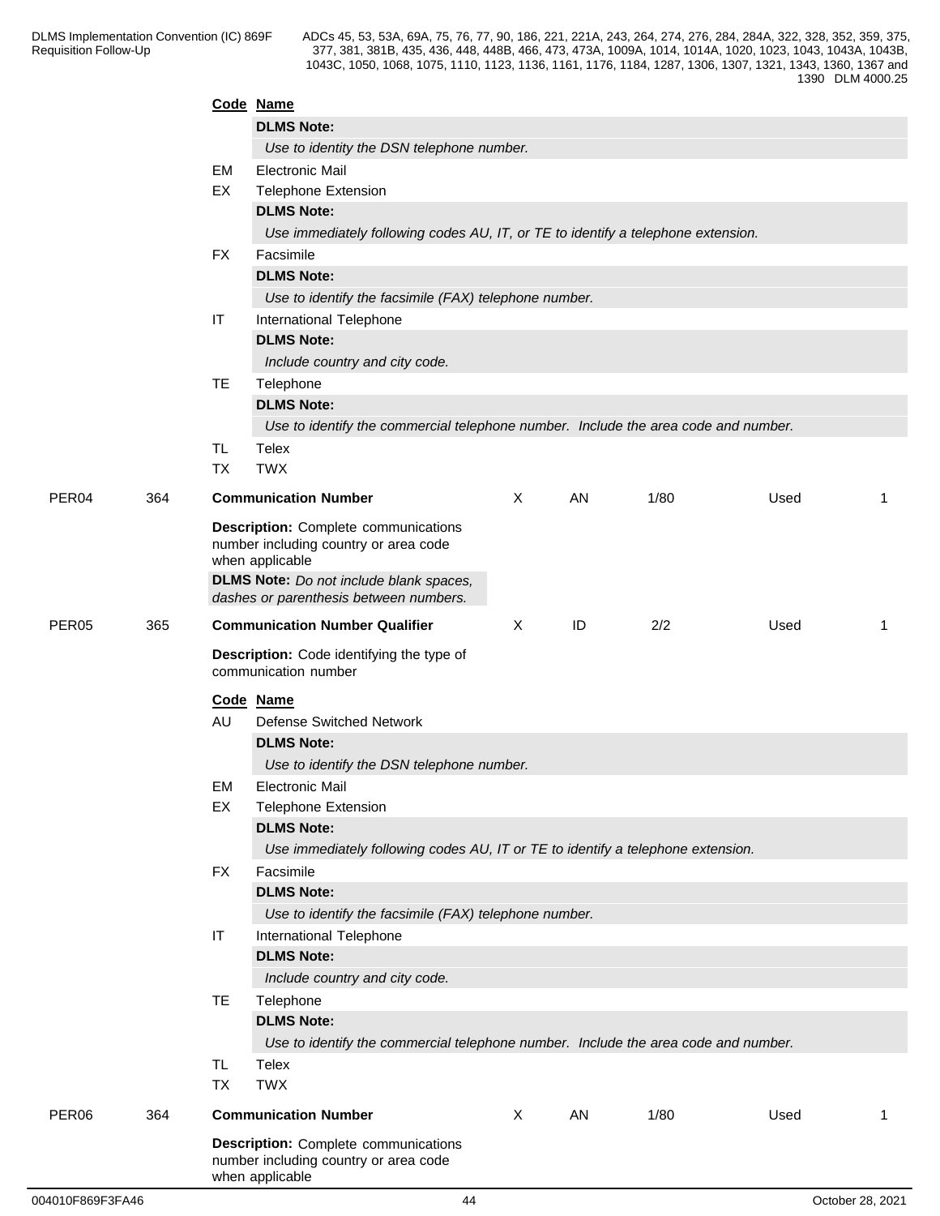**Code Name**

**DLMS Note:**

*Use to identity the DSN telephone number.*

EM Electronic Mail

EX Telephone Extension

**DLMS Note:**

*Use immediately following codes AU, IT, or TE to identify a telephone extension.*

FX Facsimile

**DLMS Note:**

*Use to identify the facsimile (FAX) telephone number.*

IT International Telephone

**DLMS Note:**

*Include country and city code.*

TE Telephone

**DLMS Note:**

*Use to identify the commercial telephone number. Include the area code and number.*

TL Telex

TX TWX

| | | | | | | | |
|---|---|---|---|---|---|---|---|
| PER04 | 364 | **Communication Number** | X | AN | 1/80 | Used | 1 |

**Description:** Complete communications number including country or area code when applicable

**DLMS Note:** *Do not include blank spaces, dashes or parenthesis between numbers.*

| | | | | | | | |
|---|---|---|---|---|---|---|---|
| PER05 | 365 | **Communication Number Qualifier** | X | ID | 2/2 | Used | 1 |

**Description:** Code identifying the type of communication number

**Code Name**

AU Defense Switched Network

**DLMS Note:**

*Use to identify the DSN telephone number.*

EM Electronic Mail

EX Telephone Extension

**DLMS Note:**

*Use immediately following codes AU, IT or TE to identify a telephone extension.*

FX Facsimile

**DLMS Note:**

*Use to identify the facsimile (FAX) telephone number.*

IT International Telephone

**DLMS Note:**

*Include country and city code.*

TE Telephone

**DLMS Note:**

*Use to identify the commercial telephone number. Include the area code and number.*

TL Telex

TX TWX

| | | | | | | | |
|---|---|---|---|---|---|---|---|
| PER06 | 364 | **Communication Number** | X | AN | 1/80 | Used | 1 |

**Description:** Complete communications number including country or area code when applicable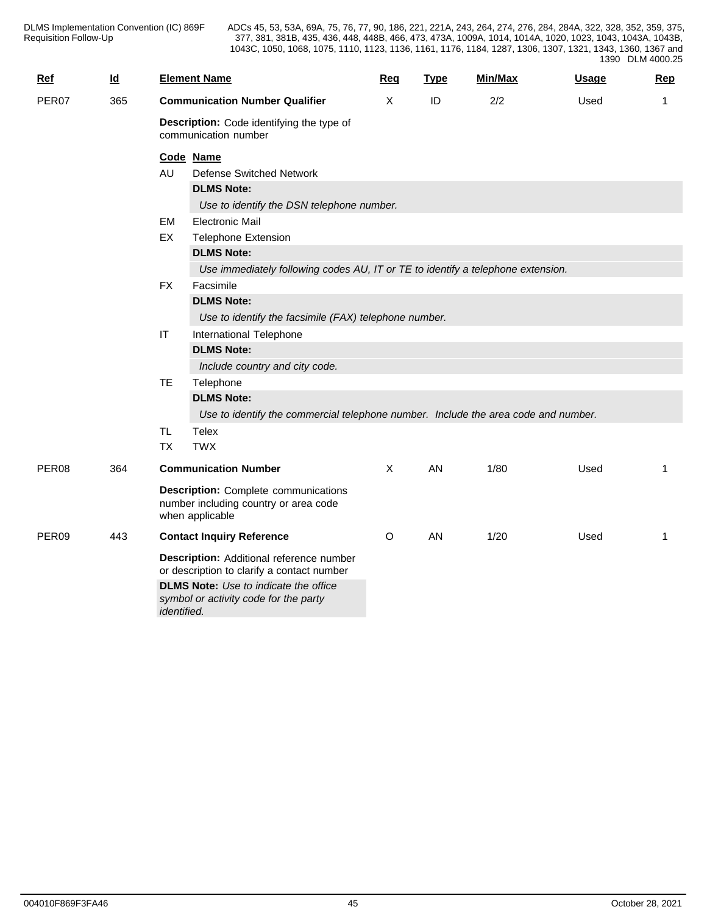| Ref | Id | Element Name | Req | Type | Min/Max | Usage | Rep |
|---|---|---|---|---|---|---|---|
| PER07 | 365 | **Communication Number Qualifier** | X | ID | 2/2 | Used | 1 |

**Description:** Code identifying the type of communication number

| Code | Name |
|---|---|
| AU | Defense Switched Network |
| | **DLMS Note:** *Use to identify the DSN telephone number.* |
| EM | Electronic Mail |
| EX | Telephone Extension |
| | **DLMS Note:** *Use immediately following codes AU, IT or TE to identify a telephone extension.* |
| FX | Facsimile |
| | **DLMS Note:** *Use to identify the facsimile (FAX) telephone number.* |
| IT | International Telephone |
| | **DLMS Note:** *Include country and city code.* |
| TE | Telephone |
| | **DLMS Note:** *Use to identify the commercial telephone number. Include the area code and number.* |
| TL | Telex |
| TX | TWX |

| Ref | Id | Element Name | Req | Type | Min/Max | Usage | Rep |
|---|---|---|---|---|---|---|---|
| PER08 | 364 | **Communication Number** | X | AN | 1/80 | Used | 1 |

**Description:** Complete communications number including country or area code when applicable

| Ref | Id | Element Name | Req | Type | Min/Max | Usage | Rep |
|---|---|---|---|---|---|---|---|
| PER09 | 443 | **Contact Inquiry Reference** | O | AN | 1/20 | Used | 1 |

**Description:** Additional reference number or description to clarify a contact number

**DLMS Note:** *Use to indicate the office symbol or activity code for the party identified.*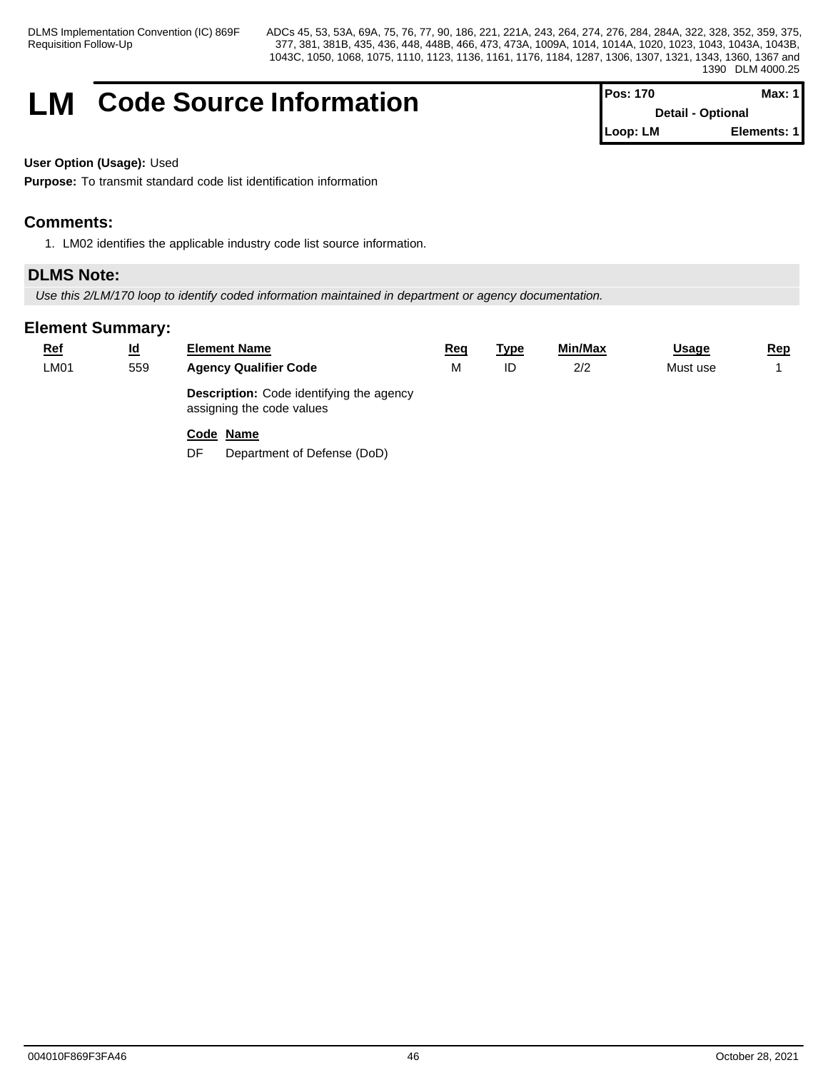# LM Code Source Information

| Pos: 170 | Max: 1 |
|---|---|
| Detail - Optional | |
| Loop: LM | Elements: 1 |

**User Option (Usage):** Used

**Purpose:** To transmit standard code list identification information

## Comments:

1. LM02 identifies the applicable industry code list source information.

## DLMS Note:

*Use this 2/LM/170 loop to identify coded information maintained in department or agency documentation.*

## Element Summary:

| Ref | Id | Element Name | Req | Type | Min/Max | Usage | Rep |
|---|---|---|---|---|---|---|---|
| LM01 | 559 | **Agency Qualifier Code** | M | ID | 2/2 | Must use | 1 |

**Description:** Code identifying the agency assigning the code values

| Code | Name |
|---|---|
| DF | Department of Defense (DoD) |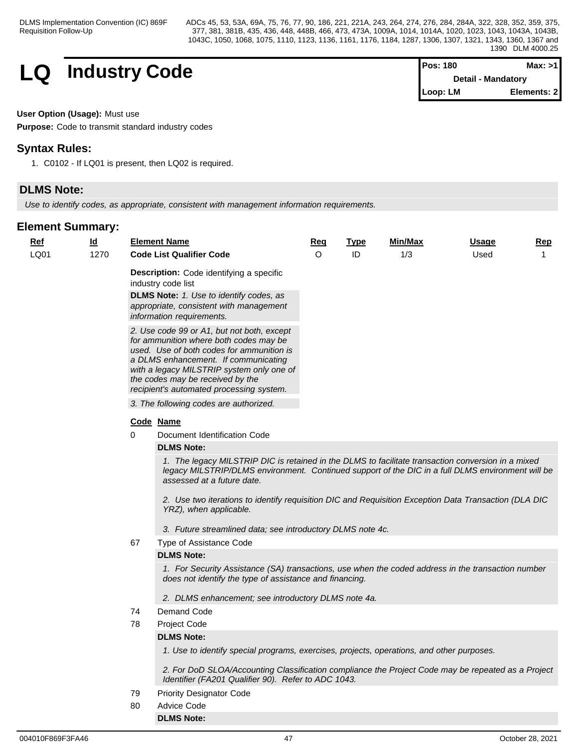# LQ Industry Code

| Pos: 180 | Max: >1 |
|---|---|
| Detail - Mandatory | |
| Loop: LM | Elements: 2 |

**User Option (Usage):** Must use

**Purpose:** Code to transmit standard industry codes

## Syntax Rules:

1. C0102 - If LQ01 is present, then LQ02 is required.

## DLMS Note:

*Use to identify codes, as appropriate, consistent with management information requirements.*

## Element Summary:

| Ref | Id | Element Name | Req | Type | Min/Max | Usage | Rep |
|---|---|---|---|---|---|---|---|
| LQ01 | 1270 | **Code List Qualifier Code** | O | ID | 1/3 | Used | 1 |

**Description:** Code identifying a specific industry code list

**DLMS Note:** *1. Use to identify codes, as appropriate, consistent with management information requirements.*

*2. Use code 99 or A1, but not both, except for ammunition where both codes may be used. Use of both codes for ammunition is a DLMS enhancement. If communicating with a legacy MILSTRIP system only one of the codes may be received by the recipient's automated processing system.*

*3. The following codes are authorized.*

| Code | Name |
|---|---|
| 0 | Document Identification Code |

**DLMS Note:**

*1. The legacy MILSTRIP DIC is retained in the DLMS to facilitate transaction conversion in a mixed legacy MILSTRIP/DLMS environment. Continued support of the DIC in a full DLMS environment will be assessed at a future date.*

*2. Use two iterations to identify requisition DIC and Requisition Exception Data Transaction (DLA DIC YRZ), when applicable.*

*3. Future streamlined data; see introductory DLMS note 4c.*

| Code | Name |
|---|---|
| 67 | Type of Assistance Code |

**DLMS Note:**

*1. For Security Assistance (SA) transactions, use when the coded address in the transaction number does not identify the type of assistance and financing.*

*2. DLMS enhancement; see introductory DLMS note 4a.*

| Code | Name |
|---|---|
| 74 | Demand Code |
| 78 | Project Code |

**DLMS Note:**

*1. Use to identify special programs, exercises, projects, operations, and other purposes.*

*2. For DoD SLOA/Accounting Classification compliance the Project Code may be repeated as a Project Identifier (FA201 Qualifier 90). Refer to ADC 1043.*

| Code | Name |
|---|---|
| 79 | Priority Designator Code |
| 80 | Advice Code |

**DLMS Note:**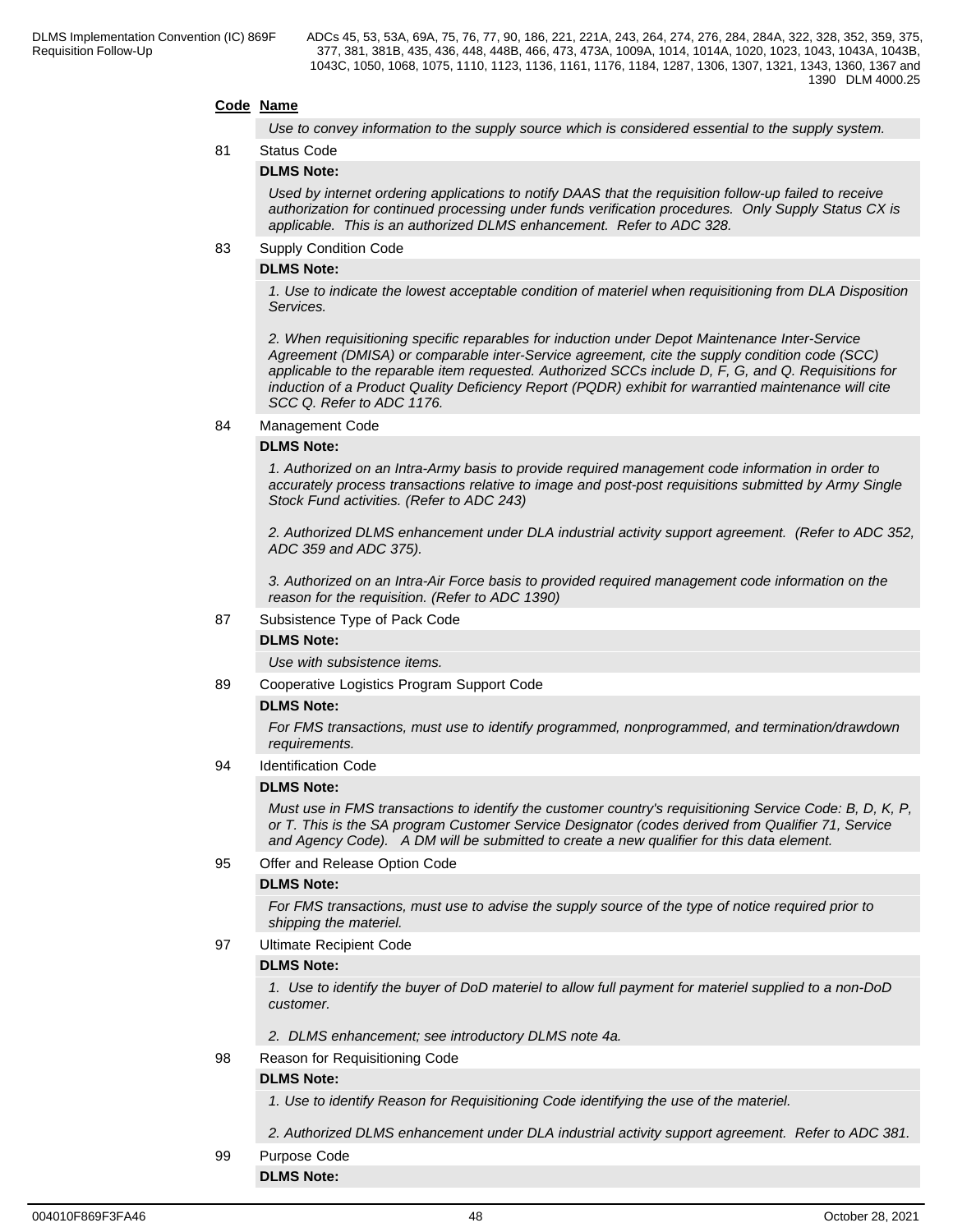**Code** **Name**

*Use to convey information to the supply source which is considered essential to the supply system.*

81 Status Code

**DLMS Note:**

*Used by internet ordering applications to notify DAAS that the requisition follow-up failed to receive authorization for continued processing under funds verification procedures. Only Supply Status CX is applicable. This is an authorized DLMS enhancement. Refer to ADC 328.*

83 Supply Condition Code

**DLMS Note:**

*1. Use to indicate the lowest acceptable condition of materiel when requisitioning from DLA Disposition Services.*

*2. When requisitioning specific reparables for induction under Depot Maintenance Inter-Service Agreement (DMISA) or comparable inter-Service agreement, cite the supply condition code (SCC) applicable to the reparable item requested. Authorized SCCs include D, F, G, and Q. Requisitions for induction of a Product Quality Deficiency Report (PQDR) exhibit for warrantied maintenance will cite SCC Q. Refer to ADC 1176.*

84 Management Code

**DLMS Note:**

*1. Authorized on an Intra-Army basis to provide required management code information in order to accurately process transactions relative to image and post-post requisitions submitted by Army Single Stock Fund activities. (Refer to ADC 243)*

*2. Authorized DLMS enhancement under DLA industrial activity support agreement. (Refer to ADC 352, ADC 359 and ADC 375).*

*3. Authorized on an Intra-Air Force basis to provided required management code information on the reason for the requisition. (Refer to ADC 1390)*

87 Subsistence Type of Pack Code

**DLMS Note:**

*Use with subsistence items.*

89 Cooperative Logistics Program Support Code

**DLMS Note:**

*For FMS transactions, must use to identify programmed, nonprogrammed, and termination/drawdown requirements.*

94 Identification Code

**DLMS Note:**

*Must use in FMS transactions to identify the customer country's requisitioning Service Code: B, D, K, P, or T. This is the SA program Customer Service Designator (codes derived from Qualifier 71, Service and Agency Code). A DM will be submitted to create a new qualifier for this data element.*

95 Offer and Release Option Code

**DLMS Note:**

*For FMS transactions, must use to advise the supply source of the type of notice required prior to shipping the materiel.*

97 Ultimate Recipient Code

**DLMS Note:**

*1. Use to identify the buyer of DoD materiel to allow full payment for materiel supplied to a non-DoD customer.*

*2. DLMS enhancement; see introductory DLMS note 4a.*

98 Reason for Requisitioning Code

**DLMS Note:**

*1. Use to identify Reason for Requisitioning Code identifying the use of the materiel.*

*2. Authorized DLMS enhancement under DLA industrial activity support agreement. Refer to ADC 381.*

99 Purpose Code

**DLMS Note:**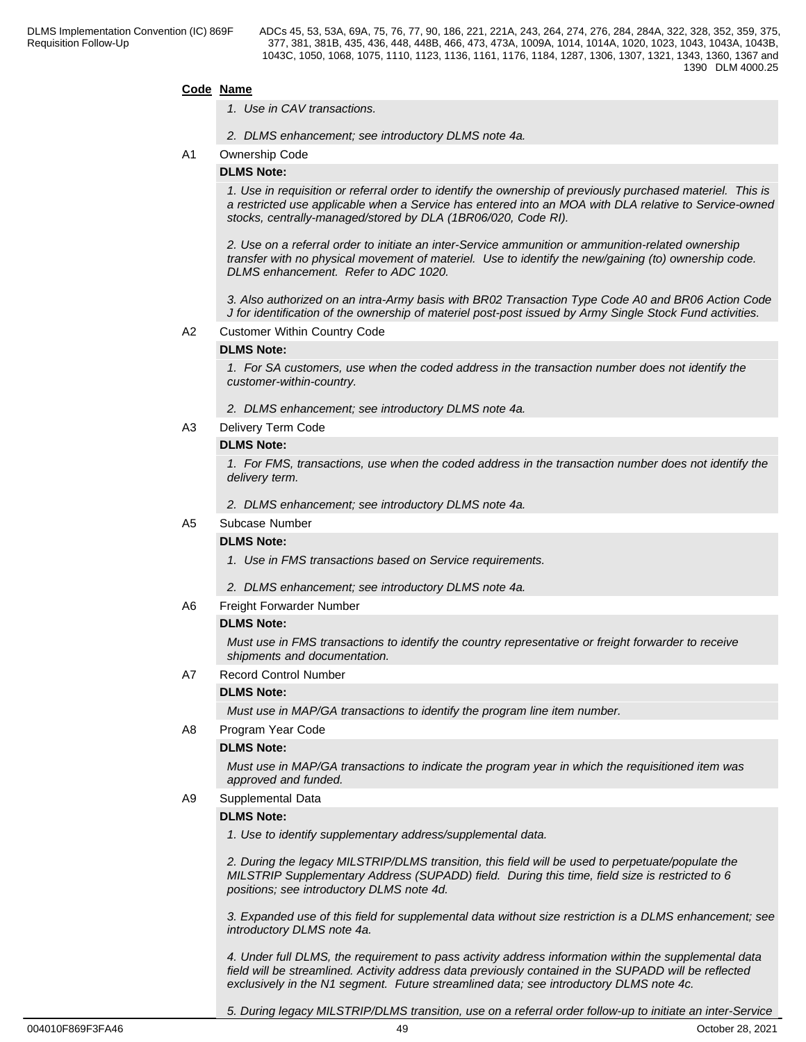**Code Name**

*1. Use in CAV transactions.*

*2. DLMS enhancement; see introductory DLMS note 4a.*

A1 Ownership Code

**DLMS Note:**

*1. Use in requisition or referral order to identify the ownership of previously purchased materiel. This is a restricted use applicable when a Service has entered into an MOA with DLA relative to Service-owned stocks, centrally-managed/stored by DLA (1BR06/020, Code RI).*

*2. Use on a referral order to initiate an inter-Service ammunition or ammunition-related ownership transfer with no physical movement of materiel. Use to identify the new/gaining (to) ownership code. DLMS enhancement. Refer to ADC 1020.*

*3. Also authorized on an intra-Army basis with BR02 Transaction Type Code A0 and BR06 Action Code J for identification of the ownership of materiel post-post issued by Army Single Stock Fund activities.*

A2 Customer Within Country Code

**DLMS Note:**

*1. For SA customers, use when the coded address in the transaction number does not identify the customer-within-country.*

*2. DLMS enhancement; see introductory DLMS note 4a.*

A3 Delivery Term Code

**DLMS Note:**

*1. For FMS, transactions, use when the coded address in the transaction number does not identify the delivery term.*

*2. DLMS enhancement; see introductory DLMS note 4a.*

A5 Subcase Number

**DLMS Note:**

*1. Use in FMS transactions based on Service requirements.*

*2. DLMS enhancement; see introductory DLMS note 4a.*

A6 Freight Forwarder Number

**DLMS Note:**

*Must use in FMS transactions to identify the country representative or freight forwarder to receive shipments and documentation.*

A7 Record Control Number

**DLMS Note:**

*Must use in MAP/GA transactions to identify the program line item number.*

A8 Program Year Code

**DLMS Note:**

*Must use in MAP/GA transactions to indicate the program year in which the requisitioned item was approved and funded.*

A9 Supplemental Data

**DLMS Note:**

*1. Use to identify supplementary address/supplemental data.*

*2. During the legacy MILSTRIP/DLMS transition, this field will be used to perpetuate/populate the MILSTRIP Supplementary Address (SUPADD) field. During this time, field size is restricted to 6 positions; see introductory DLMS note 4d.*

*3. Expanded use of this field for supplemental data without size restriction is a DLMS enhancement; see introductory DLMS note 4a.*

*4. Under full DLMS, the requirement to pass activity address information within the supplemental data field will be streamlined. Activity address data previously contained in the SUPADD will be reflected exclusively in the N1 segment. Future streamlined data; see introductory DLMS note 4c.*

*5. During legacy MILSTRIP/DLMS transition, use on a referral order follow-up to initiate an inter-Service*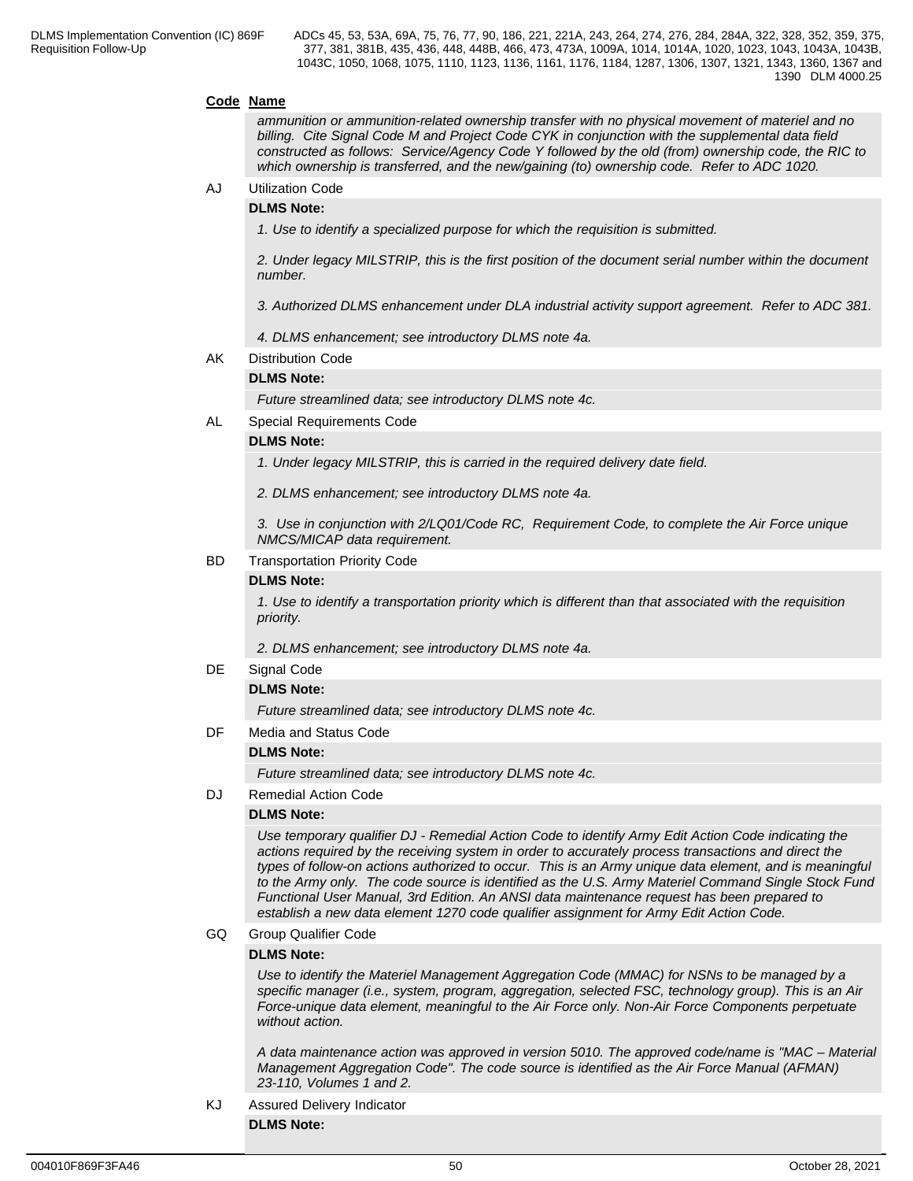**Code Name**

*ammunition or ammunition-related ownership transfer with no physical movement of materiel and no billing. Cite Signal Code M and Project Code CYK in conjunction with the supplemental data field constructed as follows: Service/Agency Code Y followed by the old (from) ownership code, the RIC to which ownership is transferred, and the new/gaining (to) ownership code. Refer to ADC 1020.*

AJ Utilization Code

**DLMS Note:**

*1. Use to identify a specialized purpose for which the requisition is submitted.*

*2. Under legacy MILSTRIP, this is the first position of the document serial number within the document number.*

*3. Authorized DLMS enhancement under DLA industrial activity support agreement. Refer to ADC 381.*

*4. DLMS enhancement; see introductory DLMS note 4a.*

AK Distribution Code

**DLMS Note:**

*Future streamlined data; see introductory DLMS note 4c.*

AL Special Requirements Code

**DLMS Note:**

*1. Under legacy MILSTRIP, this is carried in the required delivery date field.*

*2. DLMS enhancement; see introductory DLMS note 4a.*

*3. Use in conjunction with 2/LQ01/Code RC, Requirement Code, to complete the Air Force unique NMCS/MICAP data requirement.*

BD Transportation Priority Code

**DLMS Note:**

*1. Use to identify a transportation priority which is different than that associated with the requisition priority.*

*2. DLMS enhancement; see introductory DLMS note 4a.*

DE Signal Code

**DLMS Note:**

*Future streamlined data; see introductory DLMS note 4c.*

DF Media and Status Code

**DLMS Note:**

*Future streamlined data; see introductory DLMS note 4c.*

DJ Remedial Action Code

**DLMS Note:**

*Use temporary qualifier DJ - Remedial Action Code to identify Army Edit Action Code indicating the actions required by the receiving system in order to accurately process transactions and direct the types of follow-on actions authorized to occur. This is an Army unique data element, and is meaningful to the Army only. The code source is identified as the U.S. Army Materiel Command Single Stock Fund Functional User Manual, 3rd Edition. An ANSI data maintenance request has been prepared to establish a new data element 1270 code qualifier assignment for Army Edit Action Code.*

GQ Group Qualifier Code

**DLMS Note:**

*Use to identify the Materiel Management Aggregation Code (MMAC) for NSNs to be managed by a specific manager (i.e., system, program, aggregation, selected FSC, technology group). This is an Air Force-unique data element, meaningful to the Air Force only. Non-Air Force Components perpetuate without action.*

*A data maintenance action was approved in version 5010. The approved code/name is "MAC – Material Management Aggregation Code". The code source is identified as the Air Force Manual (AFMAN) 23-110, Volumes 1 and 2.*

KJ Assured Delivery Indicator

**DLMS Note:**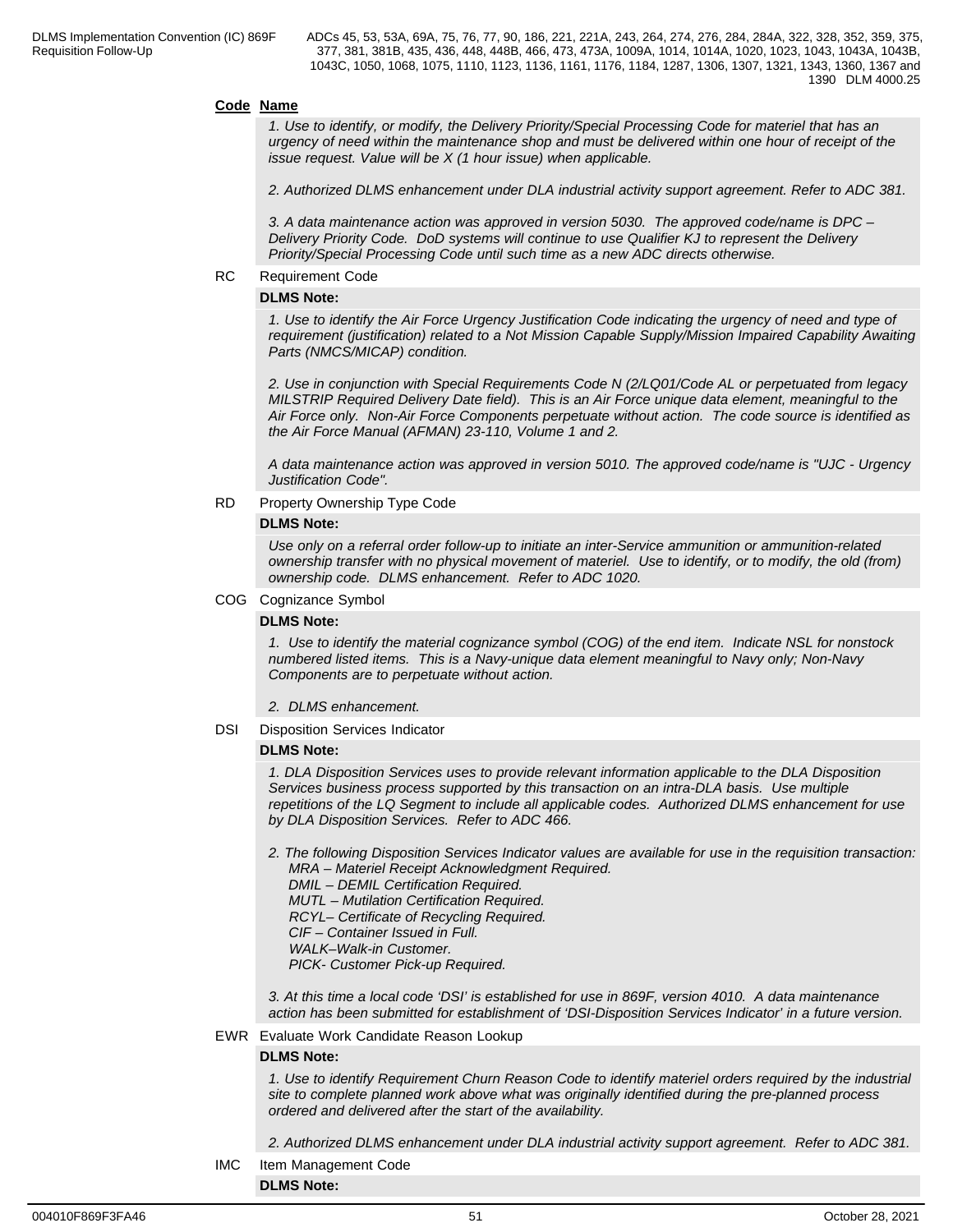**Code Name**

*1. Use to identify, or modify, the Delivery Priority/Special Processing Code for materiel that has an urgency of need within the maintenance shop and must be delivered within one hour of receipt of the issue request. Value will be X (1 hour issue) when applicable.*

*2. Authorized DLMS enhancement under DLA industrial activity support agreement. Refer to ADC 381.*

*3. A data maintenance action was approved in version 5030. The approved code/name is DPC – Delivery Priority Code. DoD systems will continue to use Qualifier KJ to represent the Delivery Priority/Special Processing Code until such time as a new ADC directs otherwise.*

RC Requirement Code

**DLMS Note:**

*1. Use to identify the Air Force Urgency Justification Code indicating the urgency of need and type of requirement (justification) related to a Not Mission Capable Supply/Mission Impaired Capability Awaiting Parts (NMCS/MICAP) condition.*

*2. Use in conjunction with Special Requirements Code N (2/LQ01/Code AL or perpetuated from legacy MILSTRIP Required Delivery Date field). This is an Air Force unique data element, meaningful to the Air Force only. Non-Air Force Components perpetuate without action. The code source is identified as the Air Force Manual (AFMAN) 23-110, Volume 1 and 2.*

*A data maintenance action was approved in version 5010. The approved code/name is "UJC - Urgency Justification Code".*

RD Property Ownership Type Code

**DLMS Note:**

*Use only on a referral order follow-up to initiate an inter-Service ammunition or ammunition-related ownership transfer with no physical movement of materiel. Use to identify, or to modify, the old (from) ownership code. DLMS enhancement. Refer to ADC 1020.*

COG Cognizance Symbol

**DLMS Note:**

*1. Use to identify the material cognizance symbol (COG) of the end item. Indicate NSL for nonstock numbered listed items. This is a Navy-unique data element meaningful to Navy only; Non-Navy Components are to perpetuate without action.*

*2. DLMS enhancement.*

DSI Disposition Services Indicator

**DLMS Note:**

*1. DLA Disposition Services uses to provide relevant information applicable to the DLA Disposition Services business process supported by this transaction on an intra-DLA basis. Use multiple repetitions of the LQ Segment to include all applicable codes. Authorized DLMS enhancement for use by DLA Disposition Services. Refer to ADC 466.*

*2. The following Disposition Services Indicator values are available for use in the requisition transaction:*
*MRA – Materiel Receipt Acknowledgment Required.*
*DMIL – DEMIL Certification Required.*
*MUTL – Mutilation Certification Required.*
*RCYL– Certificate of Recycling Required.*
*CIF – Container Issued in Full.*
*WALK–Walk-in Customer.*
*PICK- Customer Pick-up Required.*

*3. At this time a local code 'DSI' is established for use in 869F, version 4010. A data maintenance action has been submitted for establishment of 'DSI-Disposition Services Indicator' in a future version.*

EWR Evaluate Work Candidate Reason Lookup

**DLMS Note:**

*1. Use to identify Requirement Churn Reason Code to identify materiel orders required by the industrial site to complete planned work above what was originally identified during the pre-planned process ordered and delivered after the start of the availability.*

*2. Authorized DLMS enhancement under DLA industrial activity support agreement. Refer to ADC 381.*

IMC Item Management Code

**DLMS Note:**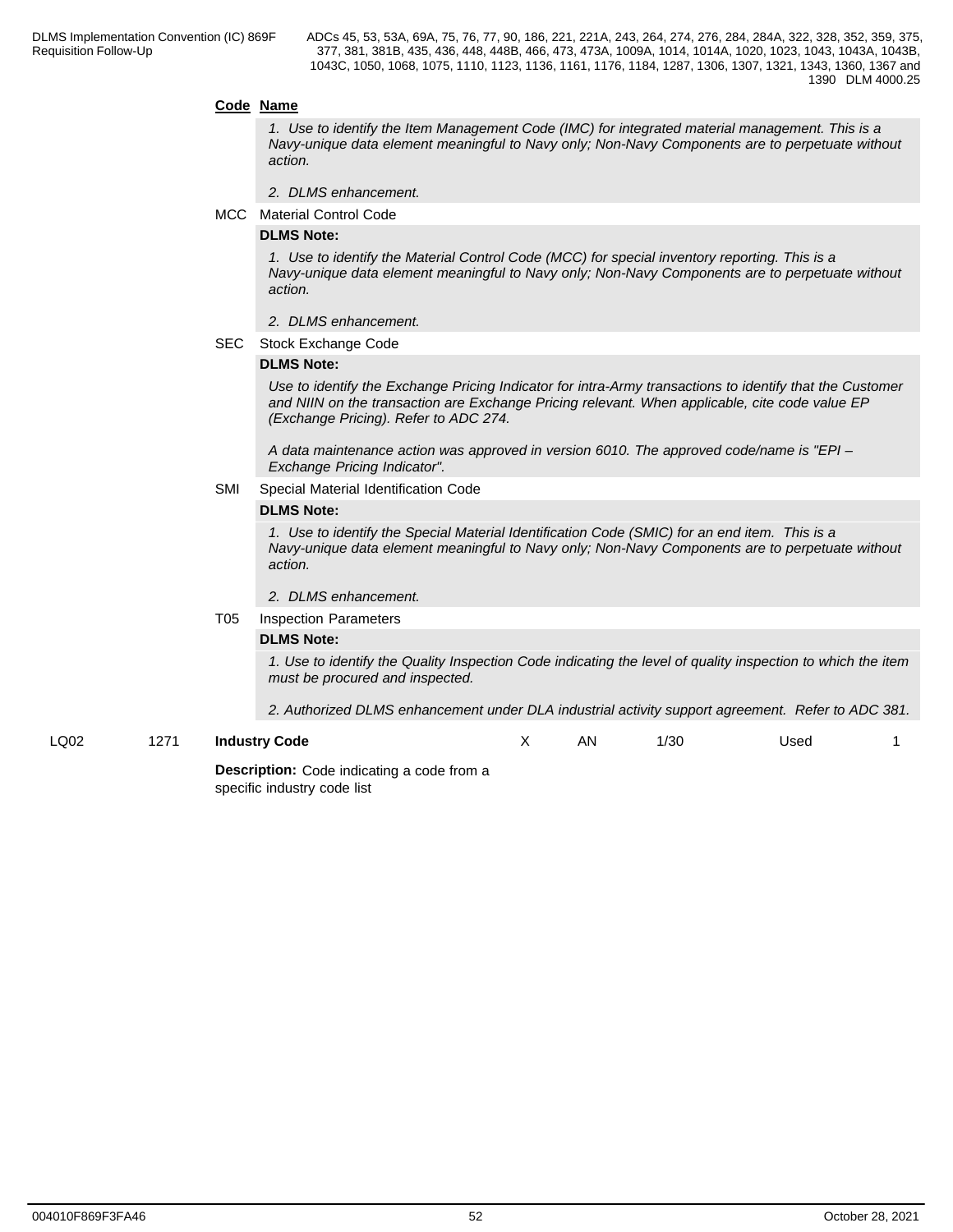**Code Name**

*1. Use to identify the Item Management Code (IMC) for integrated material management. This is a Navy-unique data element meaningful to Navy only; Non-Navy Components are to perpetuate without action.*

*2. DLMS enhancement.*

MCC Material Control Code

**DLMS Note:**

*1. Use to identify the Material Control Code (MCC) for special inventory reporting. This is a Navy-unique data element meaningful to Navy only; Non-Navy Components are to perpetuate without action.*

*2. DLMS enhancement.*

SEC Stock Exchange Code

**DLMS Note:**

*Use to identify the Exchange Pricing Indicator for intra-Army transactions to identify that the Customer and NIIN on the transaction are Exchange Pricing relevant. When applicable, cite code value EP (Exchange Pricing). Refer to ADC 274.*

*A data maintenance action was approved in version 6010. The approved code/name is "EPI – Exchange Pricing Indicator".*

SMI Special Material Identification Code

**DLMS Note:**

*1. Use to identify the Special Material Identification Code (SMIC) for an end item. This is a Navy-unique data element meaningful to Navy only; Non-Navy Components are to perpetuate without action.*

*2. DLMS enhancement.*

T05 Inspection Parameters

**DLMS Note:**

*1. Use to identify the Quality Inspection Code indicating the level of quality inspection to which the item must be procured and inspected.*

*2. Authorized DLMS enhancement under DLA industrial activity support agreement. Refer to ADC 381.*

| | | | | | | | |
|---|---|---|---|---|---|---|---|
| LQ02 | 1271 | **Industry Code** | X | AN | 1/30 | Used | 1 |

**Description:** Code indicating a code from a specific industry code list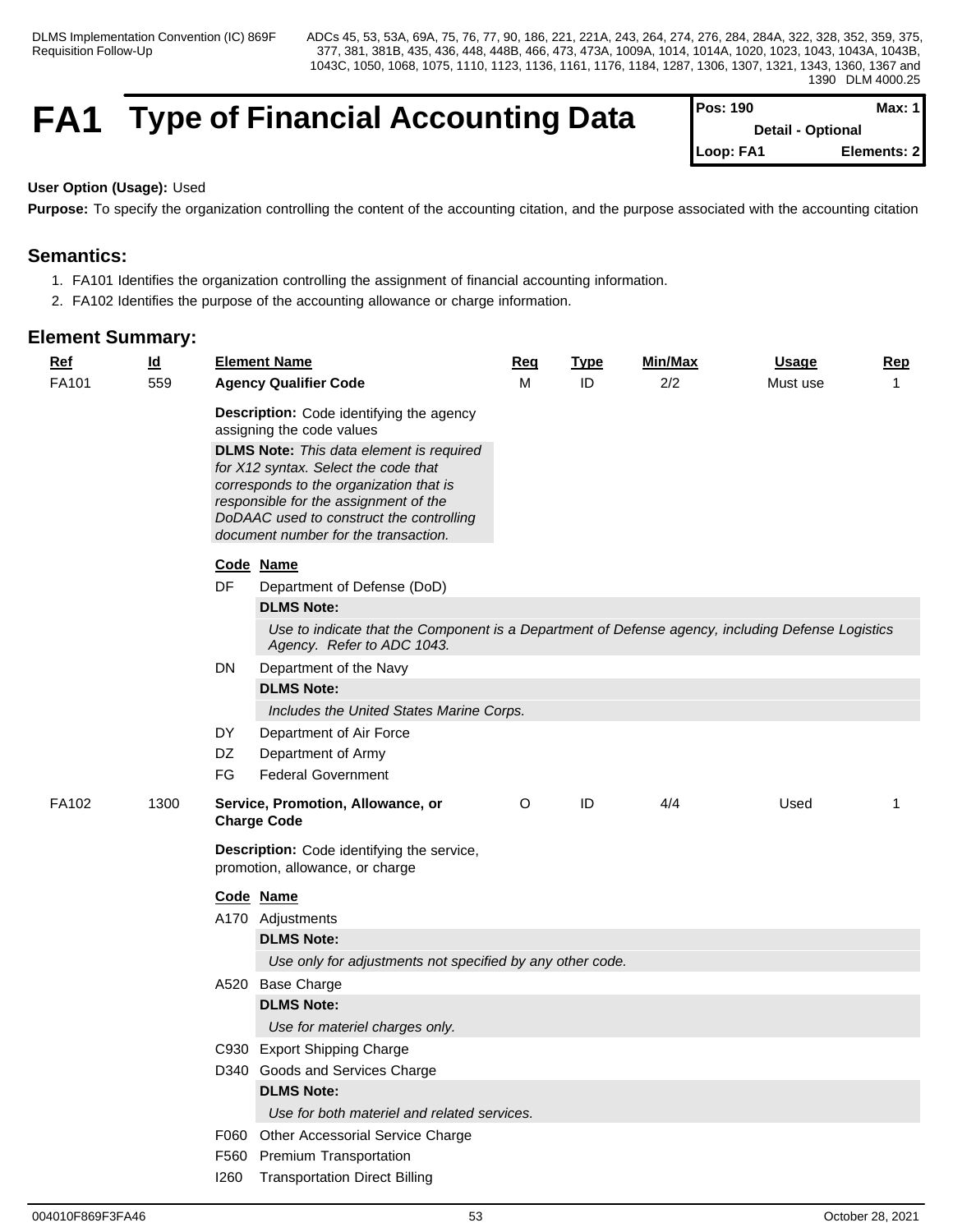# FA1 Type of Financial Accounting Data

| Pos: 190 | Max: 1 |
|---|---|
| Detail - Optional | |
| Loop: FA1 | Elements: 2 |

**User Option (Usage):** Used

**Purpose:** To specify the organization controlling the content of the accounting citation, and the purpose associated with the accounting citation

## Semantics:

1. FA101 Identifies the organization controlling the assignment of financial accounting information.
2. FA102 Identifies the purpose of the accounting allowance or charge information.

## Element Summary:

| Ref | Id | Element Name | Req | Type | Min/Max | Usage | Rep |
|---|---|---|---|---|---|---|---|
| FA101 | 559 | **Agency Qualifier Code** | M | ID | 2/2 | Must use | 1 |

**Description:** Code identifying the agency assigning the code values

**DLMS Note:** *This data element is required for X12 syntax. Select the code that corresponds to the organization that is responsible for the assignment of the DoDAAC used to construct the controlling document number for the transaction.*

| Code | Name |
|---|---|
| DF | Department of Defense (DoD) |
| | **DLMS Note:** *Use to indicate that the Component is a Department of Defense agency, including Defense Logistics Agency. Refer to ADC 1043.* |
| DN | Department of the Navy |
| | **DLMS Note:** *Includes the United States Marine Corps.* |
| DY | Department of Air Force |
| DZ | Department of Army |
| FG | Federal Government |

| Ref | Id | Element Name | Req | Type | Min/Max | Usage | Rep |
|---|---|---|---|---|---|---|---|
| FA102 | 1300 | **Service, Promotion, Allowance, or Charge Code** | O | ID | 4/4 | Used | 1 |

**Description:** Code identifying the service, promotion, allowance, or charge

| Code | Name |
|---|---|
| A170 | Adjustments |
| | **DLMS Note:** *Use only for adjustments not specified by any other code.* |
| A520 | Base Charge |
| | **DLMS Note:** *Use for materiel charges only.* |
| C930 | Export Shipping Charge |
| D340 | Goods and Services Charge |
| | **DLMS Note:** *Use for both materiel and related services.* |
| F060 | Other Accessorial Service Charge |
| F560 | Premium Transportation |
| I260 | Transportation Direct Billing |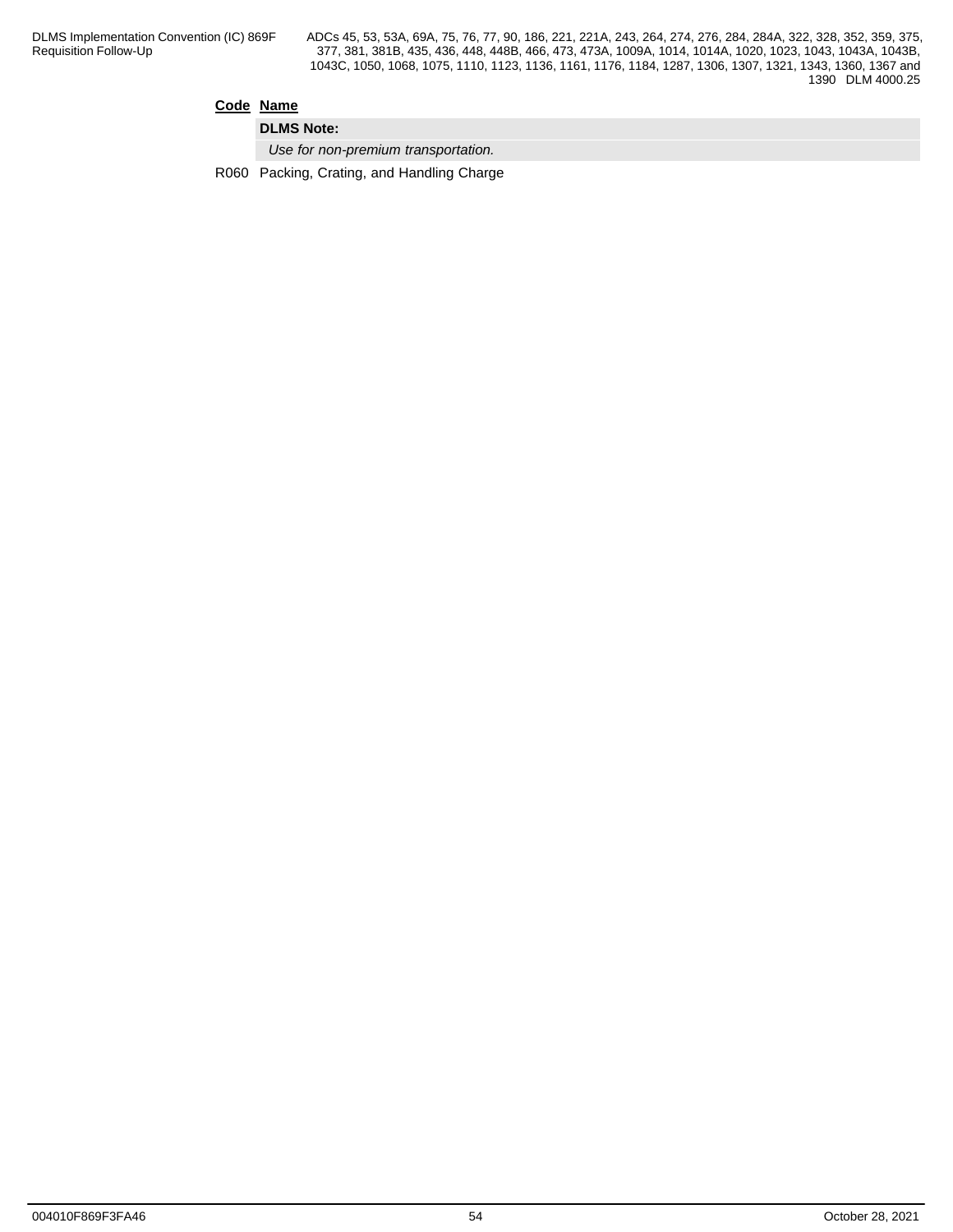| Code | Name |
|---|---|
| | **DLMS Note:** |
| | *Use for non-premium transportation.* |
| R060 | Packing, Crating, and Handling Charge |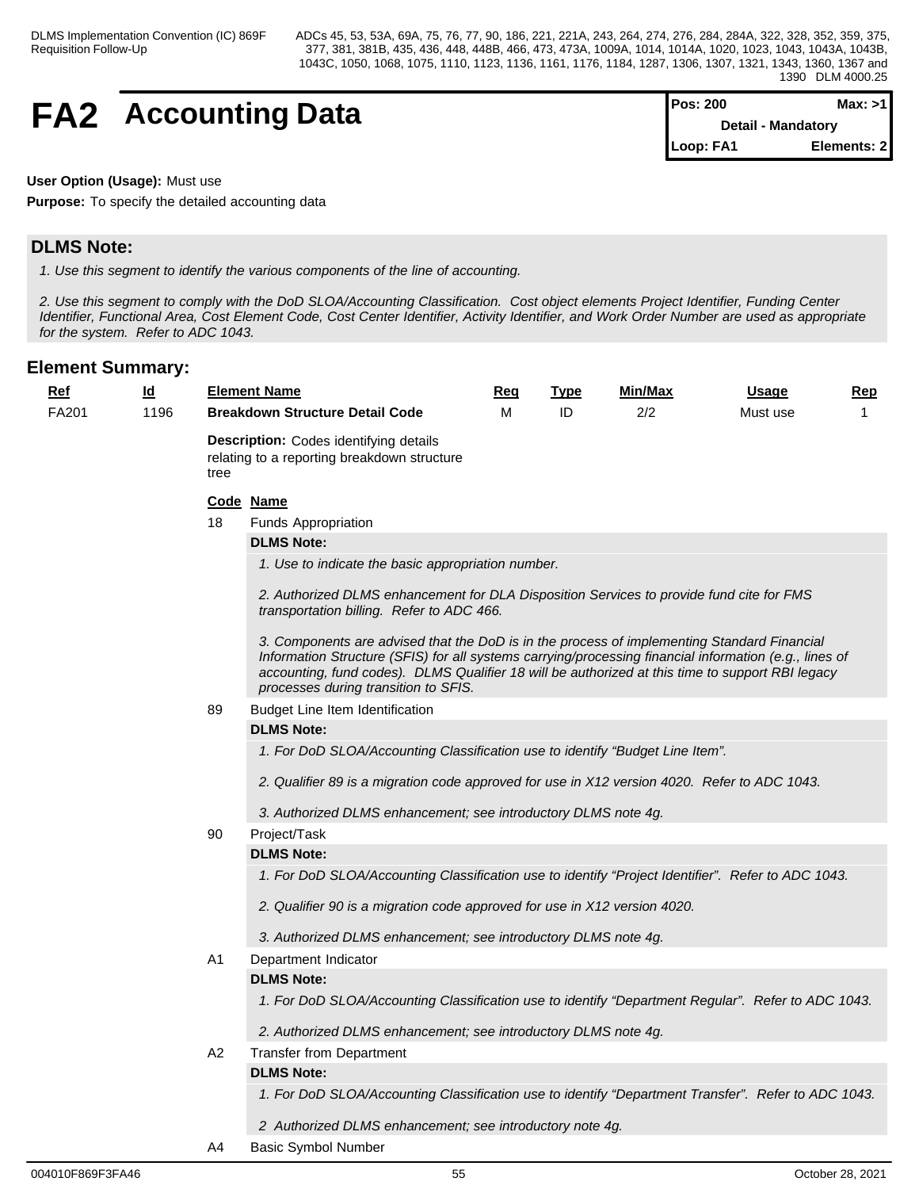# FA2 Accounting Data

| Pos: 200 | Max: >1 |
|---|---|
| Detail - Mandatory | |
| Loop: FA1 | Elements: 2 |

**User Option (Usage):** Must use

**Purpose:** To specify the detailed accounting data

## DLMS Note:

*1. Use this segment to identify the various components of the line of accounting.*

*2. Use this segment to comply with the DoD SLOA/Accounting Classification. Cost object elements Project Identifier, Funding Center Identifier, Functional Area, Cost Element Code, Cost Center Identifier, Activity Identifier, and Work Order Number are used as appropriate for the system. Refer to ADC 1043.*

## Element Summary:

| Ref | Id | Element Name | Req | Type | Min/Max | Usage | Rep |
|---|---|---|---|---|---|---|---|
| FA201 | 1196 | **Breakdown Structure Detail Code** | M | ID | 2/2 | Must use | 1 |

**Description:** Codes identifying details relating to a reporting breakdown structure tree

| Code | Name |
|---|---|
| 18 | Funds Appropriation |

**DLMS Note:**

*1. Use to indicate the basic appropriation number.*

*2. Authorized DLMS enhancement for DLA Disposition Services to provide fund cite for FMS transportation billing. Refer to ADC 466.*

*3. Components are advised that the DoD is in the process of implementing Standard Financial Information Structure (SFIS) for all systems carrying/processing financial information (e.g., lines of accounting, fund codes). DLMS Qualifier 18 will be authorized at this time to support RBI legacy processes during transition to SFIS.*

| Code | Name |
|---|---|
| 89 | Budget Line Item Identification |

**DLMS Note:**

*1. For DoD SLOA/Accounting Classification use to identify "Budget Line Item".*

*2. Qualifier 89 is a migration code approved for use in X12 version 4020. Refer to ADC 1043.*

*3. Authorized DLMS enhancement; see introductory DLMS note 4g.*

| Code | Name |
|---|---|
| 90 | Project/Task |

**DLMS Note:**

*1. For DoD SLOA/Accounting Classification use to identify "Project Identifier". Refer to ADC 1043.*

*2. Qualifier 90 is a migration code approved for use in X12 version 4020.*

*3. Authorized DLMS enhancement; see introductory DLMS note 4g.*

| Code | Name |
|---|---|
| A1 | Department Indicator |

**DLMS Note:**

*1. For DoD SLOA/Accounting Classification use to identify "Department Regular". Refer to ADC 1043.*

*2. Authorized DLMS enhancement; see introductory DLMS note 4g.*

| Code | Name |
|---|---|
| A2 | Transfer from Department |

**DLMS Note:**

*1. For DoD SLOA/Accounting Classification use to identify "Department Transfer". Refer to ADC 1043.*

*2 Authorized DLMS enhancement; see introductory note 4g.*

| Code | Name |
|---|---|
| A4 | Basic Symbol Number |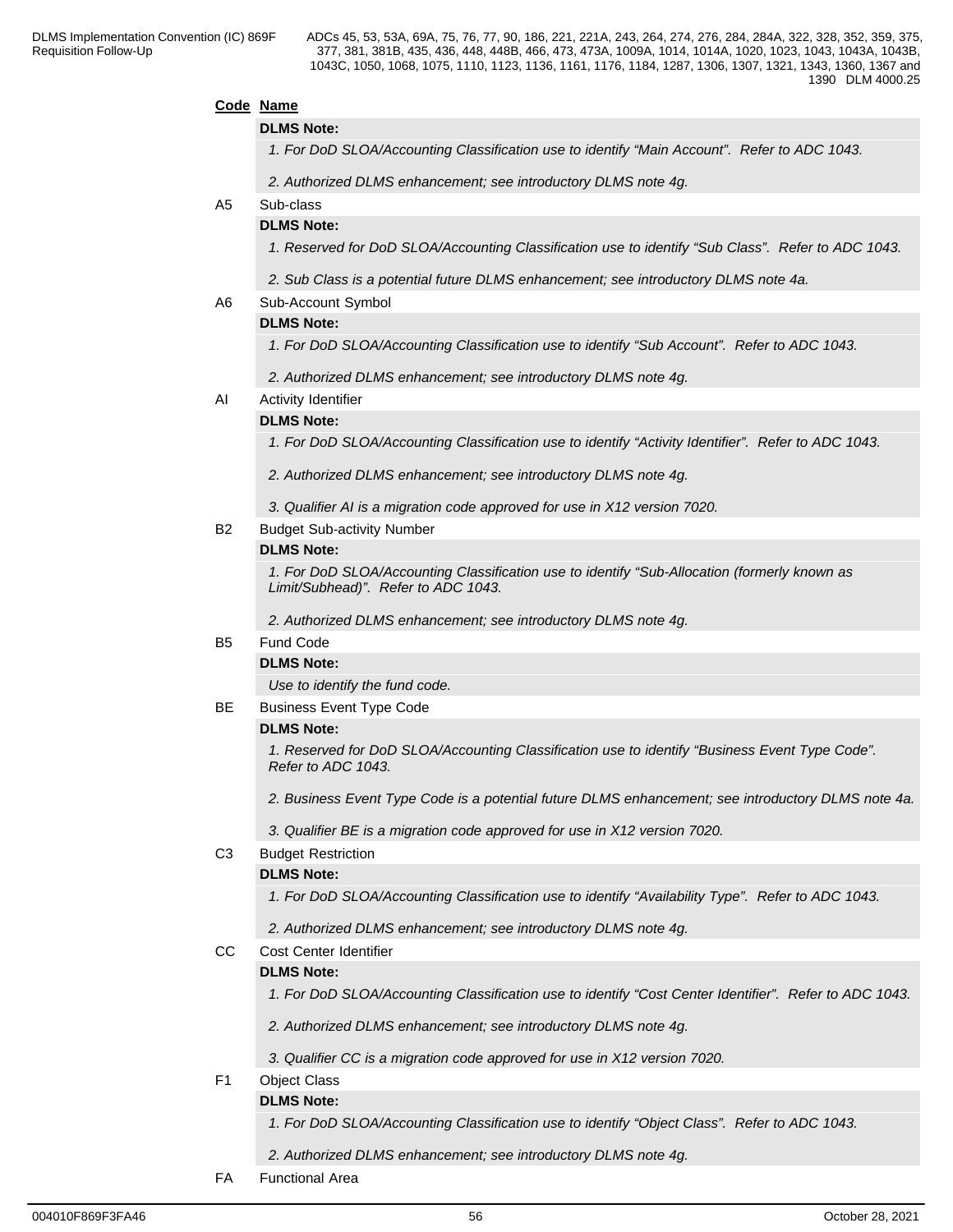**Code Name**

**DLMS Note:**

*1. For DoD SLOA/Accounting Classification use to identify “Main Account”. Refer to ADC 1043.*

*2. Authorized DLMS enhancement; see introductory DLMS note 4g.*

A5 Sub-class

**DLMS Note:**

*1. Reserved for DoD SLOA/Accounting Classification use to identify “Sub Class”. Refer to ADC 1043.*

*2. Sub Class is a potential future DLMS enhancement; see introductory DLMS note 4a.*

A6 Sub-Account Symbol

**DLMS Note:**

*1. For DoD SLOA/Accounting Classification use to identify “Sub Account”. Refer to ADC 1043.*

*2. Authorized DLMS enhancement; see introductory DLMS note 4g.*

AI Activity Identifier

**DLMS Note:**

*1. For DoD SLOA/Accounting Classification use to identify “Activity Identifier”. Refer to ADC 1043.*

*2. Authorized DLMS enhancement; see introductory DLMS note 4g.*

*3. Qualifier AI is a migration code approved for use in X12 version 7020.*

B2 Budget Sub-activity Number

**DLMS Note:**

*1. For DoD SLOA/Accounting Classification use to identify “Sub-Allocation (formerly known as Limit/Subhead)”. Refer to ADC 1043.*

*2. Authorized DLMS enhancement; see introductory DLMS note 4g.*

B5 Fund Code

**DLMS Note:**

*Use to identify the fund code.*

BE Business Event Type Code

**DLMS Note:**

*1. Reserved for DoD SLOA/Accounting Classification use to identify “Business Event Type Code”. Refer to ADC 1043.*

*2. Business Event Type Code is a potential future DLMS enhancement; see introductory DLMS note 4a.*

*3. Qualifier BE is a migration code approved for use in X12 version 7020.*

C3 Budget Restriction

**DLMS Note:**

*1. For DoD SLOA/Accounting Classification use to identify “Availability Type”. Refer to ADC 1043.*

*2. Authorized DLMS enhancement; see introductory DLMS note 4g.*

CC Cost Center Identifier

**DLMS Note:**

*1. For DoD SLOA/Accounting Classification use to identify “Cost Center Identifier”. Refer to ADC 1043.*

*2. Authorized DLMS enhancement; see introductory DLMS note 4g.*

*3. Qualifier CC is a migration code approved for use in X12 version 7020.*

F1 Object Class

**DLMS Note:**

*1. For DoD SLOA/Accounting Classification use to identify “Object Class”. Refer to ADC 1043.*

*2. Authorized DLMS enhancement; see introductory DLMS note 4g.*

FA Functional Area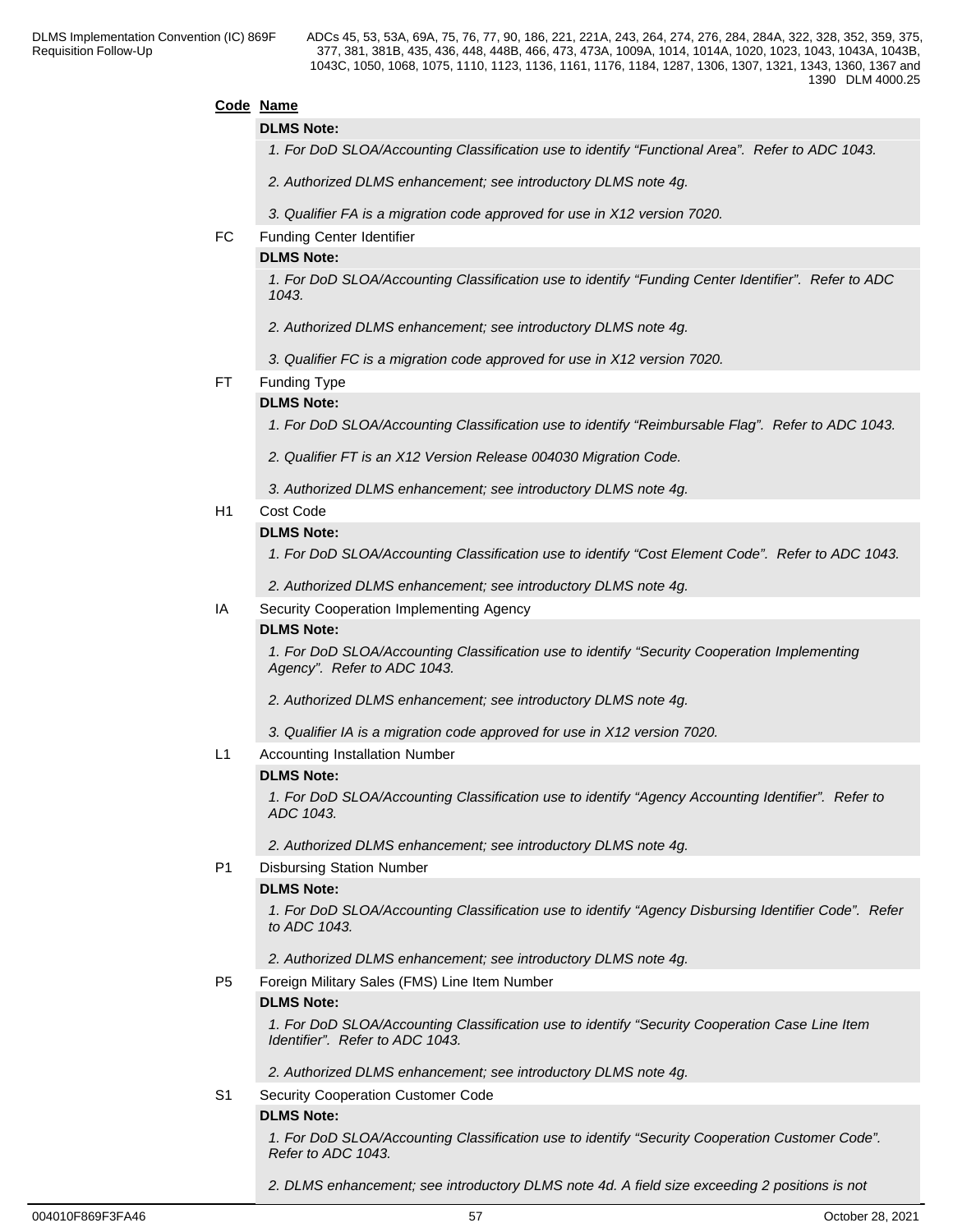**Code Name**

**DLMS Note:**

*1. For DoD SLOA/Accounting Classification use to identify “Functional Area”. Refer to ADC 1043.*

*2. Authorized DLMS enhancement; see introductory DLMS note 4g.*

*3. Qualifier FA is a migration code approved for use in X12 version 7020.*

FC Funding Center Identifier

**DLMS Note:**

*1. For DoD SLOA/Accounting Classification use to identify “Funding Center Identifier”. Refer to ADC 1043.*

*2. Authorized DLMS enhancement; see introductory DLMS note 4g.*

*3. Qualifier FC is a migration code approved for use in X12 version 7020.*

FT Funding Type

**DLMS Note:**

*1. For DoD SLOA/Accounting Classification use to identify “Reimbursable Flag”. Refer to ADC 1043.*

*2. Qualifier FT is an X12 Version Release 004030 Migration Code.*

*3. Authorized DLMS enhancement; see introductory DLMS note 4g.*

H1 Cost Code

**DLMS Note:**

*1. For DoD SLOA/Accounting Classification use to identify “Cost Element Code”. Refer to ADC 1043.*

*2. Authorized DLMS enhancement; see introductory DLMS note 4g.*

IA Security Cooperation Implementing Agency

**DLMS Note:**

*1. For DoD SLOA/Accounting Classification use to identify “Security Cooperation Implementing Agency”. Refer to ADC 1043.*

*2. Authorized DLMS enhancement; see introductory DLMS note 4g.*

*3. Qualifier IA is a migration code approved for use in X12 version 7020.*

L1 Accounting Installation Number

**DLMS Note:**

*1. For DoD SLOA/Accounting Classification use to identify “Agency Accounting Identifier”. Refer to ADC 1043.*

*2. Authorized DLMS enhancement; see introductory DLMS note 4g.*

P1 Disbursing Station Number

**DLMS Note:**

*1. For DoD SLOA/Accounting Classification use to identify “Agency Disbursing Identifier Code”. Refer to ADC 1043.*

*2. Authorized DLMS enhancement; see introductory DLMS note 4g.*

P5 Foreign Military Sales (FMS) Line Item Number

**DLMS Note:**

*1. For DoD SLOA/Accounting Classification use to identify “Security Cooperation Case Line Item Identifier”. Refer to ADC 1043.*

*2. Authorized DLMS enhancement; see introductory DLMS note 4g.*

S1 Security Cooperation Customer Code

**DLMS Note:**

*1. For DoD SLOA/Accounting Classification use to identify “Security Cooperation Customer Code”. Refer to ADC 1043.*

*2. DLMS enhancement; see introductory DLMS note 4d. A field size exceeding 2 positions is not*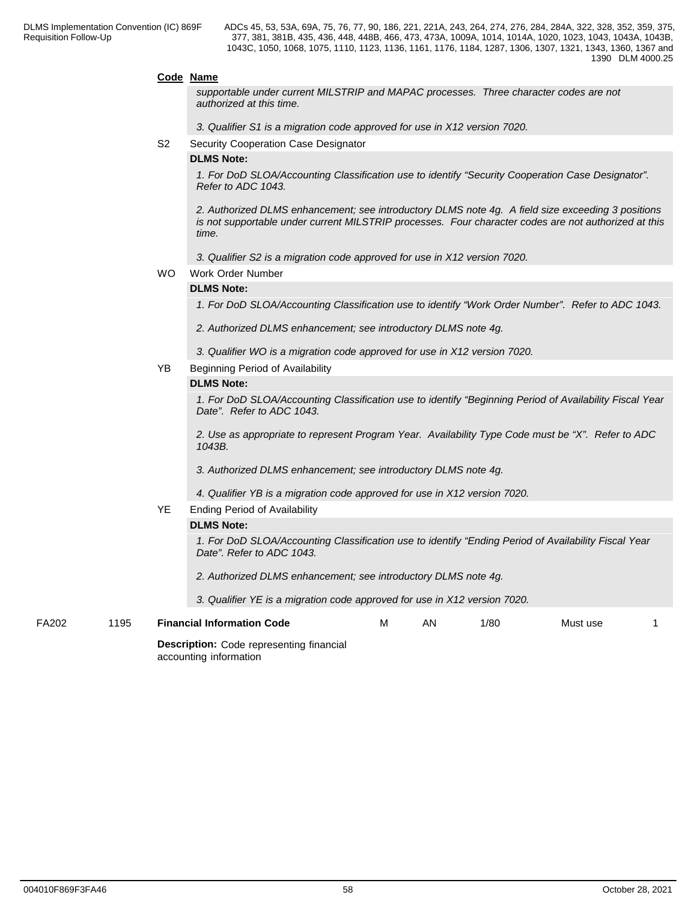**Code** **Name**

*supportable under current MILSTRIP and MAPAC processes. Three character codes are not authorized at this time.*

*3. Qualifier S1 is a migration code approved for use in X12 version 7020.*

S2 Security Cooperation Case Designator

**DLMS Note:**

*1. For DoD SLOA/Accounting Classification use to identify “Security Cooperation Case Designator”. Refer to ADC 1043.*

*2. Authorized DLMS enhancement; see introductory DLMS note 4g. A field size exceeding 3 positions is not supportable under current MILSTRIP processes. Four character codes are not authorized at this time.*

*3. Qualifier S2 is a migration code approved for use in X12 version 7020.*

WO Work Order Number

**DLMS Note:**

*1. For DoD SLOA/Accounting Classification use to identify “Work Order Number”. Refer to ADC 1043.*

*2. Authorized DLMS enhancement; see introductory DLMS note 4g.*

*3. Qualifier WO is a migration code approved for use in X12 version 7020.*

YB Beginning Period of Availability

**DLMS Note:**

*1. For DoD SLOA/Accounting Classification use to identify “Beginning Period of Availability Fiscal Year Date”. Refer to ADC 1043.*

*2. Use as appropriate to represent Program Year. Availability Type Code must be “X”. Refer to ADC 1043B.*

*3. Authorized DLMS enhancement; see introductory DLMS note 4g.*

*4. Qualifier YB is a migration code approved for use in X12 version 7020.*

YE Ending Period of Availability

**DLMS Note:**

*1. For DoD SLOA/Accounting Classification use to identify “Ending Period of Availability Fiscal Year Date”. Refer to ADC 1043.*

*2. Authorized DLMS enhancement; see introductory DLMS note 4g.*

*3. Qualifier YE is a migration code approved for use in X12 version 7020.*

| | | | | | | | |
|---|---|---|---|---|---|---|---|
| FA202 | 1195 | **Financial Information Code** | M | AN | 1/80 | Must use | 1 |

**Description:** Code representing financial accounting information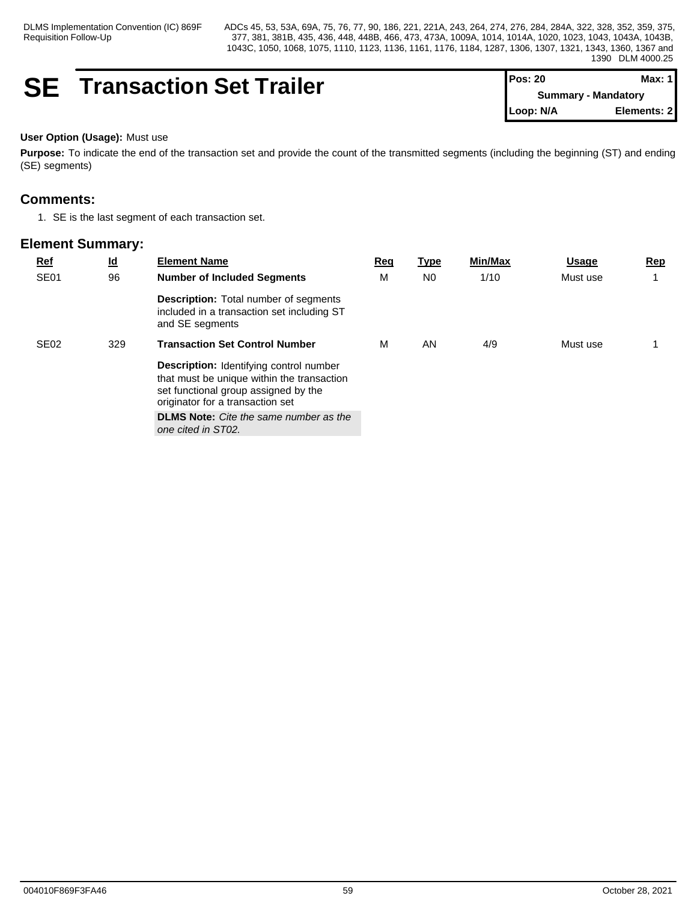# SE Transaction Set Trailer

| Pos: 20 | Max: 1 |
|---|---|
| Summary - Mandatory | |
| Loop: N/A | Elements: 2 |

**User Option (Usage):** Must use

**Purpose:** To indicate the end of the transaction set and provide the count of the transmitted segments (including the beginning (ST) and ending (SE) segments)

## Comments:

1. SE is the last segment of each transaction set.

## Element Summary:

| Ref | Id | Element Name | Req | Type | Min/Max | Usage | Rep |
|---|---|---|---|---|---|---|---|
| SE01 | 96 | **Number of Included Segments**<br><br>**Description:** Total number of segments included in a transaction set including ST and SE segments | M | N0 | 1/10 | Must use | 1 |
| SE02 | 329 | **Transaction Set Control Number**<br><br>**Description:** Identifying control number that must be unique within the transaction set functional group assigned by the originator for a transaction set<br><br>**DLMS Note:** *Cite the same number as the one cited in ST02.* | M | AN | 4/9 | Must use | 1 |